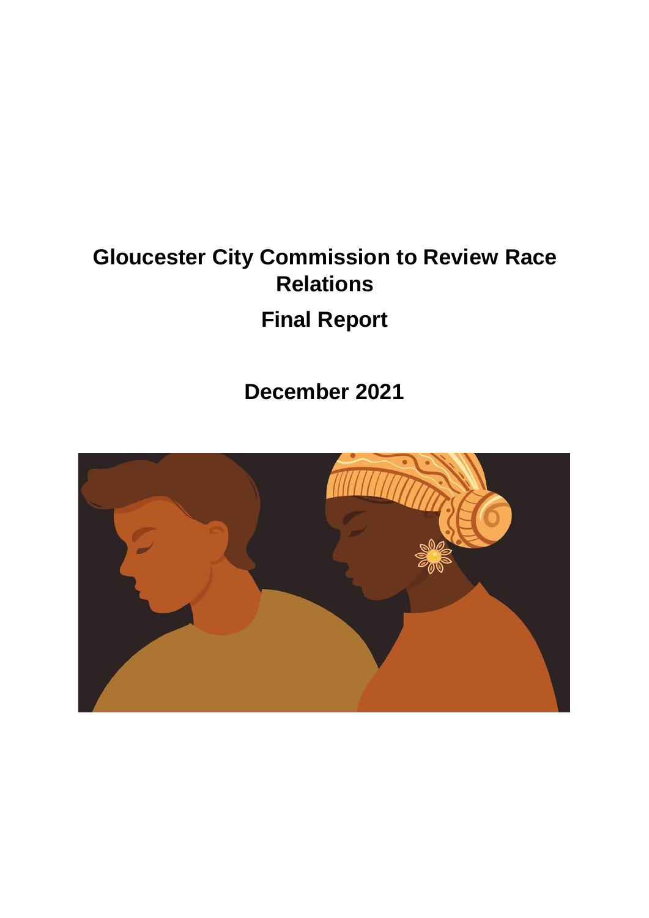# Gloucester City Commission to Review Race Relations

## Final Report

## December 2021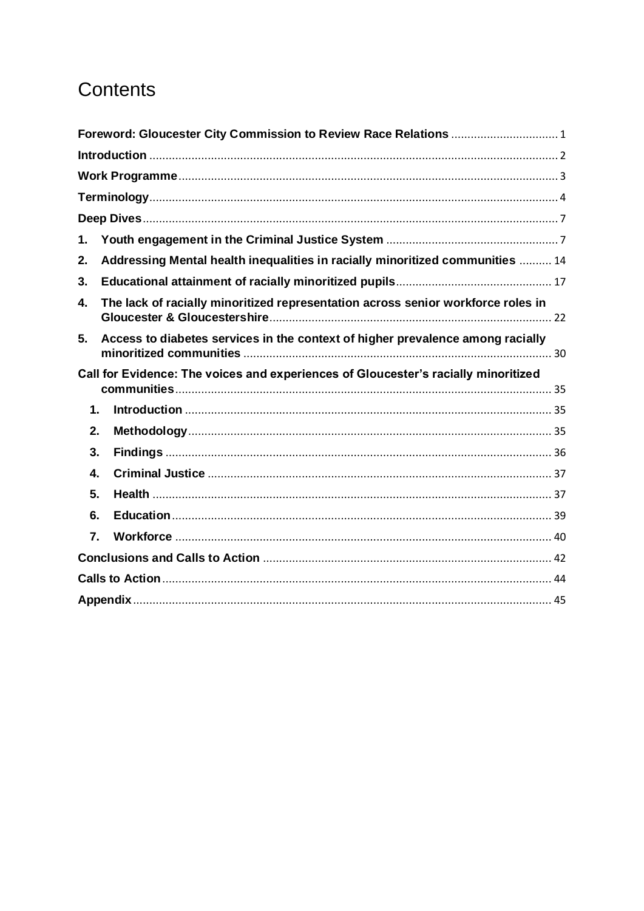# Contents

**Foreword: Gloucester City Commission to Review Race Relations** ................................ 1

**Introduction** ............................................................................................................ 2

**Work Programme** ................................................................................................... 3

**Terminology** ............................................................................................................ 4

**Deep Dives** .............................................................................................................. 7

1. **Youth engagement in the Criminal Justice System** .................................................... 7
2. **Addressing Mental health inequalities in racially minoritized communities** .......... 14
3. **Educational attainment of racially minoritized pupils** ............................................... 17
4. **The lack of racially minoritized representation across senior workforce roles in Gloucester & Gloucestershire** ...................................................................................... 22
5. **Access to diabetes services in the context of higher prevalence among racially minoritized communities** .............................................................................................. 30

**Call for Evidence: The voices and experiences of Gloucester's racially minoritized communities** ................................................................................................................... 35

1. **Introduction** ................................................................................................ 35
2. **Methodology** ............................................................................................... 35
3. **Findings** ...................................................................................................... 36
4. **Criminal Justice** ......................................................................................... 37
5. **Health** .......................................................................................................... 37
6. **Education** .................................................................................................... 39
7. **Workforce** ................................................................................................... 40

**Conclusions and Calls to Action** ........................................................................ 42

**Calls to Action** ....................................................................................................... 44

**Appendix** ................................................................................................................ 45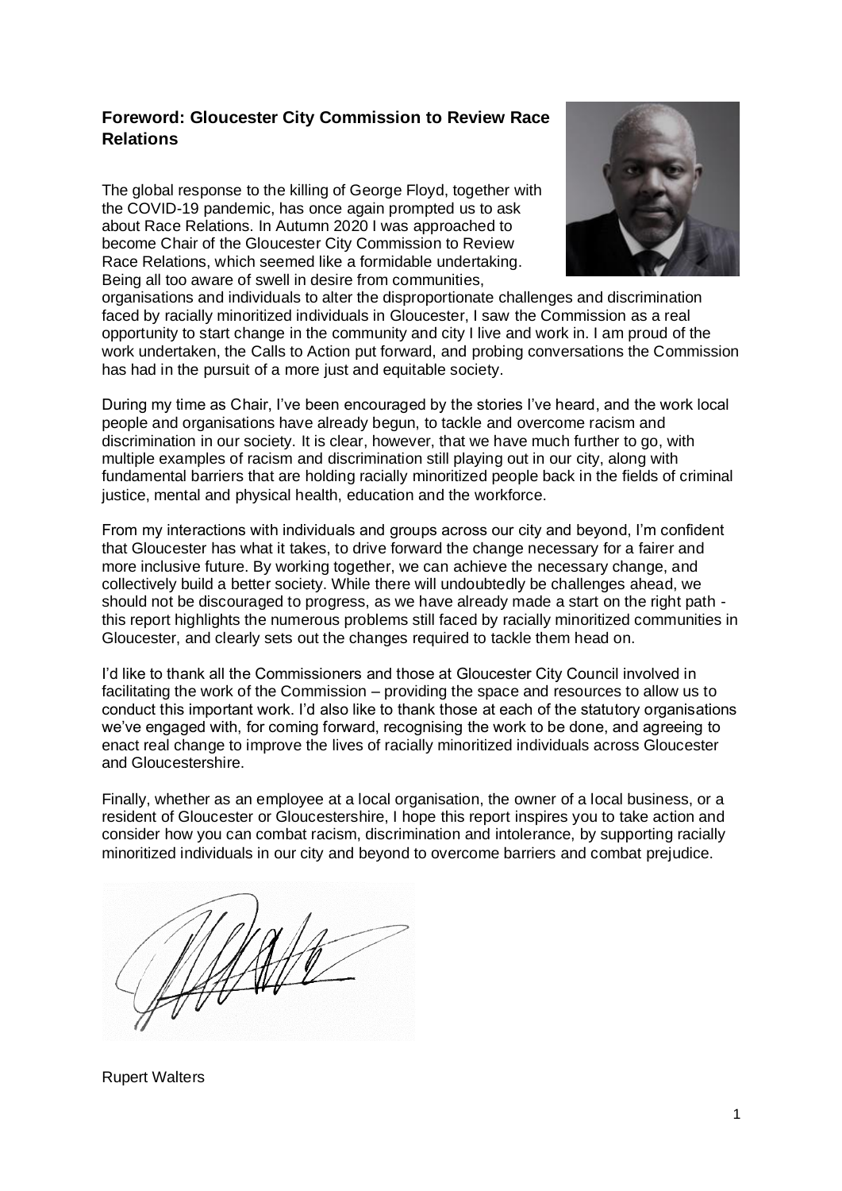## Foreword: Gloucester City Commission to Review Race Relations

The global response to the killing of George Floyd, together with the COVID-19 pandemic, has once again prompted us to ask about Race Relations. In Autumn 2020 I was approached to become Chair of the Gloucester City Commission to Review Race Relations, which seemed like a formidable undertaking. Being all too aware of swell in desire from communities, organisations and individuals to alter the disproportionate challenges and discrimination faced by racially minoritized individuals in Gloucester, I saw the Commission as a real opportunity to start change in the community and city I live and work in. I am proud of the work undertaken, the Calls to Action put forward, and probing conversations the Commission has had in the pursuit of a more just and equitable society.

During my time as Chair, I've been encouraged by the stories I've heard, and the work local people and organisations have already begun, to tackle and overcome racism and discrimination in our society. It is clear, however, that we have much further to go, with multiple examples of racism and discrimination still playing out in our city, along with fundamental barriers that are holding racially minoritized people back in the fields of criminal justice, mental and physical health, education and the workforce.

From my interactions with individuals and groups across our city and beyond, I'm confident that Gloucester has what it takes, to drive forward the change necessary for a fairer and more inclusive future. By working together, we can achieve the necessary change, and collectively build a better society. While there will undoubtedly be challenges ahead, we should not be discouraged to progress, as we have already made a start on the right path - this report highlights the numerous problems still faced by racially minoritized communities in Gloucester, and clearly sets out the changes required to tackle them head on.

I'd like to thank all the Commissioners and those at Gloucester City Council involved in facilitating the work of the Commission – providing the space and resources to allow us to conduct this important work. I'd also like to thank those at each of the statutory organisations we've engaged with, for coming forward, recognising the work to be done, and agreeing to enact real change to improve the lives of racially minoritized individuals across Gloucester and Gloucestershire.

Finally, whether as an employee at a local organisation, the owner of a local business, or a resident of Gloucester or Gloucestershire, I hope this report inspires you to take action and consider how you can combat racism, discrimination and intolerance, by supporting racially minoritized individuals in our city and beyond to overcome barriers and combat prejudice.

Rupert Walters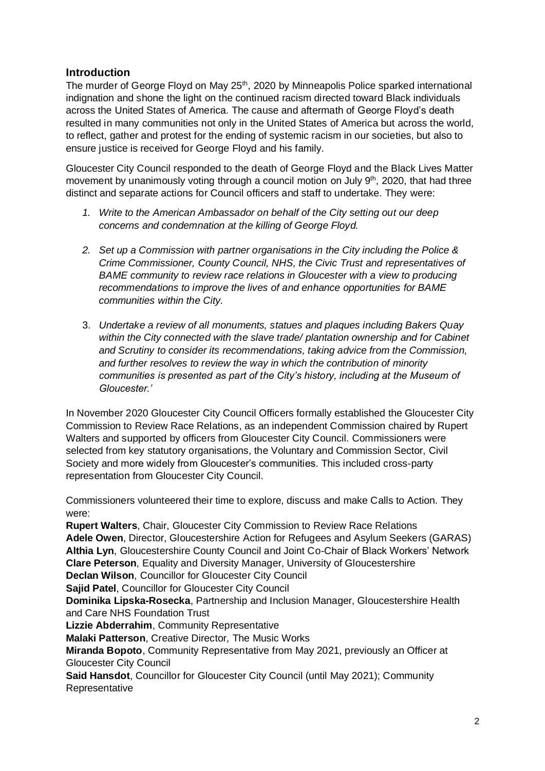## Introduction

The murder of George Floyd on May 25th, 2020 by Minneapolis Police sparked international indignation and shone the light on the continued racism directed toward Black individuals across the United States of America. The cause and aftermath of George Floyd's death resulted in many communities not only in the United States of America but across the world, to reflect, gather and protest for the ending of systemic racism in our societies, but also to ensure justice is received for George Floyd and his family.

Gloucester City Council responded to the death of George Floyd and the Black Lives Matter movement by unanimously voting through a council motion on July 9th, 2020, that had three distinct and separate actions for Council officers and staff to undertake. They were:

1. *Write to the American Ambassador on behalf of the City setting out our deep concerns and condemnation at the killing of George Floyd.*

2. *Set up a Commission with partner organisations in the City including the Police & Crime Commissioner, County Council, NHS, the Civic Trust and representatives of BAME community to review race relations in Gloucester with a view to producing recommendations to improve the lives of and enhance opportunities for BAME communities within the City.*

3. *Undertake a review of all monuments, statues and plaques including Bakers Quay within the City connected with the slave trade/ plantation ownership and for Cabinet and Scrutiny to consider its recommendations, taking advice from the Commission, and further resolves to review the way in which the contribution of minority communities is presented as part of the City's history, including at the Museum of Gloucester.'*

In November 2020 Gloucester City Council Officers formally established the Gloucester City Commission to Review Race Relations, as an independent Commission chaired by Rupert Walters and supported by officers from Gloucester City Council. Commissioners were selected from key statutory organisations, the Voluntary and Commission Sector, Civil Society and more widely from Gloucester's communities. This included cross-party representation from Gloucester City Council.

Commissioners volunteered their time to explore, discuss and make Calls to Action. They were:

**Rupert Walters**, Chair, Gloucester City Commission to Review Race Relations
**Adele Owen**, Director, Gloucestershire Action for Refugees and Asylum Seekers (GARAS)
**Althia Lyn**, Gloucestershire County Council and Joint Co-Chair of Black Workers' Network
**Clare Peterson**, Equality and Diversity Manager, University of Gloucestershire
**Declan Wilson**, Councillor for Gloucester City Council
**Sajid Patel**, Councillor for Gloucester City Council
**Dominika Lipska-Rosecka**, Partnership and Inclusion Manager, Gloucestershire Health and Care NHS Foundation Trust
**Lizzie Abderrahim**, Community Representative
**Malaki Patterson**, Creative Director, The Music Works
**Miranda Bopoto**, Community Representative from May 2021, previously an Officer at Gloucester City Council
**Said Hansdot**, Councillor for Gloucester City Council (until May 2021); Community Representative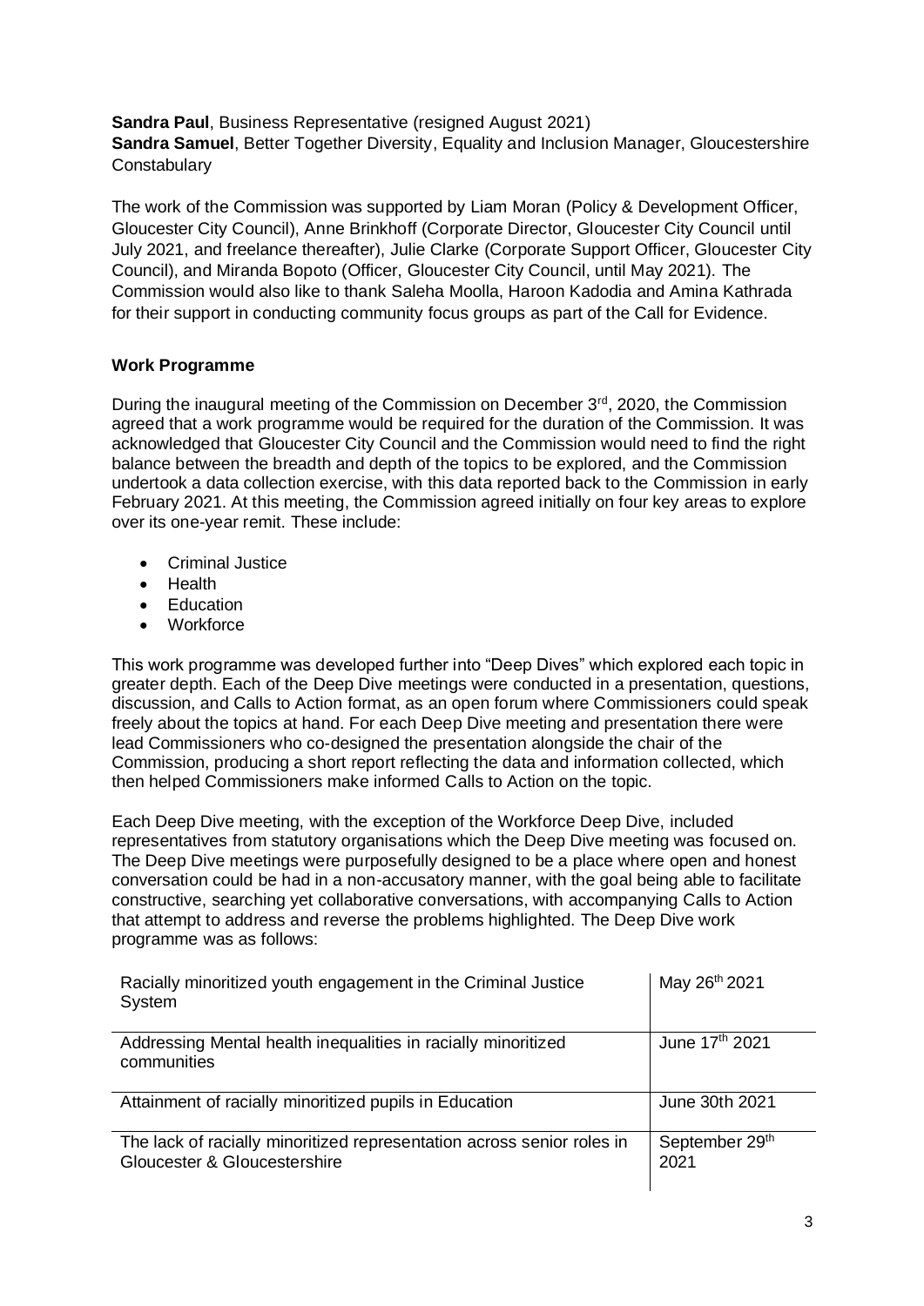**Sandra Paul**, Business Representative (resigned August 2021)
**Sandra Samuel**, Better Together Diversity, Equality and Inclusion Manager, Gloucestershire Constabulary

The work of the Commission was supported by Liam Moran (Policy & Development Officer, Gloucester City Council), Anne Brinkhoff (Corporate Director, Gloucester City Council until July 2021, and freelance thereafter), Julie Clarke (Corporate Support Officer, Gloucester City Council), and Miranda Bopoto (Officer, Gloucester City Council, until May 2021). The Commission would also like to thank Saleha Moolla, Haroon Kadodia and Amina Kathrada for their support in conducting community focus groups as part of the Call for Evidence.

**Work Programme**

During the inaugural meeting of the Commission on December 3rd, 2020, the Commission agreed that a work programme would be required for the duration of the Commission. It was acknowledged that Gloucester City Council and the Commission would need to find the right balance between the breadth and depth of the topics to be explored, and the Commission undertook a data collection exercise, with this data reported back to the Commission in early February 2021. At this meeting, the Commission agreed initially on four key areas to explore over its one-year remit. These include:

- Criminal Justice
- Health
- Education
- Workforce

This work programme was developed further into "Deep Dives" which explored each topic in greater depth. Each of the Deep Dive meetings were conducted in a presentation, questions, discussion, and Calls to Action format, as an open forum where Commissioners could speak freely about the topics at hand. For each Deep Dive meeting and presentation there were lead Commissioners who co-designed the presentation alongside the chair of the Commission, producing a short report reflecting the data and information collected, which then helped Commissioners make informed Calls to Action on the topic.

Each Deep Dive meeting, with the exception of the Workforce Deep Dive, included representatives from statutory organisations which the Deep Dive meeting was focused on. The Deep Dive meetings were purposefully designed to be a place where open and honest conversation could be had in a non-accusatory manner, with the goal being able to facilitate constructive, searching yet collaborative conversations, with accompanying Calls to Action that attempt to address and reverse the problems highlighted. The Deep Dive work programme was as follows:

| Topic | Date |
|---|---|
| Racially minoritized youth engagement in the Criminal Justice System | May 26th 2021 |
| Addressing Mental health inequalities in racially minoritized communities | June 17th 2021 |
| Attainment of racially minoritized pupils in Education | June 30th 2021 |
| The lack of racially minoritized representation across senior roles in Gloucester & Gloucestershire | September 29th 2021 |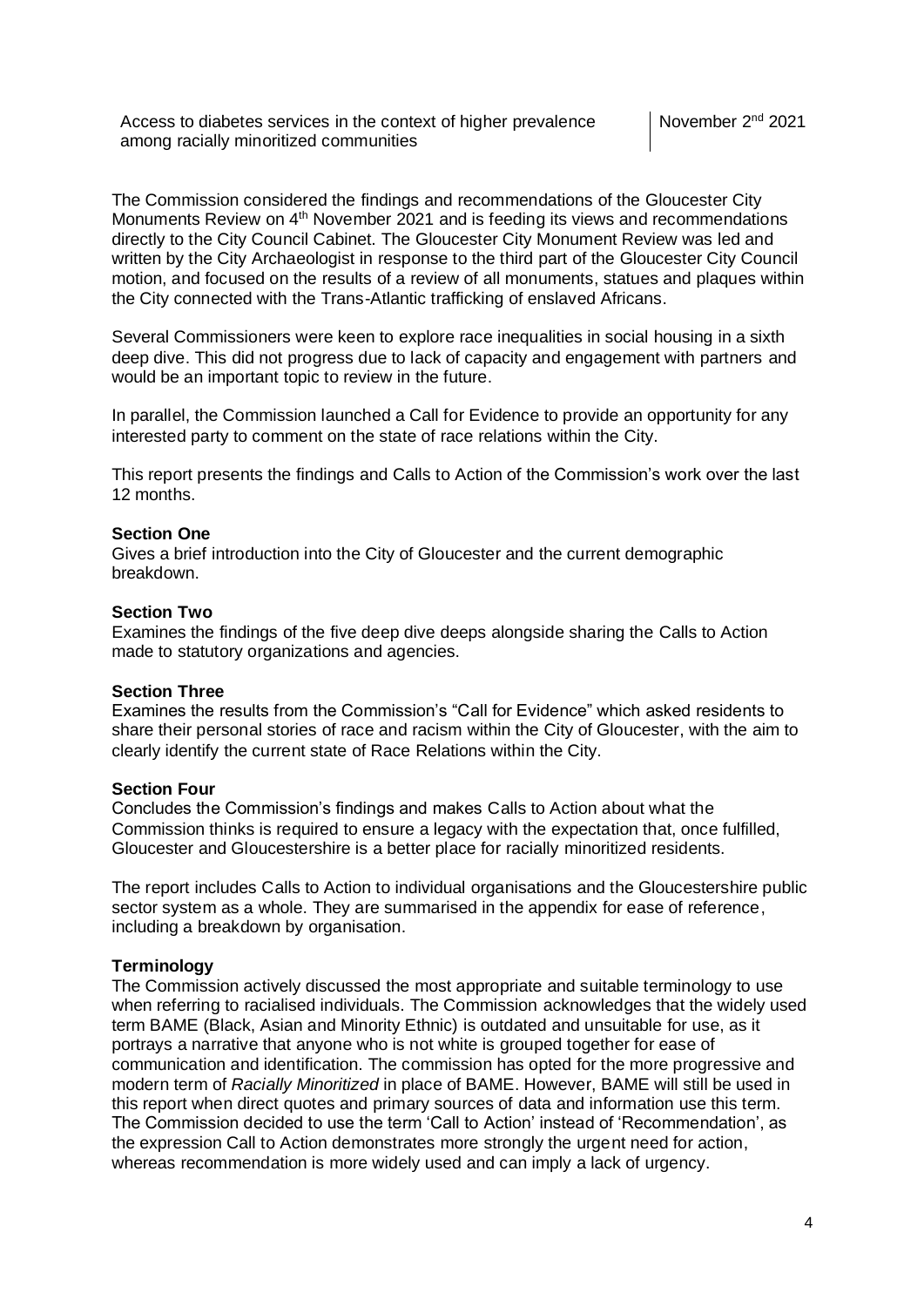| Access to diabetes services in the context of higher prevalence among racially minoritized communities | November 2nd 2021 |
|---|---|

The Commission considered the findings and recommendations of the Gloucester City Monuments Review on 4th November 2021 and is feeding its views and recommendations directly to the City Council Cabinet. The Gloucester City Monument Review was led and written by the City Archaeologist in response to the third part of the Gloucester City Council motion, and focused on the results of a review of all monuments, statues and plaques within the City connected with the Trans-Atlantic trafficking of enslaved Africans.

Several Commissioners were keen to explore race inequalities in social housing in a sixth deep dive. This did not progress due to lack of capacity and engagement with partners and would be an important topic to review in the future.

In parallel, the Commission launched a Call for Evidence to provide an opportunity for any interested party to comment on the state of race relations within the City.

This report presents the findings and Calls to Action of the Commission's work over the last 12 months.

**Section One**
Gives a brief introduction into the City of Gloucester and the current demographic breakdown.

**Section Two**
Examines the findings of the five deep dive deeps alongside sharing the Calls to Action made to statutory organizations and agencies.

**Section Three**
Examines the results from the Commission's "Call for Evidence" which asked residents to share their personal stories of race and racism within the City of Gloucester, with the aim to clearly identify the current state of Race Relations within the City.

**Section Four**
Concludes the Commission's findings and makes Calls to Action about what the Commission thinks is required to ensure a legacy with the expectation that, once fulfilled, Gloucester and Gloucestershire is a better place for racially minoritized residents.

The report includes Calls to Action to individual organisations and the Gloucestershire public sector system as a whole. They are summarised in the appendix for ease of reference, including a breakdown by organisation.

**Terminology**
The Commission actively discussed the most appropriate and suitable terminology to use when referring to racialised individuals. The Commission acknowledges that the widely used term BAME (Black, Asian and Minority Ethnic) is outdated and unsuitable for use, as it portrays a narrative that anyone who is not white is grouped together for ease of communication and identification. The commission has opted for the more progressive and modern term of *Racially Minoritized* in place of BAME. However, BAME will still be used in this report when direct quotes and primary sources of data and information use this term. The Commission decided to use the term 'Call to Action' instead of 'Recommendation', as the expression Call to Action demonstrates more strongly the urgent need for action, whereas recommendation is more widely used and can imply a lack of urgency.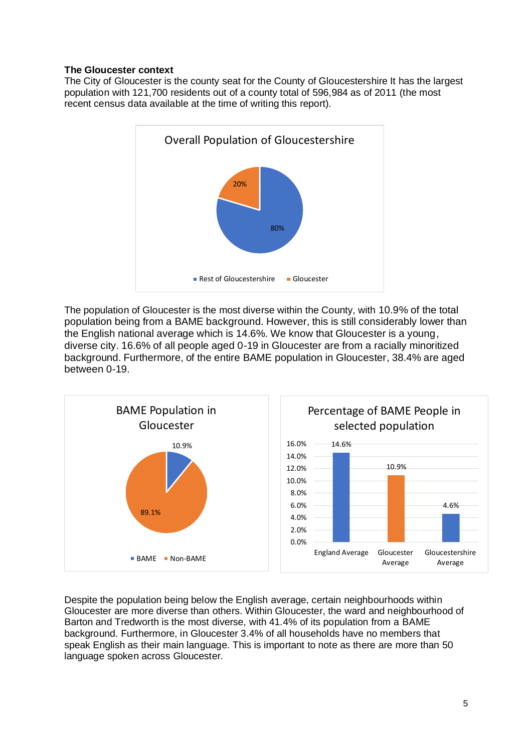**The Gloucester context**

The City of Gloucester is the county seat for the County of Gloucestershire It has the largest population with 121,700 residents out of a county total of 596,984 as of 2011 (the most recent census data available at the time of writing this report).

Overall Population of Gloucestershire

| | Percentage |
|---|---|
| Rest of Gloucestershire | 80% |
| Gloucester | 20% |

The population of Gloucester is the most diverse within the County, with 10.9% of the total population being from a BAME background. However, this is still considerably lower than the English national average which is 14.6%. We know that Gloucester is a young, diverse city. 16.6% of all people aged 0-19 in Gloucester are from a racially minoritized background. Furthermore, of the entire BAME population in Gloucester, 38.4% are aged between 0-19.

BAME Population in Gloucester

| | Percentage |
|---|---|
| BAME | 10.9% |
| Non-BAME | 89.1% |

Percentage of BAME People in selected population

| | Percentage |
|---|---|
| England Average | 14.6% |
| Gloucester Average | 10.9% |
| Gloucestershire Average | 4.6% |

Despite the population being below the English average, certain neighbourhoods within Gloucester are more diverse than others. Within Gloucester, the ward and neighbourhood of Barton and Tredworth is the most diverse, with 41.4% of its population from a BAME background. Furthermore, in Gloucester 3.4% of all households have no members that speak English as their main language. This is important to note as there are more than 50 language spoken across Gloucester.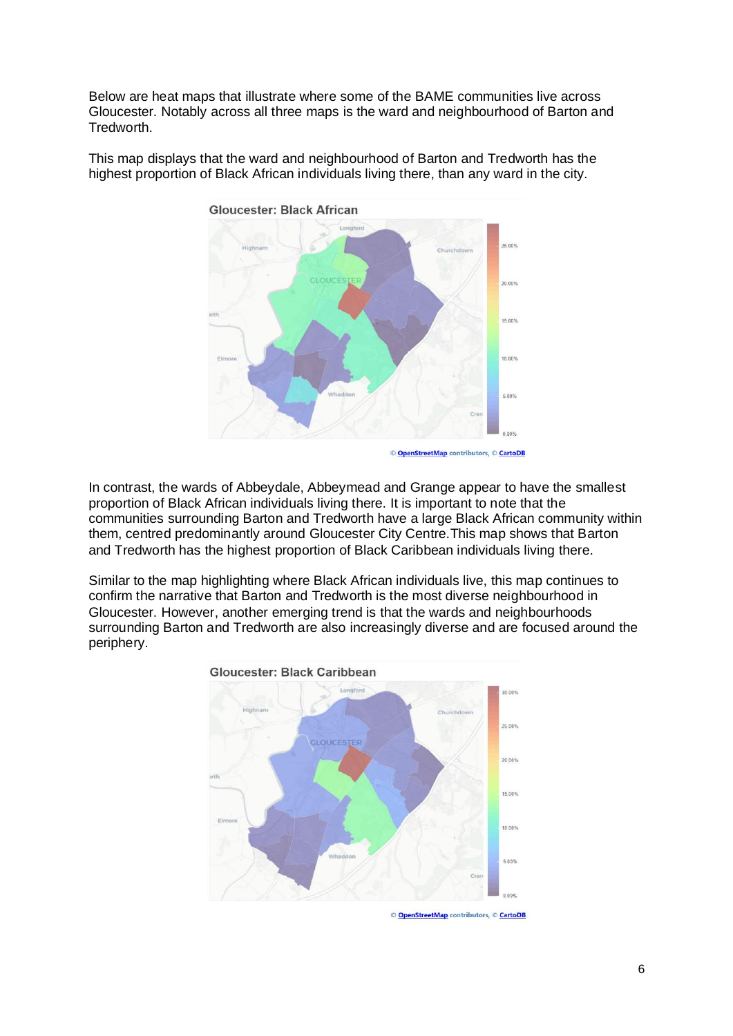Below are heat maps that illustrate where some of the BAME communities live across Gloucester. Notably across all three maps is the ward and neighbourhood of Barton and Tredworth.

This map displays that the ward and neighbourhood of Barton and Tredworth has the highest proportion of Black African individuals living there, than any ward in the city.

In contrast, the wards of Abbeydale, Abbeymead and Grange appear to have the smallest proportion of Black African individuals living there. It is important to note that the communities surrounding Barton and Tredworth have a large Black African community within them, centred predominantly around Gloucester City Centre. This map shows that Barton and Tredworth has the highest proportion of Black Caribbean individuals living there.

Similar to the map highlighting where Black African individuals live, this map continues to confirm the narrative that Barton and Tredworth is the most diverse neighbourhood in Gloucester. However, another emerging trend is that the wards and neighbourhoods surrounding Barton and Tredworth are also increasingly diverse and are focused around the periphery.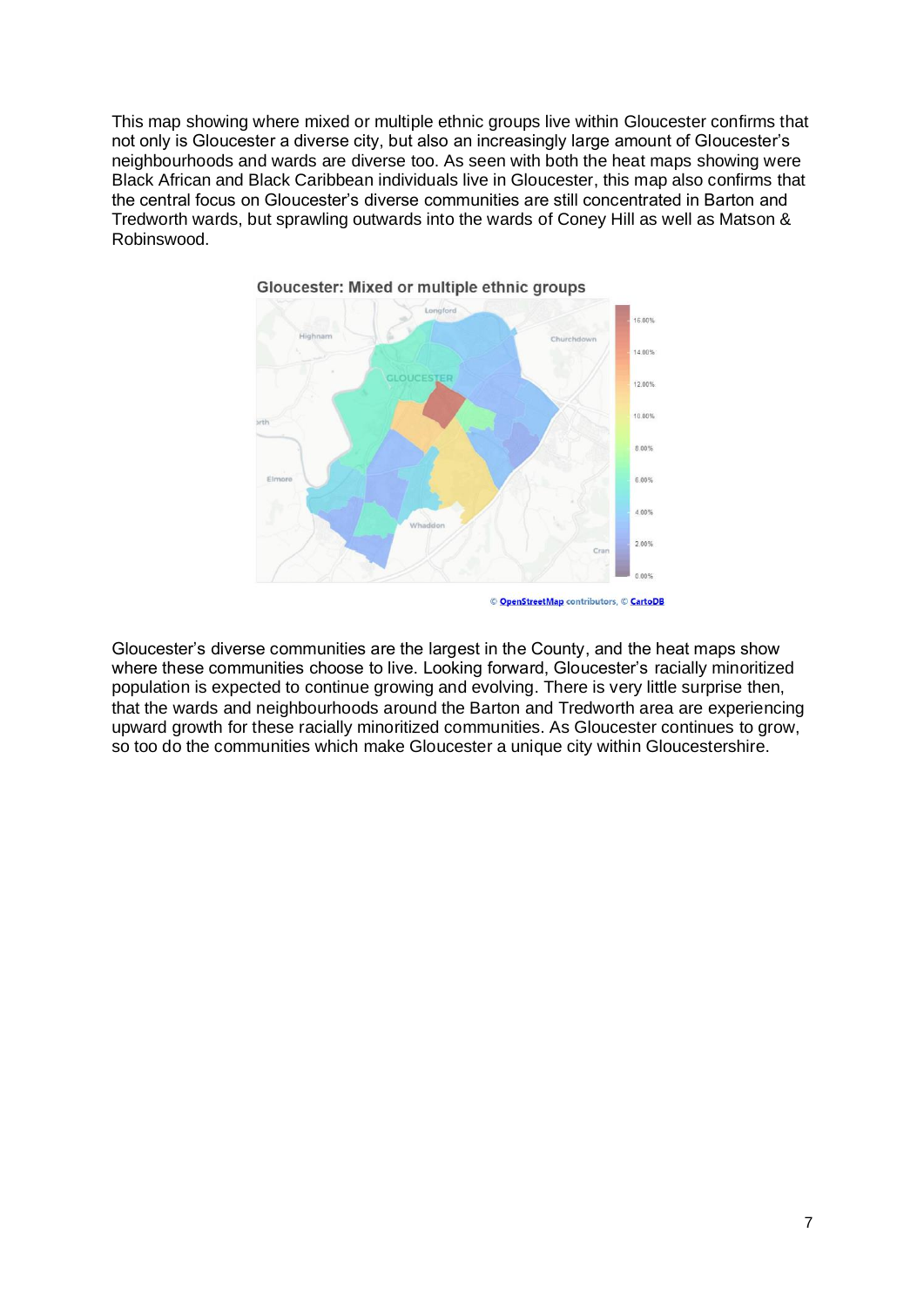This map showing where mixed or multiple ethnic groups live within Gloucester confirms that not only is Gloucester a diverse city, but also an increasingly large amount of Gloucester's neighbourhoods and wards are diverse too. As seen with both the heat maps showing were Black African and Black Caribbean individuals live in Gloucester, this map also confirms that the central focus on Gloucester's diverse communities are still concentrated in Barton and Tredworth wards, but sprawling outwards into the wards of Coney Hill as well as Matson & Robinswood.

Gloucester: Mixed or multiple ethnic groups

© OpenStreetMap contributors, © CartoDB

Gloucester's diverse communities are the largest in the County, and the heat maps show where these communities choose to live. Looking forward, Gloucester's racially minoritized population is expected to continue growing and evolving. There is very little surprise then, that the wards and neighbourhoods around the Barton and Tredworth area are experiencing upward growth for these racially minoritized communities. As Gloucester continues to grow, so too do the communities which make Gloucester a unique city within Gloucestershire.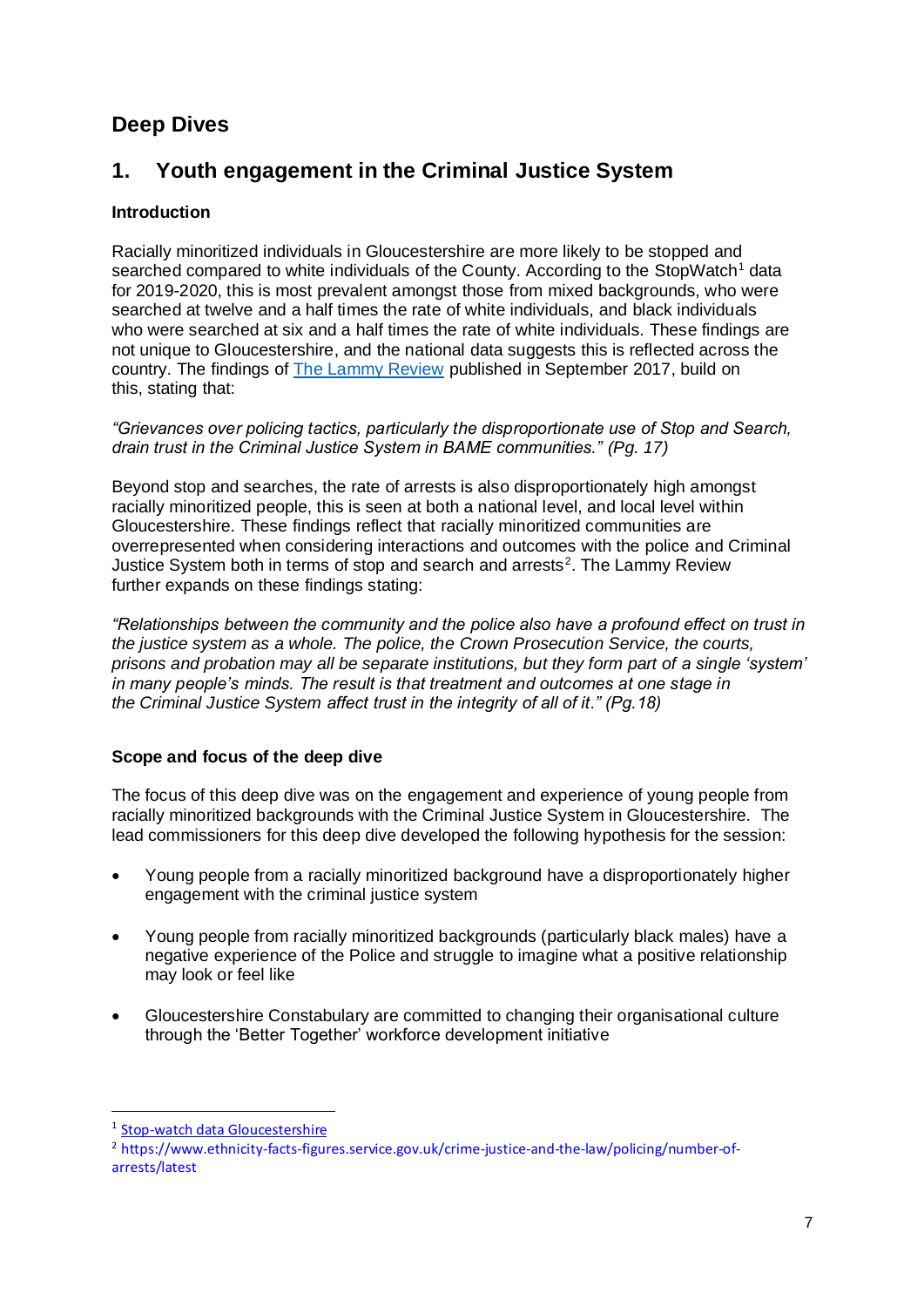# Deep Dives

## 1. Youth engagement in the Criminal Justice System

### Introduction

Racially minoritized individuals in Gloucestershire are more likely to be stopped and searched compared to white individuals of the County. According to the StopWatch[1] data for 2019-2020, this is most prevalent amongst those from mixed backgrounds, who were searched at twelve and a half times the rate of white individuals, and black individuals who were searched at six and a half times the rate of white individuals. These findings are not unique to Gloucestershire, and the national data suggests this is reflected across the country. The findings of [The Lammy Review](The Lammy Review) published in September 2017, build on this, stating that:

*"Grievances over policing tactics, particularly the disproportionate use of Stop and Search, drain trust in the Criminal Justice System in BAME communities." (Pg. 17)*

Beyond stop and searches, the rate of arrests is also disproportionately high amongst racially minoritized people, this is seen at both a national level, and local level within Gloucestershire. These findings reflect that racially minoritized communities are overrepresented when considering interactions and outcomes with the police and Criminal Justice System both in terms of stop and search and arrests[2]. The Lammy Review further expands on these findings stating:

*"Relationships between the community and the police also have a profound effect on trust in the justice system as a whole. The police, the Crown Prosecution Service, the courts, prisons and probation may all be separate institutions, but they form part of a single 'system' in many people's minds. The result is that treatment and outcomes at one stage in the Criminal Justice System affect trust in the integrity of all of it." (Pg.18)*

### Scope and focus of the deep dive

The focus of this deep dive was on the engagement and experience of young people from racially minoritized backgrounds with the Criminal Justice System in Gloucestershire. The lead commissioners for this deep dive developed the following hypothesis for the session:

- Young people from a racially minoritized background have a disproportionately higher engagement with the criminal justice system
- Young people from racially minoritized backgrounds (particularly black males) have a negative experience of the Police and struggle to imagine what a positive relationship may look or feel like
- Gloucestershire Constabulary are committed to changing their organisational culture through the 'Better Together' workforce development initiative

---

[1] Stop-watch data Gloucestershire

[2] https://www.ethnicity-facts-figures.service.gov.uk/crime-justice-and-the-law/policing/number-of-arrests/latest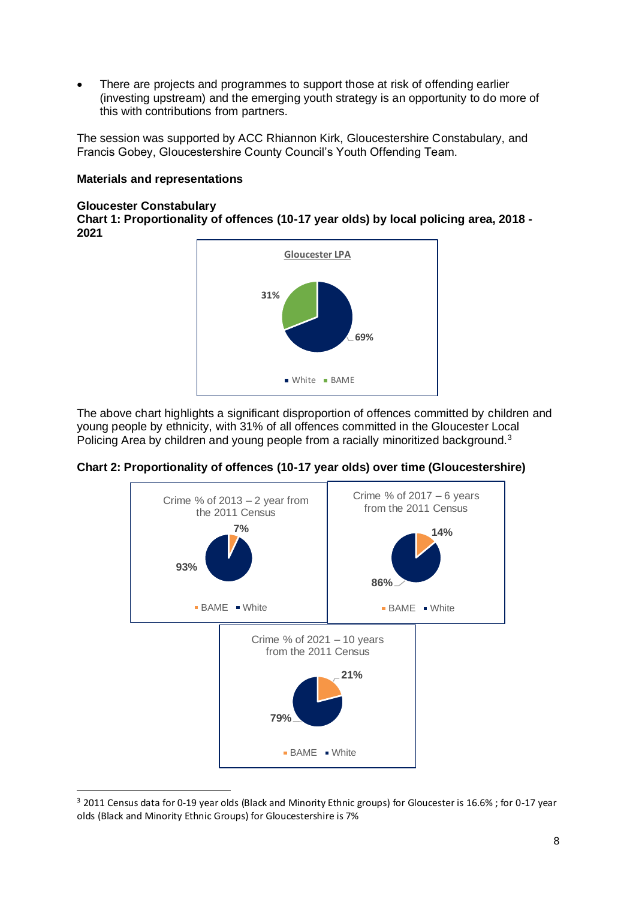- There are projects and programmes to support those at risk of offending earlier (investing upstream) and the emerging youth strategy is an opportunity to do more of this with contributions from partners.

The session was supported by ACC Rhiannon Kirk, Gloucestershire Constabulary, and Francis Gobey, Gloucestershire County Council's Youth Offending Team.

**Materials and representations**

**Gloucester Constabulary**

**Chart 1: Proportionality of offences (10-17 year olds) by local policing area, 2018 - 2021**

Gloucester LPA

31%

69%

White BAME

The above chart highlights a significant disproportion of offences committed by children and young people by ethnicity, with 31% of all offences committed in the Gloucester Local Policing Area by children and young people from a racially minoritized background.[3]

**Chart 2: Proportionality of offences (10-17 year olds) over time (Gloucestershire)**

Crime % of 2013 – 2 year from the 2011 Census

7%

93%

BAME White

Crime % of 2017 – 6 years from the 2011 Census

14%

86%

BAME White

Crime % of 2021 – 10 years from the 2011 Census

21%

79%

BAME White

[3] 2011 Census data for 0-19 year olds (Black and Minority Ethnic groups) for Gloucester is 16.6% ; for 0-17 year olds (Black and Minority Ethnic Groups) for Gloucestershire is 7%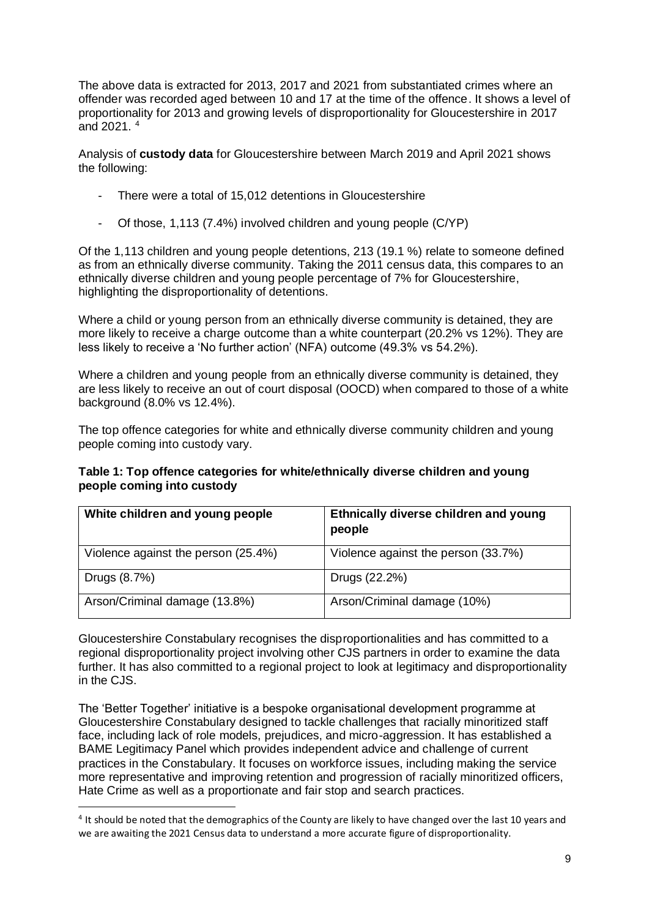The above data is extracted for 2013, 2017 and 2021 from substantiated crimes where an offender was recorded aged between 10 and 17 at the time of the offence. It shows a level of proportionality for 2013 and growing levels of disproportionality for Gloucestershire in 2017 and 2021. [4]

Analysis of **custody data** for Gloucestershire between March 2019 and April 2021 shows the following:

- There were a total of 15,012 detentions in Gloucestershire
- Of those, 1,113 (7.4%) involved children and young people (C/YP)

Of the 1,113 children and young people detentions, 213 (19.1 %) relate to someone defined as from an ethnically diverse community. Taking the 2011 census data, this compares to an ethnically diverse children and young people percentage of 7% for Gloucestershire, highlighting the disproportionality of detentions.

Where a child or young person from an ethnically diverse community is detained, they are more likely to receive a charge outcome than a white counterpart (20.2% vs 12%). They are less likely to receive a 'No further action' (NFA) outcome (49.3% vs 54.2%).

Where a children and young people from an ethnically diverse community is detained, they are less likely to receive an out of court disposal (OOCD) when compared to those of a white background (8.0% vs 12.4%).

The top offence categories for white and ethnically diverse community children and young people coming into custody vary.

**Table 1: Top offence categories for white/ethnically diverse children and young people coming into custody**

| White children and young people | Ethnically diverse children and young people |
|---|---|
| Violence against the person (25.4%) | Violence against the person (33.7%) |
| Drugs (8.7%) | Drugs (22.2%) |
| Arson/Criminal damage (13.8%) | Arson/Criminal damage (10%) |

Gloucestershire Constabulary recognises the disproportionalities and has committed to a regional disproportionality project involving other CJS partners in order to examine the data further. It has also committed to a regional project to look at legitimacy and disproportionality in the CJS.

The 'Better Together' initiative is a bespoke organisational development programme at Gloucestershire Constabulary designed to tackle challenges that racially minoritized staff face, including lack of role models, prejudices, and micro-aggression. It has established a BAME Legitimacy Panel which provides independent advice and challenge of current practices in the Constabulary. It focuses on workforce issues, including making the service more representative and improving retention and progression of racially minoritized officers, Hate Crime as well as a proportionate and fair stop and search practices.

[4] It should be noted that the demographics of the County are likely to have changed over the last 10 years and we are awaiting the 2021 Census data to understand a more accurate figure of disproportionality.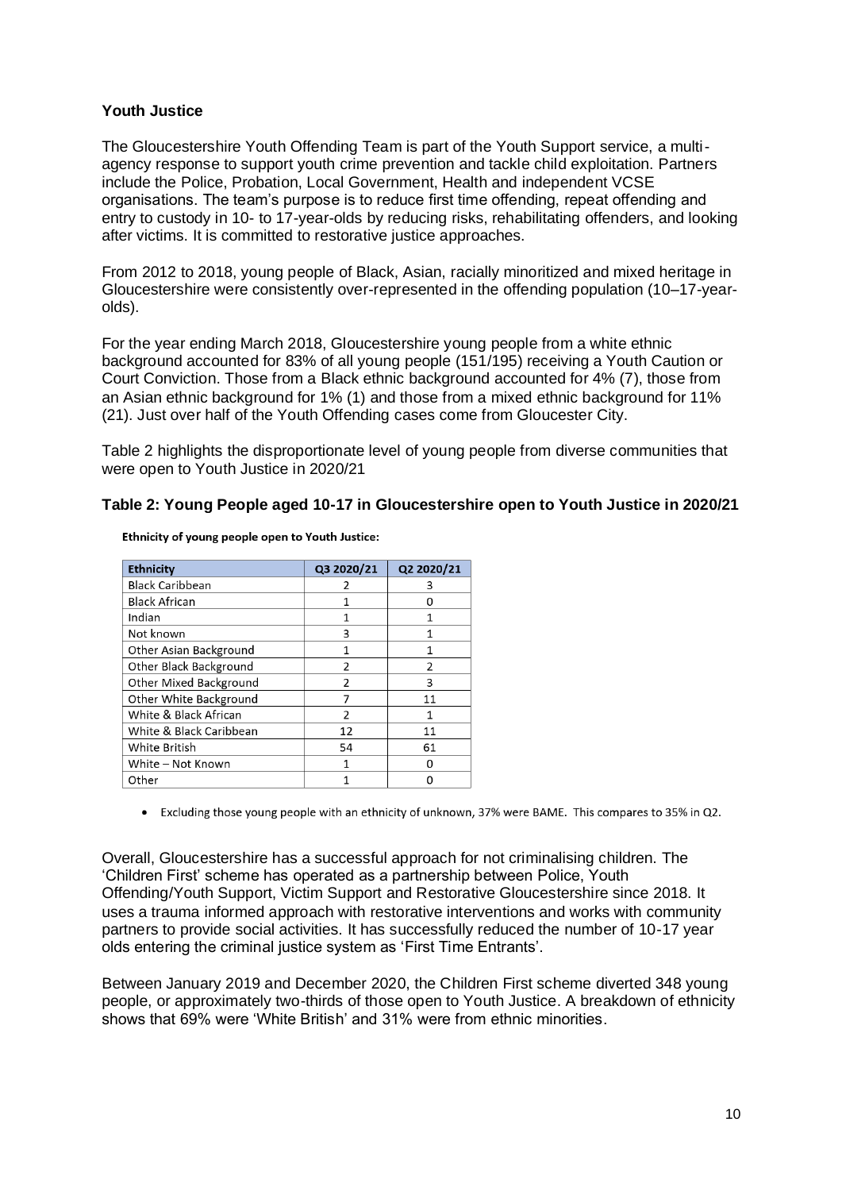**Youth Justice**

The Gloucestershire Youth Offending Team is part of the Youth Support service, a multi-agency response to support youth crime prevention and tackle child exploitation. Partners include the Police, Probation, Local Government, Health and independent VCSE organisations. The team's purpose is to reduce first time offending, repeat offending and entry to custody in 10- to 17-year-olds by reducing risks, rehabilitating offenders, and looking after victims. It is committed to restorative justice approaches.

From 2012 to 2018, young people of Black, Asian, racially minoritized and mixed heritage in Gloucestershire were consistently over-represented in the offending population (10–17-year-olds).

For the year ending March 2018, Gloucestershire young people from a white ethnic background accounted for 83% of all young people (151/195) receiving a Youth Caution or Court Conviction. Those from a Black ethnic background accounted for 4% (7), those from an Asian ethnic background for 1% (1) and those from a mixed ethnic background for 11% (21). Just over half of the Youth Offending cases come from Gloucester City.

Table 2 highlights the disproportionate level of young people from diverse communities that were open to Youth Justice in 2020/21

**Table 2: Young People aged 10-17 in Gloucestershire open to Youth Justice in 2020/21**

**Ethnicity of young people open to Youth Justice:**

| Ethnicity | Q3 2020/21 | Q2 2020/21 |
|---|---|---|
| Black Caribbean | 2 | 3 |
| Black African | 1 | 0 |
| Indian | 1 | 1 |
| Not known | 3 | 1 |
| Other Asian Background | 1 | 1 |
| Other Black Background | 2 | 2 |
| Other Mixed Background | 2 | 3 |
| Other White Background | 7 | 11 |
| White & Black African | 2 | 1 |
| White & Black Caribbean | 12 | 11 |
| White British | 54 | 61 |
| White – Not Known | 1 | 0 |
| Other | 1 | 0 |

- Excluding those young people with an ethnicity of unknown, 37% were BAME. This compares to 35% in Q2.

Overall, Gloucestershire has a successful approach for not criminalising children. The 'Children First' scheme has operated as a partnership between Police, Youth Offending/Youth Support, Victim Support and Restorative Gloucestershire since 2018. It uses a trauma informed approach with restorative interventions and works with community partners to provide social activities. It has successfully reduced the number of 10-17 year olds entering the criminal justice system as 'First Time Entrants'.

Between January 2019 and December 2020, the Children First scheme diverted 348 young people, or approximately two-thirds of those open to Youth Justice. A breakdown of ethnicity shows that 69% were 'White British' and 31% were from ethnic minorities.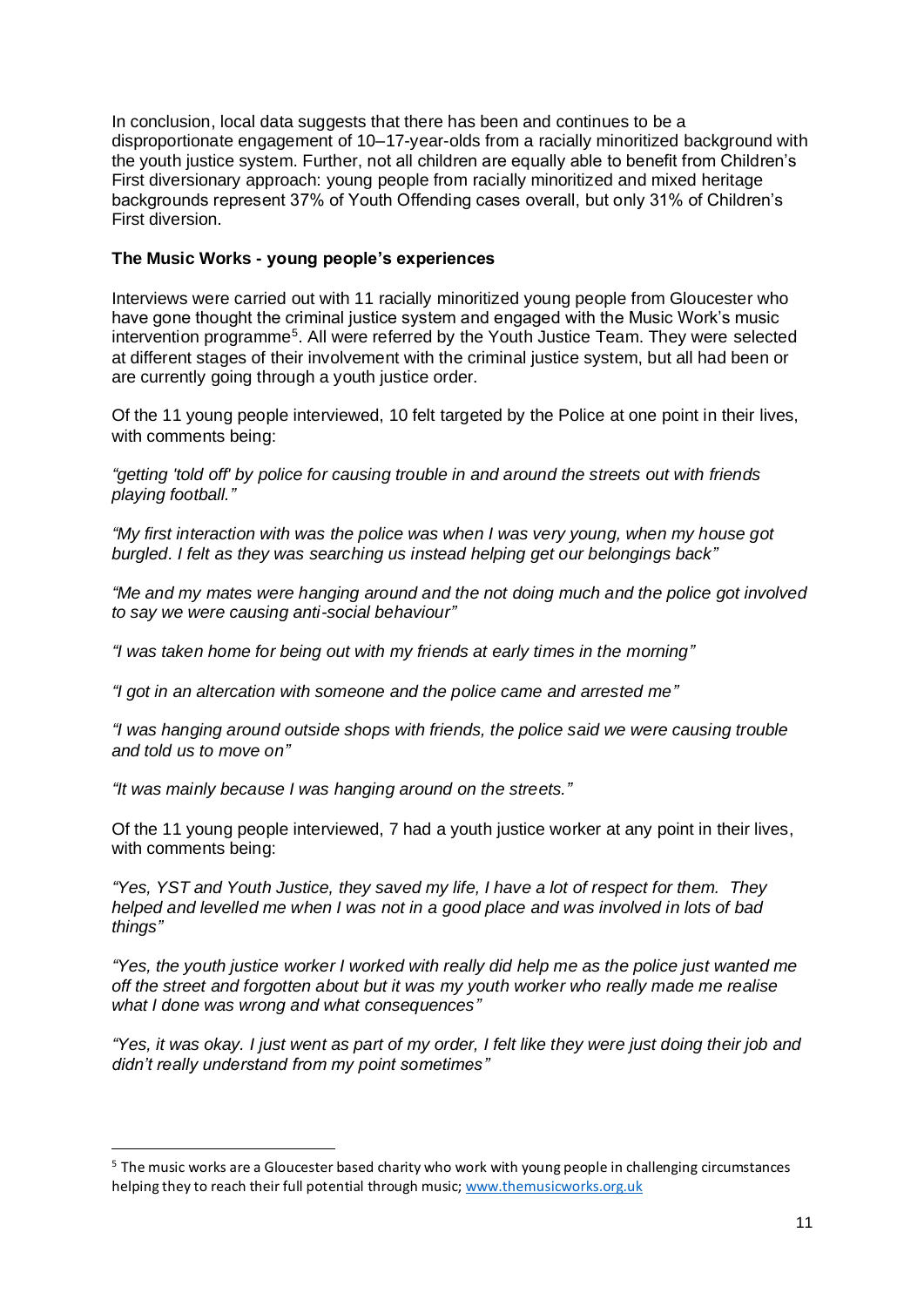In conclusion, local data suggests that there has been and continues to be a disproportionate engagement of 10–17-year-olds from a racially minoritized background with the youth justice system. Further, not all children are equally able to benefit from Children's First diversionary approach: young people from racially minoritized and mixed heritage backgrounds represent 37% of Youth Offending cases overall, but only 31% of Children's First diversion.

**The Music Works - young people's experiences**

Interviews were carried out with 11 racially minoritized young people from Gloucester who have gone thought the criminal justice system and engaged with the Music Work's music intervention programme[5]. All were referred by the Youth Justice Team. They were selected at different stages of their involvement with the criminal justice system, but all had been or are currently going through a youth justice order.

Of the 11 young people interviewed, 10 felt targeted by the Police at one point in their lives, with comments being:

*"getting 'told off' by police for causing trouble in and around the streets out with friends playing football."*

*"My first interaction with was the police was when I was very young, when my house got burgled. I felt as they was searching us instead helping get our belongings back"*

*"Me and my mates were hanging around and the not doing much and the police got involved to say we were causing anti-social behaviour"*

*"I was taken home for being out with my friends at early times in the morning"*

*"I got in an altercation with someone and the police came and arrested me"*

*"I was hanging around outside shops with friends, the police said we were causing trouble and told us to move on"*

*"It was mainly because I was hanging around on the streets."*

Of the 11 young people interviewed, 7 had a youth justice worker at any point in their lives, with comments being:

*"Yes, YST and Youth Justice, they saved my life, I have a lot of respect for them. They helped and levelled me when I was not in a good place and was involved in lots of bad things"*

*"Yes, the youth justice worker I worked with really did help me as the police just wanted me off the street and forgotten about but it was my youth worker who really made me realise what I done was wrong and what consequences"*

*"Yes, it was okay. I just went as part of my order, I felt like they were just doing their job and didn't really understand from my point sometimes"*

[5] The music works are a Gloucester based charity who work with young people in challenging circumstances helping they to reach their full potential through music; www.themusicworks.org.uk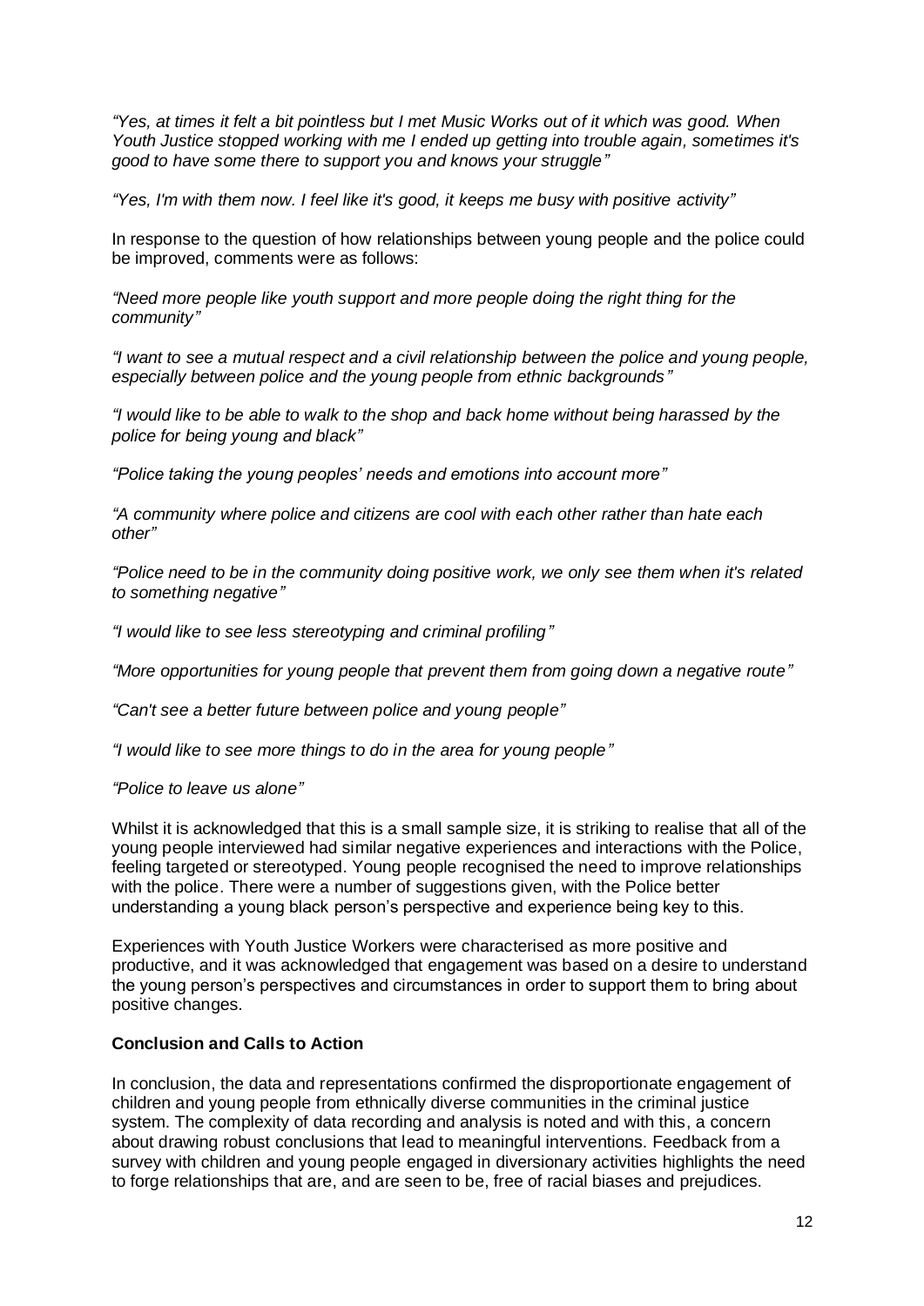*"Yes, at times it felt a bit pointless but I met Music Works out of it which was good. When Youth Justice stopped working with me I ended up getting into trouble again, sometimes it's good to have some there to support you and knows your struggle"*

*"Yes, I'm with them now. I feel like it's good, it keeps me busy with positive activity"*

In response to the question of how relationships between young people and the police could be improved, comments were as follows:

*"Need more people like youth support and more people doing the right thing for the community"*

*"I want to see a mutual respect and a civil relationship between the police and young people, especially between police and the young people from ethnic backgrounds"*

*"I would like to be able to walk to the shop and back home without being harassed by the police for being young and black"*

*"Police taking the young peoples' needs and emotions into account more"*

*"A community where police and citizens are cool with each other rather than hate each other"*

*"Police need to be in the community doing positive work, we only see them when it's related to something negative"*

*"I would like to see less stereotyping and criminal profiling"*

*"More opportunities for young people that prevent them from going down a negative route"*

*"Can't see a better future between police and young people"*

*"I would like to see more things to do in the area for young people"*

*"Police to leave us alone"*

Whilst it is acknowledged that this is a small sample size, it is striking to realise that all of the young people interviewed had similar negative experiences and interactions with the Police, feeling targeted or stereotyped. Young people recognised the need to improve relationships with the police. There were a number of suggestions given, with the Police better understanding a young black person's perspective and experience being key to this.

Experiences with Youth Justice Workers were characterised as more positive and productive, and it was acknowledged that engagement was based on a desire to understand the young person's perspectives and circumstances in order to support them to bring about positive changes.

**Conclusion and Calls to Action**

In conclusion, the data and representations confirmed the disproportionate engagement of children and young people from ethnically diverse communities in the criminal justice system. The complexity of data recording and analysis is noted and with this, a concern about drawing robust conclusions that lead to meaningful interventions. Feedback from a survey with children and young people engaged in diversionary activities highlights the need to forge relationships that are, and are seen to be, free of racial biases and prejudices.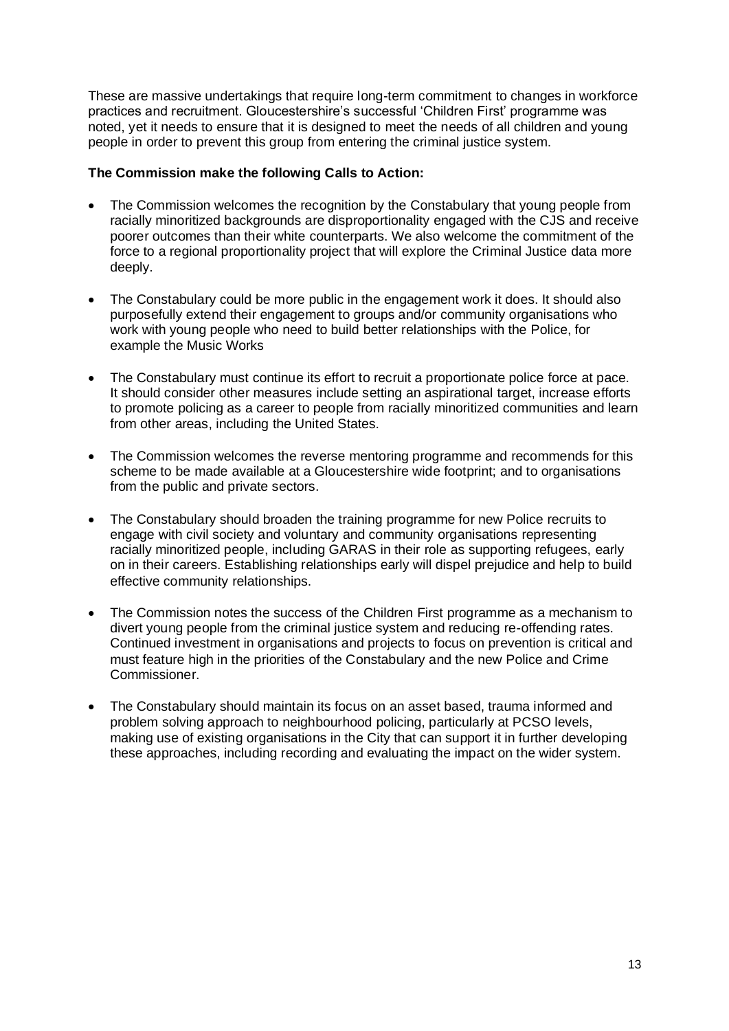These are massive undertakings that require long-term commitment to changes in workforce practices and recruitment. Gloucestershire's successful 'Children First' programme was noted, yet it needs to ensure that it is designed to meet the needs of all children and young people in order to prevent this group from entering the criminal justice system.

**The Commission make the following Calls to Action:**

- The Commission welcomes the recognition by the Constabulary that young people from racially minoritized backgrounds are disproportionality engaged with the CJS and receive poorer outcomes than their white counterparts. We also welcome the commitment of the force to a regional proportionality project that will explore the Criminal Justice data more deeply.

- The Constabulary could be more public in the engagement work it does. It should also purposefully extend their engagement to groups and/or community organisations who work with young people who need to build better relationships with the Police, for example the Music Works

- The Constabulary must continue its effort to recruit a proportionate police force at pace. It should consider other measures include setting an aspirational target, increase efforts to promote policing as a career to people from racially minoritized communities and learn from other areas, including the United States.

- The Commission welcomes the reverse mentoring programme and recommends for this scheme to be made available at a Gloucestershire wide footprint; and to organisations from the public and private sectors.

- The Constabulary should broaden the training programme for new Police recruits to engage with civil society and voluntary and community organisations representing racially minoritized people, including GARAS in their role as supporting refugees, early on in their careers. Establishing relationships early will dispel prejudice and help to build effective community relationships.

- The Commission notes the success of the Children First programme as a mechanism to divert young people from the criminal justice system and reducing re-offending rates. Continued investment in organisations and projects to focus on prevention is critical and must feature high in the priorities of the Constabulary and the new Police and Crime Commissioner.

- The Constabulary should maintain its focus on an asset based, trauma informed and problem solving approach to neighbourhood policing, particularly at PCSO levels, making use of existing organisations in the City that can support it in further developing these approaches, including recording and evaluating the impact on the wider system.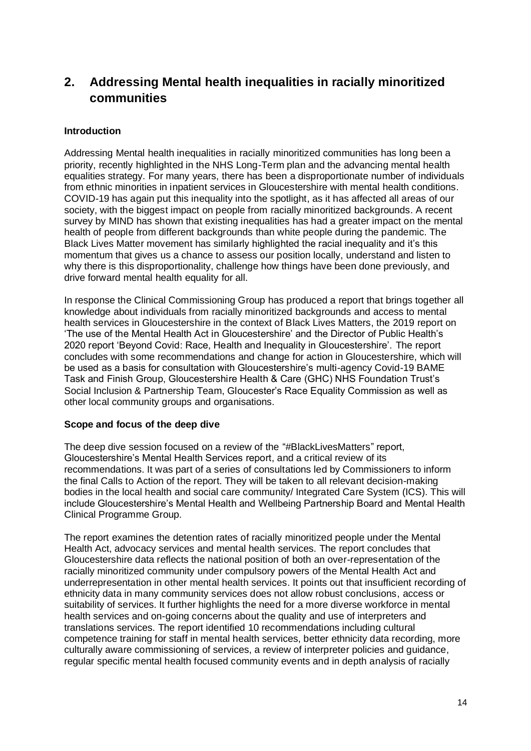## 2. Addressing Mental health inequalities in racially minoritized communities

### Introduction

Addressing Mental health inequalities in racially minoritized communities has long been a priority, recently highlighted in the NHS Long-Term plan and the advancing mental health equalities strategy. For many years, there has been a disproportionate number of individuals from ethnic minorities in inpatient services in Gloucestershire with mental health conditions. COVID-19 has again put this inequality into the spotlight, as it has affected all areas of our society, with the biggest impact on people from racially minoritized backgrounds. A recent survey by MIND has shown that existing inequalities has had a greater impact on the mental health of people from different backgrounds than white people during the pandemic. The Black Lives Matter movement has similarly highlighted the racial inequality and it's this momentum that gives us a chance to assess our position locally, understand and listen to why there is this disproportionality, challenge how things have been done previously, and drive forward mental health equality for all.

In response the Clinical Commissioning Group has produced a report that brings together all knowledge about individuals from racially minoritized backgrounds and access to mental health services in Gloucestershire in the context of Black Lives Matters, the 2019 report on 'The use of the Mental Health Act in Gloucestershire' and the Director of Public Health's 2020 report 'Beyond Covid: Race, Health and Inequality in Gloucestershire'. The report concludes with some recommendations and change for action in Gloucestershire, which will be used as a basis for consultation with Gloucestershire's multi-agency Covid-19 BAME Task and Finish Group, Gloucestershire Health & Care (GHC) NHS Foundation Trust's Social Inclusion & Partnership Team, Gloucester's Race Equality Commission as well as other local community groups and organisations.

### Scope and focus of the deep dive

The deep dive session focused on a review of the "#BlackLivesMatters" report, Gloucestershire's Mental Health Services report, and a critical review of its recommendations. It was part of a series of consultations led by Commissioners to inform the final Calls to Action of the report. They will be taken to all relevant decision-making bodies in the local health and social care community/ Integrated Care System (ICS). This will include Gloucestershire's Mental Health and Wellbeing Partnership Board and Mental Health Clinical Programme Group.

The report examines the detention rates of racially minoritized people under the Mental Health Act, advocacy services and mental health services. The report concludes that Gloucestershire data reflects the national position of both an over-representation of the racially minoritized community under compulsory powers of the Mental Health Act and underrepresentation in other mental health services. It points out that insufficient recording of ethnicity data in many community services does not allow robust conclusions, access or suitability of services. It further highlights the need for a more diverse workforce in mental health services and on-going concerns about the quality and use of interpreters and translations services. The report identified 10 recommendations including cultural competence training for staff in mental health services, better ethnicity data recording, more culturally aware commissioning of services, a review of interpreter policies and guidance, regular specific mental health focused community events and in depth analysis of racially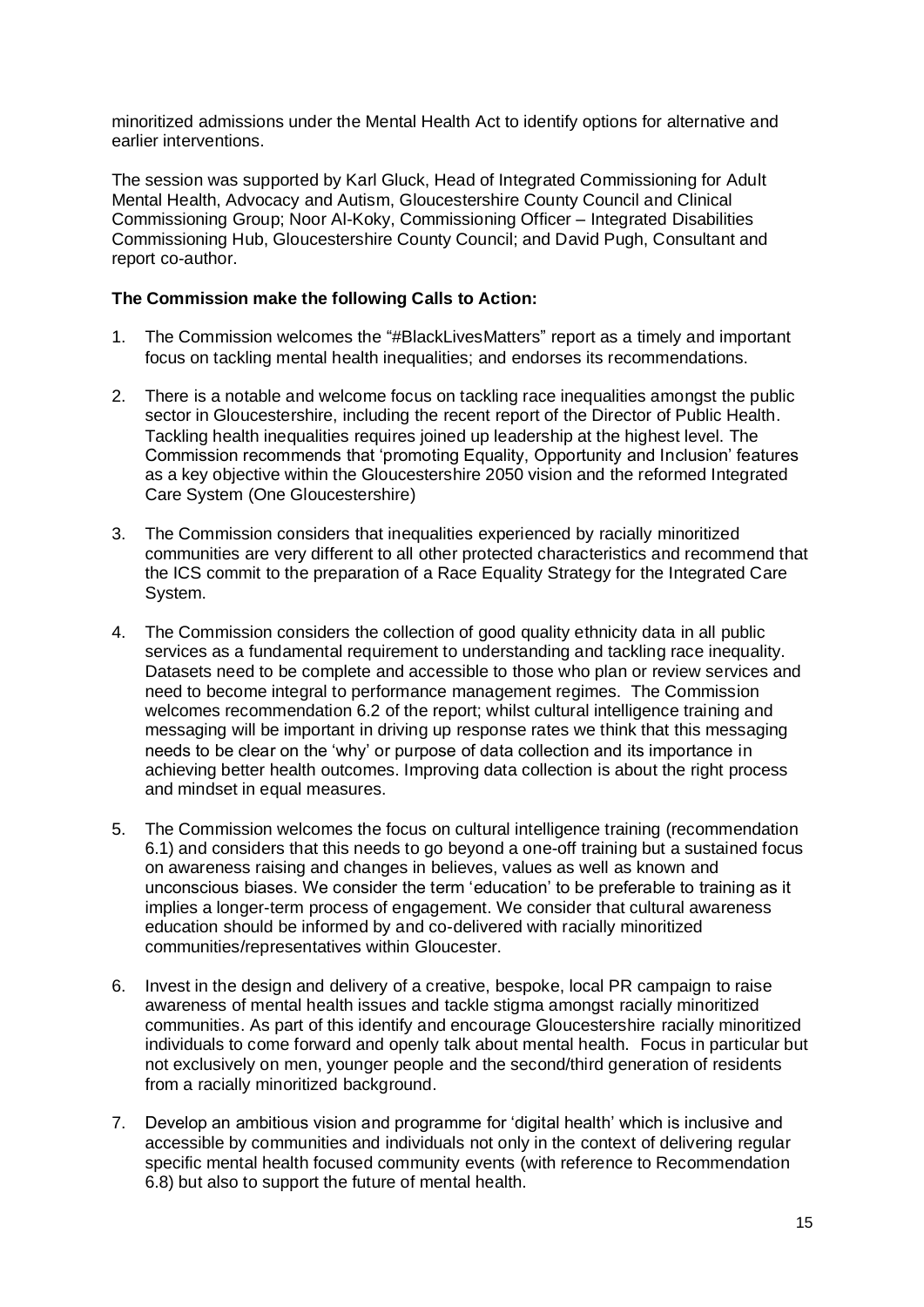minoritized admissions under the Mental Health Act to identify options for alternative and earlier interventions.

The session was supported by Karl Gluck, Head of Integrated Commissioning for Adult Mental Health, Advocacy and Autism, Gloucestershire County Council and Clinical Commissioning Group; Noor Al-Koky, Commissioning Officer – Integrated Disabilities Commissioning Hub, Gloucestershire County Council; and David Pugh, Consultant and report co-author.

**The Commission make the following Calls to Action:**

1. The Commission welcomes the "#BlackLivesMatters" report as a timely and important focus on tackling mental health inequalities; and endorses its recommendations.

2. There is a notable and welcome focus on tackling race inequalities amongst the public sector in Gloucestershire, including the recent report of the Director of Public Health. Tackling health inequalities requires joined up leadership at the highest level. The Commission recommends that 'promoting Equality, Opportunity and Inclusion' features as a key objective within the Gloucestershire 2050 vision and the reformed Integrated Care System (One Gloucestershire)

3. The Commission considers that inequalities experienced by racially minoritized communities are very different to all other protected characteristics and recommend that the ICS commit to the preparation of a Race Equality Strategy for the Integrated Care System.

4. The Commission considers the collection of good quality ethnicity data in all public services as a fundamental requirement to understanding and tackling race inequality. Datasets need to be complete and accessible to those who plan or review services and need to become integral to performance management regimes. The Commission welcomes recommendation 6.2 of the report; whilst cultural intelligence training and messaging will be important in driving up response rates we think that this messaging needs to be clear on the 'why' or purpose of data collection and its importance in achieving better health outcomes. Improving data collection is about the right process and mindset in equal measures.

5. The Commission welcomes the focus on cultural intelligence training (recommendation 6.1) and considers that this needs to go beyond a one-off training but a sustained focus on awareness raising and changes in believes, values as well as known and unconscious biases. We consider the term 'education' to be preferable to training as it implies a longer-term process of engagement. We consider that cultural awareness education should be informed by and co-delivered with racially minoritized communities/representatives within Gloucester.

6. Invest in the design and delivery of a creative, bespoke, local PR campaign to raise awareness of mental health issues and tackle stigma amongst racially minoritized communities. As part of this identify and encourage Gloucestershire racially minoritized individuals to come forward and openly talk about mental health. Focus in particular but not exclusively on men, younger people and the second/third generation of residents from a racially minoritized background.

7. Develop an ambitious vision and programme for 'digital health' which is inclusive and accessible by communities and individuals not only in the context of delivering regular specific mental health focused community events (with reference to Recommendation 6.8) but also to support the future of mental health.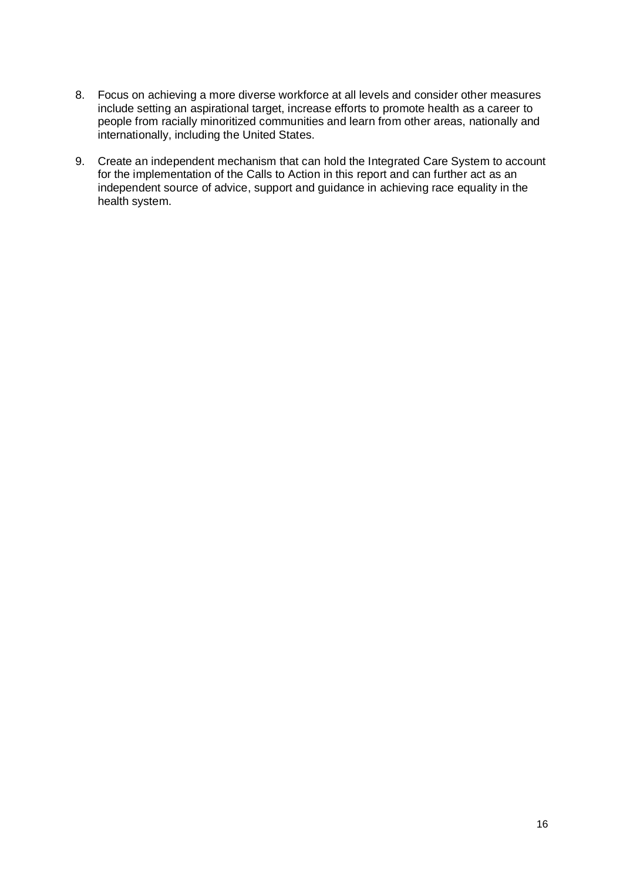8. Focus on achieving a more diverse workforce at all levels and consider other measures include setting an aspirational target, increase efforts to promote health as a career to people from racially minoritized communities and learn from other areas, nationally and internationally, including the United States.

9. Create an independent mechanism that can hold the Integrated Care System to account for the implementation of the Calls to Action in this report and can further act as an independent source of advice, support and guidance in achieving race equality in the health system.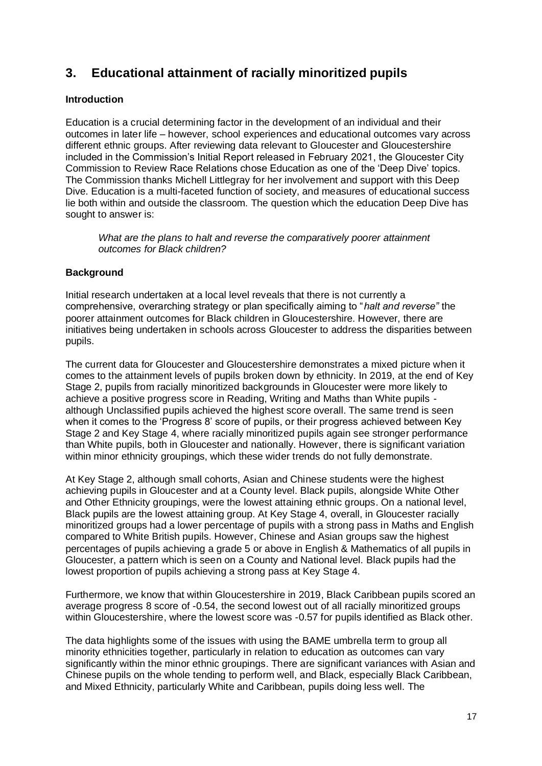## 3. Educational attainment of racially minoritized pupils

### Introduction

Education is a crucial determining factor in the development of an individual and their outcomes in later life – however, school experiences and educational outcomes vary across different ethnic groups. After reviewing data relevant to Gloucester and Gloucestershire included in the Commission's Initial Report released in February 2021, the Gloucester City Commission to Review Race Relations chose Education as one of the 'Deep Dive' topics. The Commission thanks Michell Littlegray for her involvement and support with this Deep Dive. Education is a multi-faceted function of society, and measures of educational success lie both within and outside the classroom. The question which the education Deep Dive has sought to answer is:

> *What are the plans to halt and reverse the comparatively poorer attainment outcomes for Black children?*

### Background

Initial research undertaken at a local level reveals that there is not currently a comprehensive, overarching strategy or plan specifically aiming to "*halt and reverse"* the poorer attainment outcomes for Black children in Gloucestershire. However, there are initiatives being undertaken in schools across Gloucester to address the disparities between pupils.

The current data for Gloucester and Gloucestershire demonstrates a mixed picture when it comes to the attainment levels of pupils broken down by ethnicity. In 2019, at the end of Key Stage 2, pupils from racially minoritized backgrounds in Gloucester were more likely to achieve a positive progress score in Reading, Writing and Maths than White pupils - although Unclassified pupils achieved the highest score overall. The same trend is seen when it comes to the 'Progress 8' score of pupils, or their progress achieved between Key Stage 2 and Key Stage 4, where racially minoritized pupils again see stronger performance than White pupils, both in Gloucester and nationally. However, there is significant variation within minor ethnicity groupings, which these wider trends do not fully demonstrate.

At Key Stage 2, although small cohorts, Asian and Chinese students were the highest achieving pupils in Gloucester and at a County level. Black pupils, alongside White Other and Other Ethnicity groupings, were the lowest attaining ethnic groups. On a national level, Black pupils are the lowest attaining group. At Key Stage 4, overall, in Gloucester racially minoritized groups had a lower percentage of pupils with a strong pass in Maths and English compared to White British pupils. However, Chinese and Asian groups saw the highest percentages of pupils achieving a grade 5 or above in English & Mathematics of all pupils in Gloucester, a pattern which is seen on a County and National level. Black pupils had the lowest proportion of pupils achieving a strong pass at Key Stage 4.

Furthermore, we know that within Gloucestershire in 2019, Black Caribbean pupils scored an average progress 8 score of -0.54, the second lowest out of all racially minoritized groups within Gloucestershire, where the lowest score was -0.57 for pupils identified as Black other.

The data highlights some of the issues with using the BAME umbrella term to group all minority ethnicities together, particularly in relation to education as outcomes can vary significantly within the minor ethnic groupings. There are significant variances with Asian and Chinese pupils on the whole tending to perform well, and Black, especially Black Caribbean, and Mixed Ethnicity, particularly White and Caribbean, pupils doing less well. The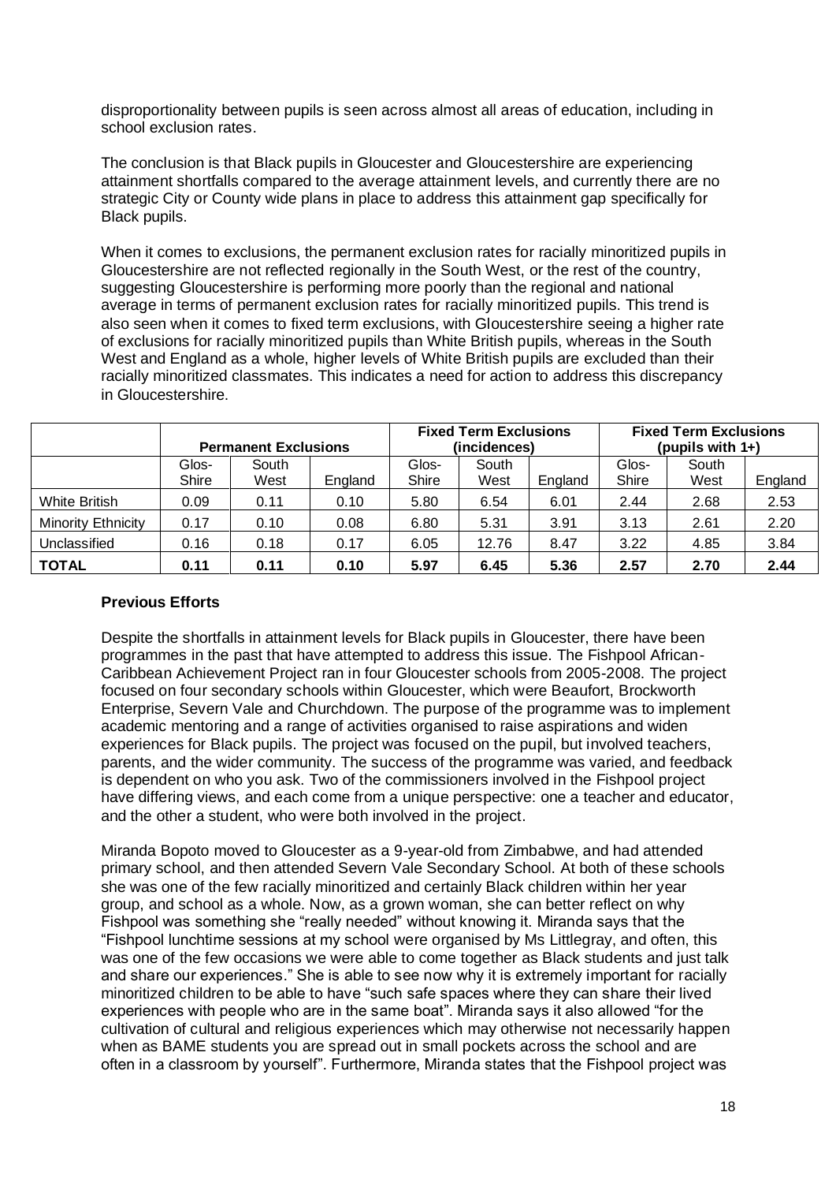disproportionality between pupils is seen across almost all areas of education, including in school exclusion rates.

The conclusion is that Black pupils in Gloucester and Gloucestershire are experiencing attainment shortfalls compared to the average attainment levels, and currently there are no strategic City or County wide plans in place to address this attainment gap specifically for Black pupils.

When it comes to exclusions, the permanent exclusion rates for racially minoritized pupils in Gloucestershire are not reflected regionally in the South West, or the rest of the country, suggesting Gloucestershire is performing more poorly than the regional and national average in terms of permanent exclusion rates for racially minoritized pupils. This trend is also seen when it comes to fixed term exclusions, with Gloucestershire seeing a higher rate of exclusions for racially minoritized pupils than White British pupils, whereas in the South West and England as a whole, higher levels of White British pupils are excluded than their racially minoritized classmates. This indicates a need for action to address this discrepancy in Gloucestershire.

| | **Permanent Exclusions** | | | **Fixed Term Exclusions (incidences)** | | | **Fixed Term Exclusions (pupils with 1+)** | | |
|---|---|---|---|---|---|---|---|---|---|
| | Glos-Shire | South West | England | Glos-Shire | South West | England | Glos-Shire | South West | England |
| White British | 0.09 | 0.11 | 0.10 | 5.80 | 6.54 | 6.01 | 2.44 | 2.68 | 2.53 |
| Minority Ethnicity | 0.17 | 0.10 | 0.08 | 6.80 | 5.31 | 3.91 | 3.13 | 2.61 | 2.20 |
| Unclassified | 0.16 | 0.18 | 0.17 | 6.05 | 12.76 | 8.47 | 3.22 | 4.85 | 3.84 |
| **TOTAL** | **0.11** | **0.11** | **0.10** | **5.97** | **6.45** | **5.36** | **2.57** | **2.70** | **2.44** |

**Previous Efforts**

Despite the shortfalls in attainment levels for Black pupils in Gloucester, there have been programmes in the past that have attempted to address this issue. The Fishpool African-Caribbean Achievement Project ran in four Gloucester schools from 2005-2008. The project focused on four secondary schools within Gloucester, which were Beaufort, Brockworth Enterprise, Severn Vale and Churchdown. The purpose of the programme was to implement academic mentoring and a range of activities organised to raise aspirations and widen experiences for Black pupils. The project was focused on the pupil, but involved teachers, parents, and the wider community. The success of the programme was varied, and feedback is dependent on who you ask. Two of the commissioners involved in the Fishpool project have differing views, and each come from a unique perspective: one a teacher and educator, and the other a student, who were both involved in the project.

Miranda Bopoto moved to Gloucester as a 9-year-old from Zimbabwe, and had attended primary school, and then attended Severn Vale Secondary School. At both of these schools she was one of the few racially minoritized and certainly Black children within her year group, and school as a whole. Now, as a grown woman, she can better reflect on why Fishpool was something she "really needed" without knowing it. Miranda says that the "Fishpool lunchtime sessions at my school were organised by Ms Littlegray, and often, this was one of the few occasions we were able to come together as Black students and just talk and share our experiences." She is able to see now why it is extremely important for racially minoritized children to be able to have "such safe spaces where they can share their lived experiences with people who are in the same boat". Miranda says it also allowed "for the cultivation of cultural and religious experiences which may otherwise not necessarily happen when as BAME students you are spread out in small pockets across the school and are often in a classroom by yourself". Furthermore, Miranda states that the Fishpool project was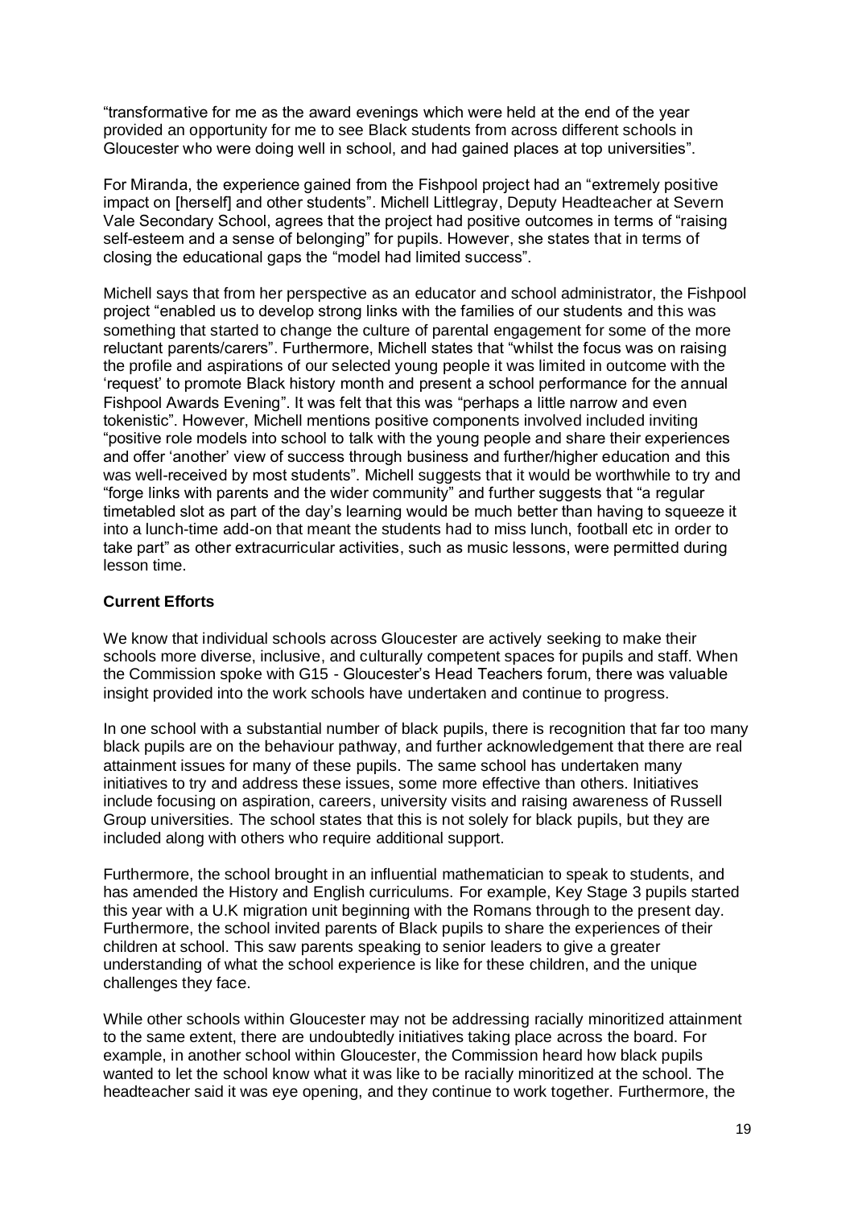"transformative for me as the award evenings which were held at the end of the year provided an opportunity for me to see Black students from across different schools in Gloucester who were doing well in school, and had gained places at top universities".

For Miranda, the experience gained from the Fishpool project had an "extremely positive impact on [herself] and other students". Michell Littlegray, Deputy Headteacher at Severn Vale Secondary School, agrees that the project had positive outcomes in terms of "raising self-esteem and a sense of belonging" for pupils. However, she states that in terms of closing the educational gaps the "model had limited success".

Michell says that from her perspective as an educator and school administrator, the Fishpool project "enabled us to develop strong links with the families of our students and this was something that started to change the culture of parental engagement for some of the more reluctant parents/carers". Furthermore, Michell states that "whilst the focus was on raising the profile and aspirations of our selected young people it was limited in outcome with the 'request' to promote Black history month and present a school performance for the annual Fishpool Awards Evening". It was felt that this was "perhaps a little narrow and even tokenistic". However, Michell mentions positive components involved included inviting "positive role models into school to talk with the young people and share their experiences and offer 'another' view of success through business and further/higher education and this was well-received by most students". Michell suggests that it would be worthwhile to try and "forge links with parents and the wider community" and further suggests that "a regular timetabled slot as part of the day's learning would be much better than having to squeeze it into a lunch-time add-on that meant the students had to miss lunch, football etc in order to take part" as other extracurricular activities, such as music lessons, were permitted during lesson time.

## Current Efforts

We know that individual schools across Gloucester are actively seeking to make their schools more diverse, inclusive, and culturally competent spaces for pupils and staff. When the Commission spoke with G15 - Gloucester's Head Teachers forum, there was valuable insight provided into the work schools have undertaken and continue to progress.

In one school with a substantial number of black pupils, there is recognition that far too many black pupils are on the behaviour pathway, and further acknowledgement that there are real attainment issues for many of these pupils. The same school has undertaken many initiatives to try and address these issues, some more effective than others. Initiatives include focusing on aspiration, careers, university visits and raising awareness of Russell Group universities. The school states that this is not solely for black pupils, but they are included along with others who require additional support.

Furthermore, the school brought in an influential mathematician to speak to students, and has amended the History and English curriculums. For example, Key Stage 3 pupils started this year with a U.K migration unit beginning with the Romans through to the present day. Furthermore, the school invited parents of Black pupils to share the experiences of their children at school. This saw parents speaking to senior leaders to give a greater understanding of what the school experience is like for these children, and the unique challenges they face.

While other schools within Gloucester may not be addressing racially minoritized attainment to the same extent, there are undoubtedly initiatives taking place across the board. For example, in another school within Gloucester, the Commission heard how black pupils wanted to let the school know what it was like to be racially minoritized at the school. The headteacher said it was eye opening, and they continue to work together. Furthermore, the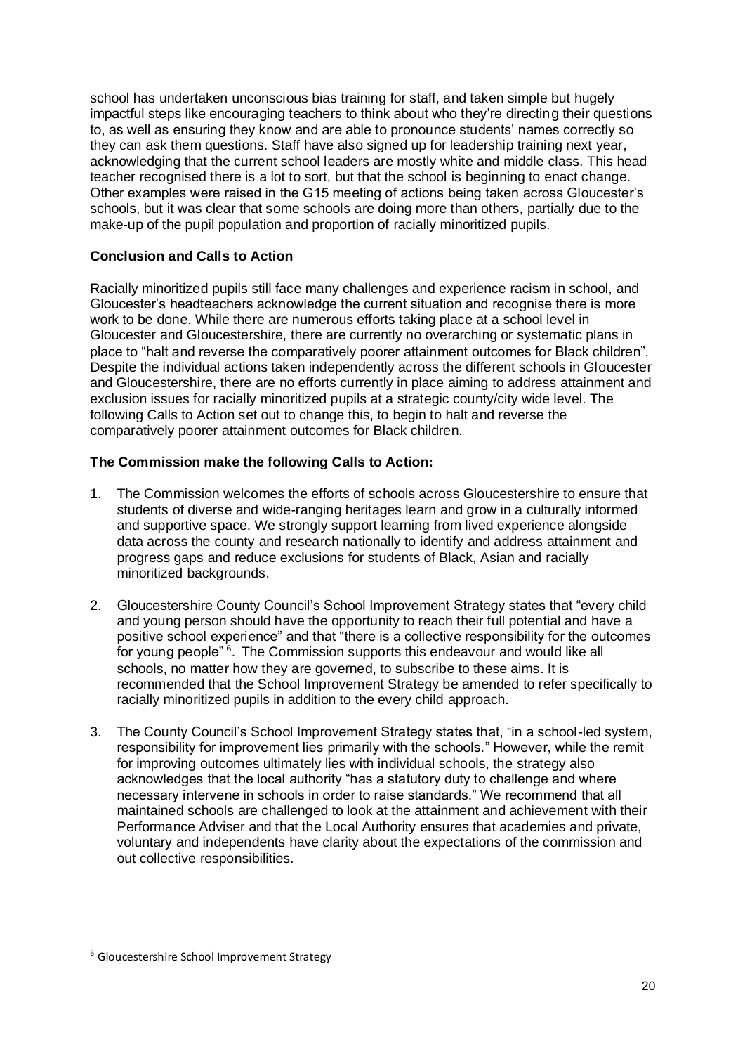school has undertaken unconscious bias training for staff, and taken simple but hugely impactful steps like encouraging teachers to think about who they're directing their questions to, as well as ensuring they know and are able to pronounce students' names correctly so they can ask them questions. Staff have also signed up for leadership training next year, acknowledging that the current school leaders are mostly white and middle class. This head teacher recognised there is a lot to sort, but that the school is beginning to enact change. Other examples were raised in the G15 meeting of actions being taken across Gloucester's schools, but it was clear that some schools are doing more than others, partially due to the make-up of the pupil population and proportion of racially minoritized pupils.

**Conclusion and Calls to Action**

Racially minoritized pupils still face many challenges and experience racism in school, and Gloucester's headteachers acknowledge the current situation and recognise there is more work to be done. While there are numerous efforts taking place at a school level in Gloucester and Gloucestershire, there are currently no overarching or systematic plans in place to "halt and reverse the comparatively poorer attainment outcomes for Black children". Despite the individual actions taken independently across the different schools in Gloucester and Gloucestershire, there are no efforts currently in place aiming to address attainment and exclusion issues for racially minoritized pupils at a strategic county/city wide level. The following Calls to Action set out to change this, to begin to halt and reverse the comparatively poorer attainment outcomes for Black children.

**The Commission make the following Calls to Action:**

1. The Commission welcomes the efforts of schools across Gloucestershire to ensure that students of diverse and wide-ranging heritages learn and grow in a culturally informed and supportive space. We strongly support learning from lived experience alongside data across the county and research nationally to identify and address attainment and progress gaps and reduce exclusions for students of Black, Asian and racially minoritized backgrounds.

2. Gloucestershire County Council's School Improvement Strategy states that "every child and young person should have the opportunity to reach their full potential and have a positive school experience" and that "there is a collective responsibility for the outcomes for young people" [6]. The Commission supports this endeavour and would like all schools, no matter how they are governed, to subscribe to these aims. It is recommended that the School Improvement Strategy be amended to refer specifically to racially minoritized pupils in addition to the every child approach.

3. The County Council's School Improvement Strategy states that, "in a school-led system, responsibility for improvement lies primarily with the schools." However, while the remit for improving outcomes ultimately lies with individual schools, the strategy also acknowledges that the local authority "has a statutory duty to challenge and where necessary intervene in schools in order to raise standards." We recommend that all maintained schools are challenged to look at the attainment and achievement with their Performance Adviser and that the Local Authority ensures that academies and private, voluntary and independents have clarity about the expectations of the commission and out collective responsibilities.

[6] Gloucestershire School Improvement Strategy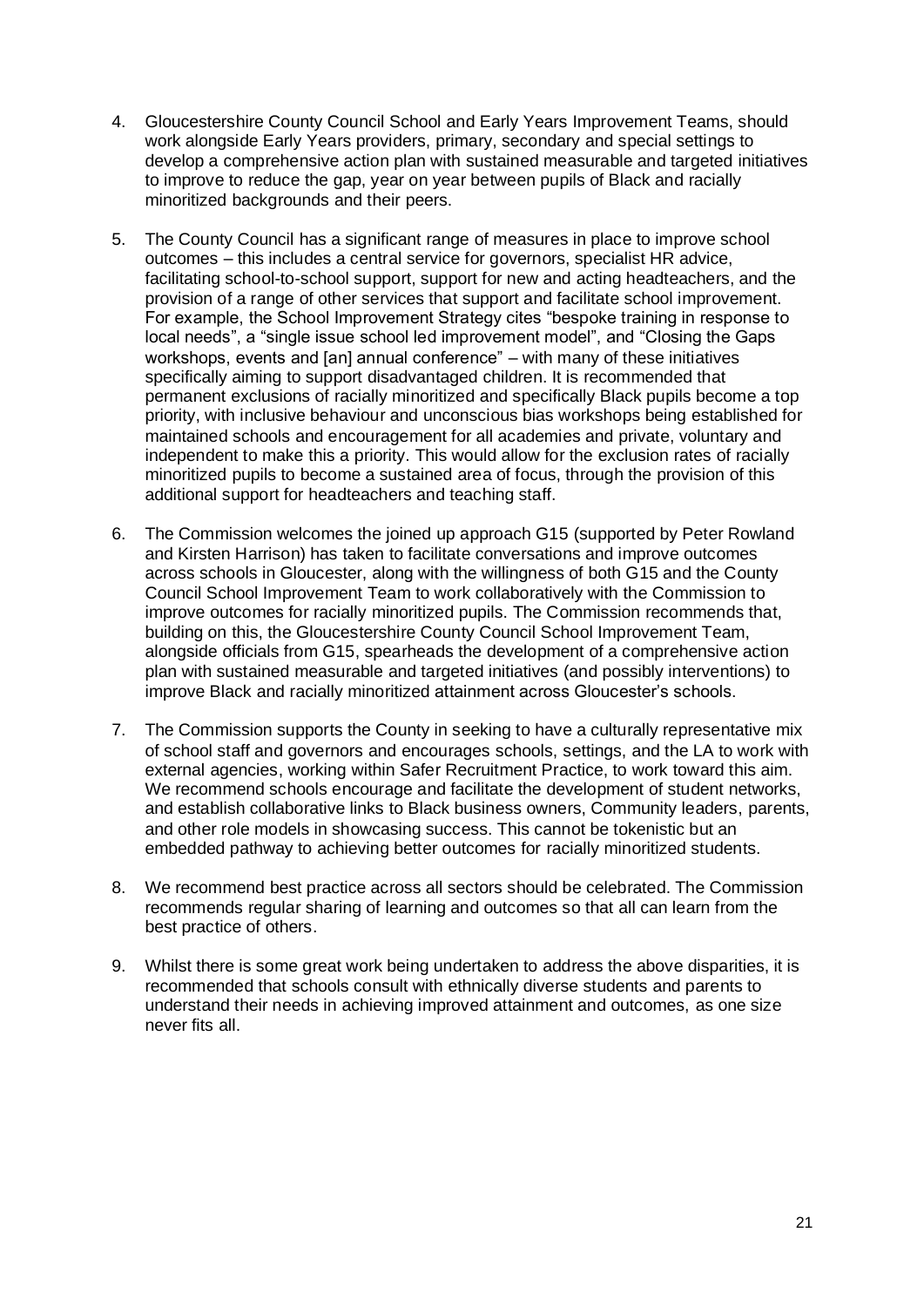4. Gloucestershire County Council School and Early Years Improvement Teams, should work alongside Early Years providers, primary, secondary and special settings to develop a comprehensive action plan with sustained measurable and targeted initiatives to improve to reduce the gap, year on year between pupils of Black and racially minoritized backgrounds and their peers.

5. The County Council has a significant range of measures in place to improve school outcomes – this includes a central service for governors, specialist HR advice, facilitating school-to-school support, support for new and acting headteachers, and the provision of a range of other services that support and facilitate school improvement. For example, the School Improvement Strategy cites "bespoke training in response to local needs", a "single issue school led improvement model", and "Closing the Gaps workshops, events and [an] annual conference" – with many of these initiatives specifically aiming to support disadvantaged children. It is recommended that permanent exclusions of racially minoritized and specifically Black pupils become a top priority, with inclusive behaviour and unconscious bias workshops being established for maintained schools and encouragement for all academies and private, voluntary and independent to make this a priority. This would allow for the exclusion rates of racially minoritized pupils to become a sustained area of focus, through the provision of this additional support for headteachers and teaching staff.

6. The Commission welcomes the joined up approach G15 (supported by Peter Rowland and Kirsten Harrison) has taken to facilitate conversations and improve outcomes across schools in Gloucester, along with the willingness of both G15 and the County Council School Improvement Team to work collaboratively with the Commission to improve outcomes for racially minoritized pupils. The Commission recommends that, building on this, the Gloucestershire County Council School Improvement Team, alongside officials from G15, spearheads the development of a comprehensive action plan with sustained measurable and targeted initiatives (and possibly interventions) to improve Black and racially minoritized attainment across Gloucester's schools.

7. The Commission supports the County in seeking to have a culturally representative mix of school staff and governors and encourages schools, settings, and the LA to work with external agencies, working within Safer Recruitment Practice, to work toward this aim. We recommend schools encourage and facilitate the development of student networks, and establish collaborative links to Black business owners, Community leaders, parents, and other role models in showcasing success. This cannot be tokenistic but an embedded pathway to achieving better outcomes for racially minoritized students.

8. We recommend best practice across all sectors should be celebrated. The Commission recommends regular sharing of learning and outcomes so that all can learn from the best practice of others.

9. Whilst there is some great work being undertaken to address the above disparities, it is recommended that schools consult with ethnically diverse students and parents to understand their needs in achieving improved attainment and outcomes, as one size never fits all.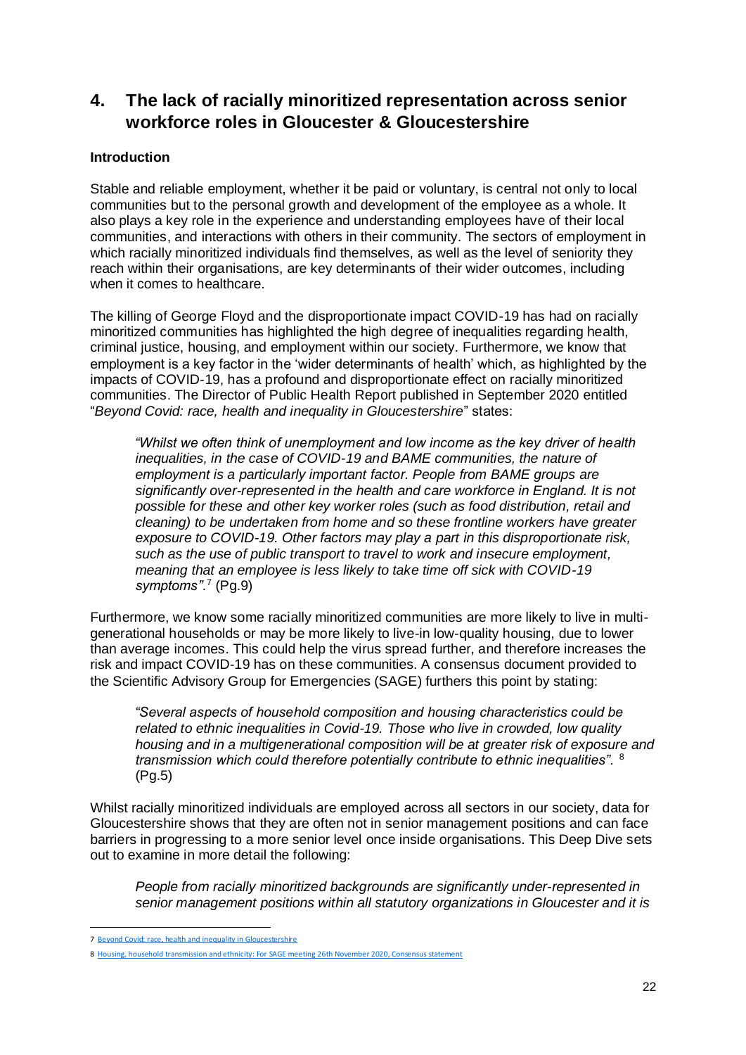# 4. The lack of racially minoritized representation across senior workforce roles in Gloucester & Gloucestershire

**Introduction**

Stable and reliable employment, whether it be paid or voluntary, is central not only to local communities but to the personal growth and development of the employee as a whole. It also plays a key role in the experience and understanding employees have of their local communities, and interactions with others in their community. The sectors of employment in which racially minoritized individuals find themselves, as well as the level of seniority they reach within their organisations, are key determinants of their wider outcomes, including when it comes to healthcare.

The killing of George Floyd and the disproportionate impact COVID-19 has had on racially minoritized communities has highlighted the high degree of inequalities regarding health, criminal justice, housing, and employment within our society. Furthermore, we know that employment is a key factor in the 'wider determinants of health' which, as highlighted by the impacts of COVID-19, has a profound and disproportionate effect on racially minoritized communities. The Director of Public Health Report published in September 2020 entitled "*Beyond Covid: race, health and inequality in Gloucestershire*" states:

> *"Whilst we often think of unemployment and low income as the key driver of health inequalities, in the case of COVID-19 and BAME communities, the nature of employment is a particularly important factor. People from BAME groups are significantly over-represented in the health and care workforce in England. It is not possible for these and other key worker roles (such as food distribution, retail and cleaning) to be undertaken from home and so these frontline workers have greater exposure to COVID-19. Other factors may play a part in this disproportionate risk, such as the use of public transport to travel to work and insecure employment, meaning that an employee is less likely to take time off sick with COVID-19 symptoms".*[7] (Pg.9)

Furthermore, we know some racially minoritized communities are more likely to live in multi-generational households or may be more likely to live-in low-quality housing, due to lower than average incomes. This could help the virus spread further, and therefore increases the risk and impact COVID-19 has on these communities. A consensus document provided to the Scientific Advisory Group for Emergencies (SAGE) furthers this point by stating:

> *"Several aspects of household composition and housing characteristics could be related to ethnic inequalities in Covid-19. Those who live in crowded, low quality housing and in a multigenerational composition will be at greater risk of exposure and transmission which could therefore potentially contribute to ethnic inequalities".*[8] (Pg.5)

Whilst racially minoritized individuals are employed across all sectors in our society, data for Gloucestershire shows that they are often not in senior management positions and can face barriers in progressing to a more senior level once inside organisations. This Deep Dive sets out to examine in more detail the following:

> *People from racially minoritized backgrounds are significantly under-represented in senior management positions within all statutory organizations in Gloucester and it is*

---

7 Beyond Covid: race, health and inequality in Gloucestershire

8 Housing, household transmission and ethnicity: For SAGE meeting 26th November 2020, Consensus statement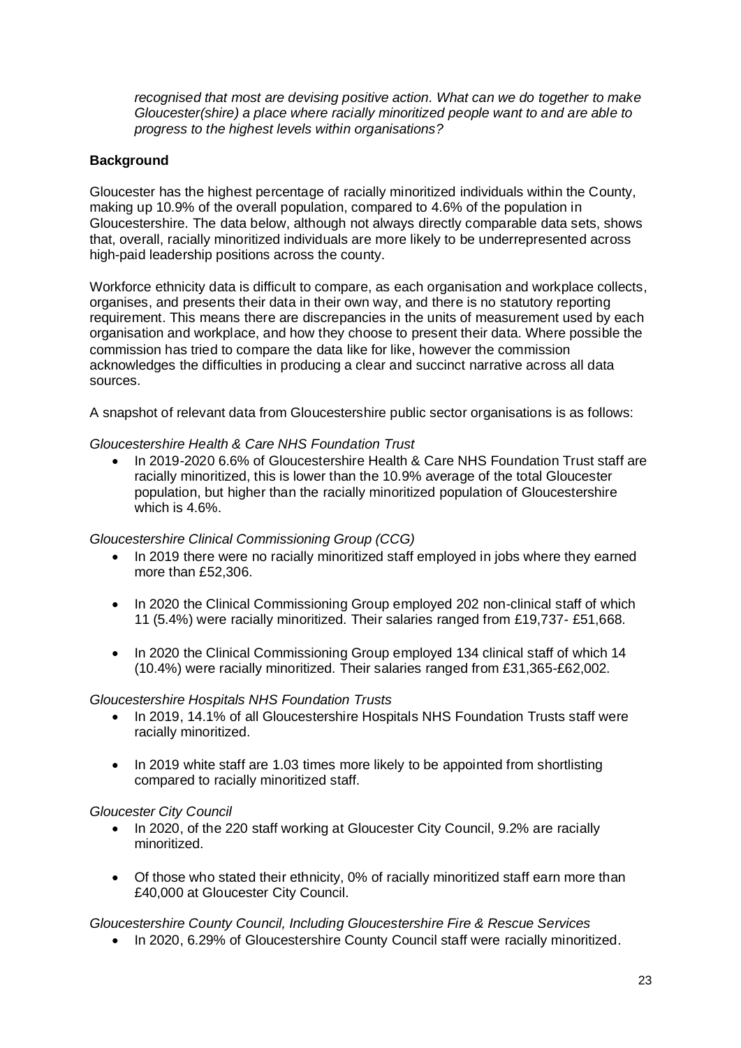*recognised that most are devising positive action. What can we do together to make Gloucester(shire) a place where racially minoritized people want to and are able to progress to the highest levels within organisations?*

**Background**

Gloucester has the highest percentage of racially minoritized individuals within the County, making up 10.9% of the overall population, compared to 4.6% of the population in Gloucestershire. The data below, although not always directly comparable data sets, shows that, overall, racially minoritized individuals are more likely to be underrepresented across high-paid leadership positions across the county.

Workforce ethnicity data is difficult to compare, as each organisation and workplace collects, organises, and presents their data in their own way, and there is no statutory reporting requirement. This means there are discrepancies in the units of measurement used by each organisation and workplace, and how they choose to present their data. Where possible the commission has tried to compare the data like for like, however the commission acknowledges the difficulties in producing a clear and succinct narrative across all data sources.

A snapshot of relevant data from Gloucestershire public sector organisations is as follows:

*Gloucestershire Health & Care NHS Foundation Trust*

- In 2019-2020 6.6% of Gloucestershire Health & Care NHS Foundation Trust staff are racially minoritized, this is lower than the 10.9% average of the total Gloucester population, but higher than the racially minoritized population of Gloucestershire which is 4.6%.

*Gloucestershire Clinical Commissioning Group (CCG)*

- In 2019 there were no racially minoritized staff employed in jobs where they earned more than £52,306.
- In 2020 the Clinical Commissioning Group employed 202 non-clinical staff of which 11 (5.4%) were racially minoritized. Their salaries ranged from £19,737- £51,668.
- In 2020 the Clinical Commissioning Group employed 134 clinical staff of which 14 (10.4%) were racially minoritized. Their salaries ranged from £31,365-£62,002.

*Gloucestershire Hospitals NHS Foundation Trusts*

- In 2019, 14.1% of all Gloucestershire Hospitals NHS Foundation Trusts staff were racially minoritized.
- In 2019 white staff are 1.03 times more likely to be appointed from shortlisting compared to racially minoritized staff.

*Gloucester City Council*

- In 2020, of the 220 staff working at Gloucester City Council, 9.2% are racially minoritized.
- Of those who stated their ethnicity, 0% of racially minoritized staff earn more than £40,000 at Gloucester City Council.

*Gloucestershire County Council, Including Gloucestershire Fire & Rescue Services*

- In 2020, 6.29% of Gloucestershire County Council staff were racially minoritized.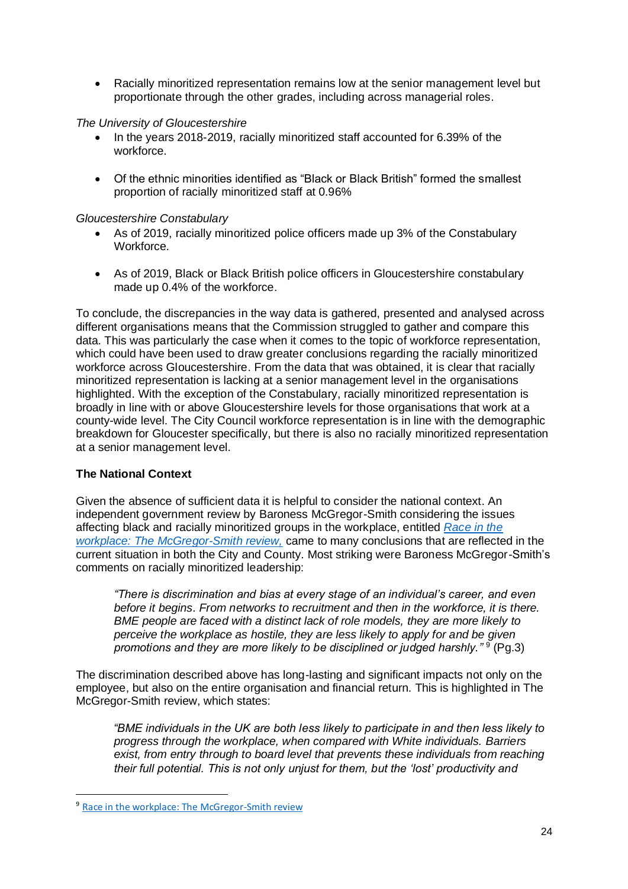- Racially minoritized representation remains low at the senior management level but proportionate through the other grades, including across managerial roles.

*The University of Gloucestershire*

- In the years 2018-2019, racially minoritized staff accounted for 6.39% of the workforce.
- Of the ethnic minorities identified as "Black or Black British" formed the smallest proportion of racially minoritized staff at 0.96%

*Gloucestershire Constabulary*

- As of 2019, racially minoritized police officers made up 3% of the Constabulary Workforce.
- As of 2019, Black or Black British police officers in Gloucestershire constabulary made up 0.4% of the workforce.

To conclude, the discrepancies in the way data is gathered, presented and analysed across different organisations means that the Commission struggled to gather and compare this data. This was particularly the case when it comes to the topic of workforce representation, which could have been used to draw greater conclusions regarding the racially minoritized workforce across Gloucestershire. From the data that was obtained, it is clear that racially minoritized representation is lacking at a senior management level in the organisations highlighted. With the exception of the Constabulary, racially minoritized representation is broadly in line with or above Gloucestershire levels for those organisations that work at a county-wide level. The City Council workforce representation is in line with the demographic breakdown for Gloucester specifically, but there is also no racially minoritized representation at a senior management level.

**The National Context**

Given the absence of sufficient data it is helpful to consider the national context. An independent government review by Baroness McGregor-Smith considering the issues affecting black and racially minoritized groups in the workplace, entitled *Race in the workplace: The McGregor-Smith review,* came to many conclusions that are reflected in the current situation in both the City and County. Most striking were Baroness McGregor-Smith's comments on racially minoritized leadership:

> *"There is discrimination and bias at every stage of an individual's career, and even before it begins. From networks to recruitment and then in the workforce, it is there. BME people are faced with a distinct lack of role models, they are more likely to perceive the workplace as hostile, they are less likely to apply for and be given promotions and they are more likely to be disciplined or judged harshly."* [9] (Pg.3)

The discrimination described above has long-lasting and significant impacts not only on the employee, but also on the entire organisation and financial return. This is highlighted in The McGregor-Smith review, which states:

> *"BME individuals in the UK are both less likely to participate in and then less likely to progress through the workplace, when compared with White individuals. Barriers exist, from entry through to board level that prevents these individuals from reaching their full potential. This is not only unjust for them, but the 'lost' productivity and*

[9] Race in the workplace: The McGregor-Smith review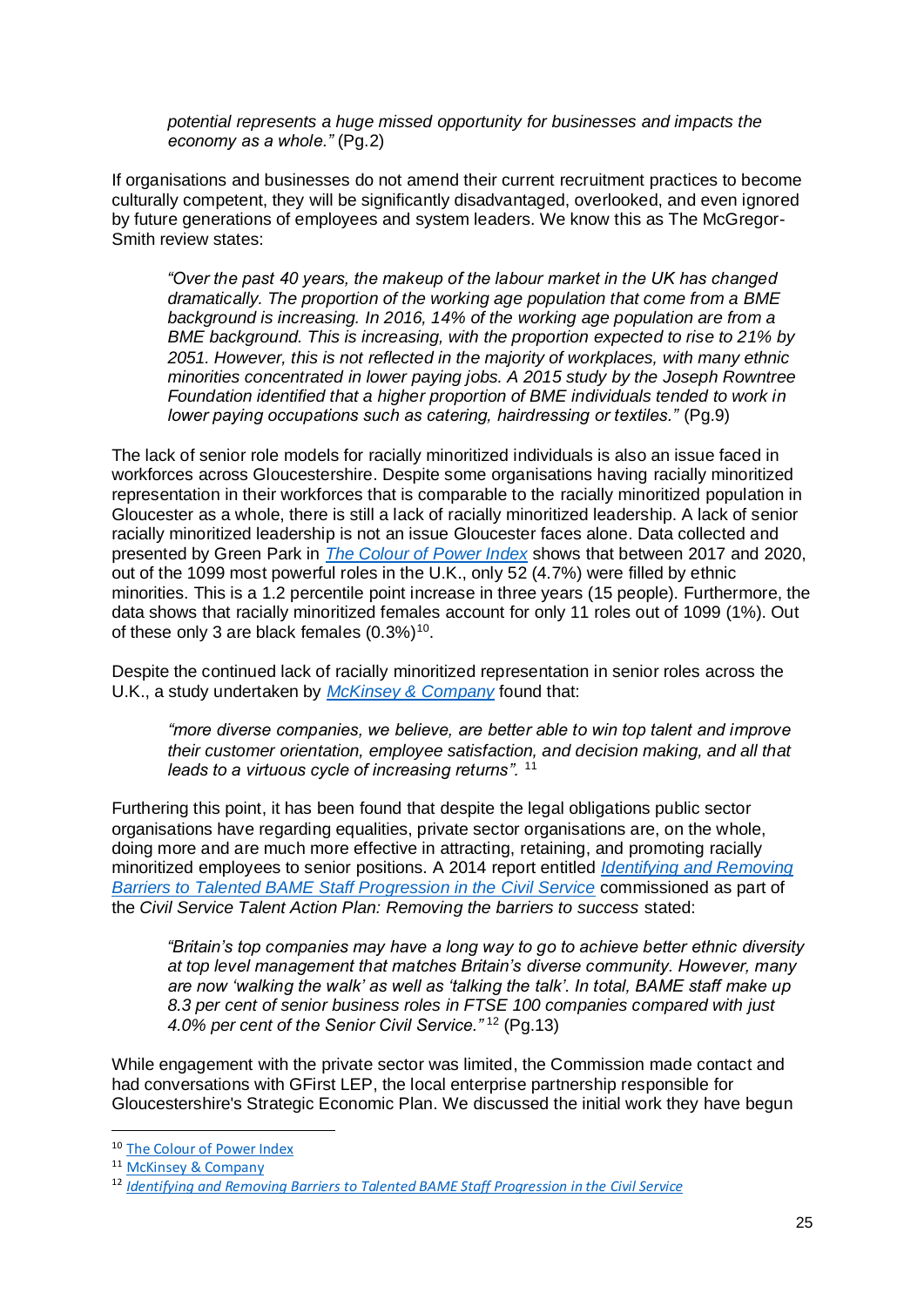> *potential represents a huge missed opportunity for businesses and impacts the economy as a whole."* (Pg.2)

If organisations and businesses do not amend their current recruitment practices to become culturally competent, they will be significantly disadvantaged, overlooked, and even ignored by future generations of employees and system leaders. We know this as The McGregor-Smith review states:

> *"Over the past 40 years, the makeup of the labour market in the UK has changed dramatically. The proportion of the working age population that come from a BME background is increasing. In 2016, 14% of the working age population are from a BME background. This is increasing, with the proportion expected to rise to 21% by 2051. However, this is not reflected in the majority of workplaces, with many ethnic minorities concentrated in lower paying jobs. A 2015 study by the Joseph Rowntree Foundation identified that a higher proportion of BME individuals tended to work in lower paying occupations such as catering, hairdressing or textiles."* (Pg.9)

The lack of senior role models for racially minoritized individuals is also an issue faced in workforces across Gloucestershire. Despite some organisations having racially minoritized representation in their workforces that is comparable to the racially minoritized population in Gloucester as a whole, there is still a lack of racially minoritized leadership. A lack of senior racially minoritized leadership is not an issue Gloucester faces alone. Data collected and presented by Green Park in *The Colour of Power Index* shows that between 2017 and 2020, out of the 1099 most powerful roles in the U.K., only 52 (4.7%) were filled by ethnic minorities. This is a 1.2 percentile point increase in three years (15 people). Furthermore, the data shows that racially minoritized females account for only 11 roles out of 1099 (1%). Out of these only 3 are black females (0.3%)[10].

Despite the continued lack of racially minoritized representation in senior roles across the U.K., a study undertaken by *McKinsey & Company* found that:

> *"more diverse companies, we believe, are better able to win top talent and improve their customer orientation, employee satisfaction, and decision making, and all that leads to a virtuous cycle of increasing returns".* [11]

Furthering this point, it has been found that despite the legal obligations public sector organisations have regarding equalities, private sector organisations are, on the whole, doing more and are much more effective in attracting, retaining, and promoting racially minoritized employees to senior positions. A 2014 report entitled *Identifying and Removing Barriers to Talented BAME Staff Progression in the Civil Service* commissioned as part of the *Civil Service Talent Action Plan: Removing the barriers to success* stated:

> *"Britain's top companies may have a long way to go to achieve better ethnic diversity at top level management that matches Britain's diverse community. However, many are now 'walking the walk' as well as 'talking the talk'. In total, BAME staff make up 8.3 per cent of senior business roles in FTSE 100 companies compared with just 4.0% per cent of the Senior Civil Service."* [12] (Pg.13)

While engagement with the private sector was limited, the Commission made contact and had conversations with GFirst LEP, the local enterprise partnership responsible for Gloucestershire's Strategic Economic Plan. We discussed the initial work they have begun

---

[10] The Colour of Power Index

[11] McKinsey & Company

[12] *Identifying and Removing Barriers to Talented BAME Staff Progression in the Civil Service*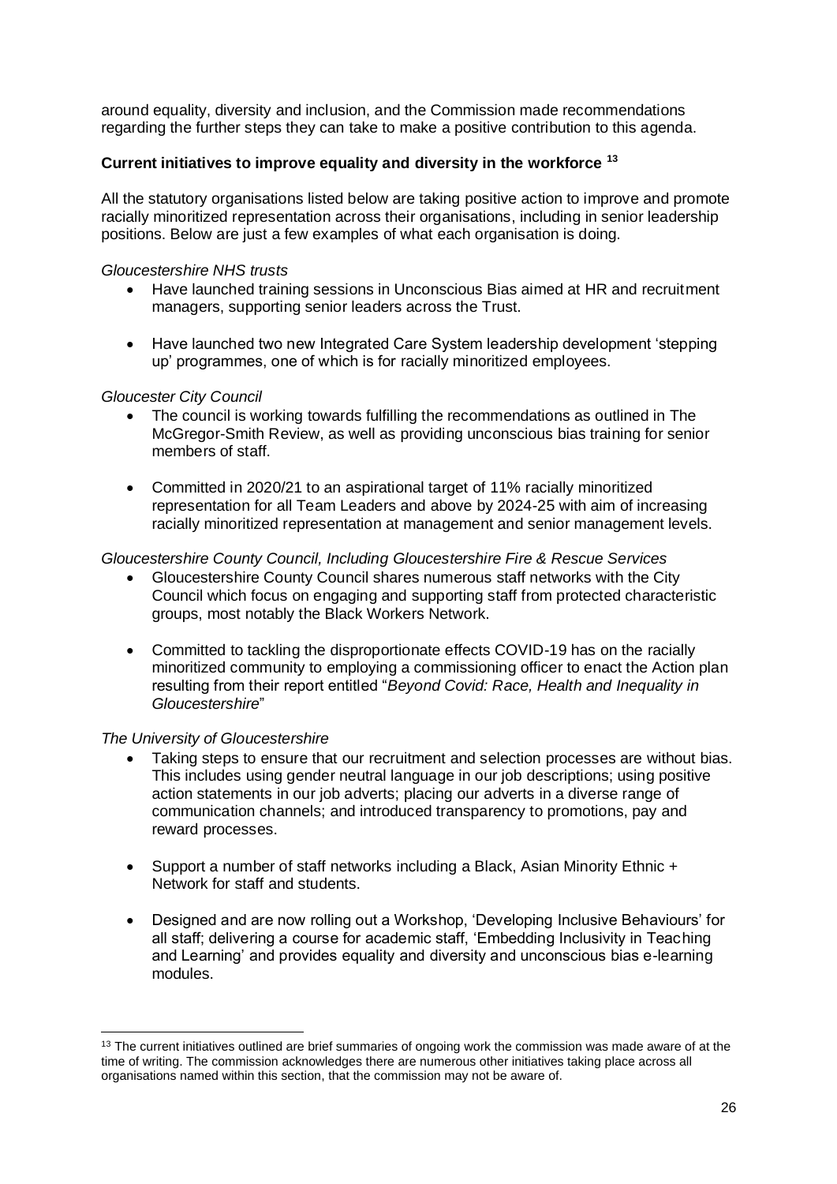around equality, diversity and inclusion, and the Commission made recommendations regarding the further steps they can take to make a positive contribution to this agenda.

**Current initiatives to improve equality and diversity in the workforce** [13]

All the statutory organisations listed below are taking positive action to improve and promote racially minoritized representation across their organisations, including in senior leadership positions. Below are just a few examples of what each organisation is doing.

*Gloucestershire NHS trusts*

- Have launched training sessions in Unconscious Bias aimed at HR and recruitment managers, supporting senior leaders across the Trust.
- Have launched two new Integrated Care System leadership development 'stepping up' programmes, one of which is for racially minoritized employees.

*Gloucester City Council*

- The council is working towards fulfilling the recommendations as outlined in The McGregor-Smith Review, as well as providing unconscious bias training for senior members of staff.
- Committed in 2020/21 to an aspirational target of 11% racially minoritized representation for all Team Leaders and above by 2024-25 with aim of increasing racially minoritized representation at management and senior management levels.

*Gloucestershire County Council, Including Gloucestershire Fire & Rescue Services*

- Gloucestershire County Council shares numerous staff networks with the City Council which focus on engaging and supporting staff from protected characteristic groups, most notably the Black Workers Network.
- Committed to tackling the disproportionate effects COVID-19 has on the racially minoritized community to employing a commissioning officer to enact the Action plan resulting from their report entitled "*Beyond Covid: Race, Health and Inequality in Gloucestershire*"

*The University of Gloucestershire*

- Taking steps to ensure that our recruitment and selection processes are without bias. This includes using gender neutral language in our job descriptions; using positive action statements in our job adverts; placing our adverts in a diverse range of communication channels; and introduced transparency to promotions, pay and reward processes.
- Support a number of staff networks including a Black, Asian Minority Ethnic + Network for staff and students.
- Designed and are now rolling out a Workshop, 'Developing Inclusive Behaviours' for all staff; delivering a course for academic staff, 'Embedding Inclusivity in Teaching and Learning' and provides equality and diversity and unconscious bias e-learning modules.

[13] The current initiatives outlined are brief summaries of ongoing work the commission was made aware of at the time of writing. The commission acknowledges there are numerous other initiatives taking place across all organisations named within this section, that the commission may not be aware of.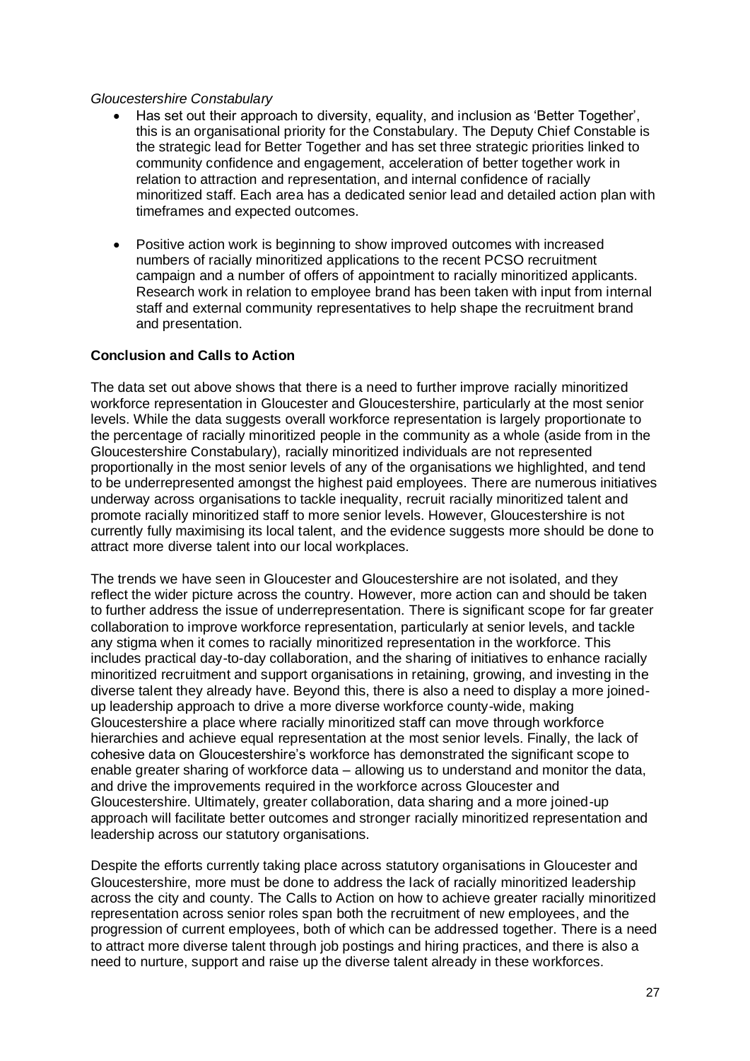*Gloucestershire Constabulary*

- Has set out their approach to diversity, equality, and inclusion as 'Better Together', this is an organisational priority for the Constabulary. The Deputy Chief Constable is the strategic lead for Better Together and has set three strategic priorities linked to community confidence and engagement, acceleration of better together work in relation to attraction and representation, and internal confidence of racially minoritized staff. Each area has a dedicated senior lead and detailed action plan with timeframes and expected outcomes.

- Positive action work is beginning to show improved outcomes with increased numbers of racially minoritized applications to the recent PCSO recruitment campaign and a number of offers of appointment to racially minoritized applicants. Research work in relation to employee brand has been taken with input from internal staff and external community representatives to help shape the recruitment brand and presentation.

**Conclusion and Calls to Action**

The data set out above shows that there is a need to further improve racially minoritized workforce representation in Gloucester and Gloucestershire, particularly at the most senior levels. While the data suggests overall workforce representation is largely proportionate to the percentage of racially minoritized people in the community as a whole (aside from in the Gloucestershire Constabulary), racially minoritized individuals are not represented proportionally in the most senior levels of any of the organisations we highlighted, and tend to be underrepresented amongst the highest paid employees. There are numerous initiatives underway across organisations to tackle inequality, recruit racially minoritized talent and promote racially minoritized staff to more senior levels. However, Gloucestershire is not currently fully maximising its local talent, and the evidence suggests more should be done to attract more diverse talent into our local workplaces.

The trends we have seen in Gloucester and Gloucestershire are not isolated, and they reflect the wider picture across the country. However, more action can and should be taken to further address the issue of underrepresentation. There is significant scope for far greater collaboration to improve workforce representation, particularly at senior levels, and tackle any stigma when it comes to racially minoritized representation in the workforce. This includes practical day-to-day collaboration, and the sharing of initiatives to enhance racially minoritized recruitment and support organisations in retaining, growing, and investing in the diverse talent they already have. Beyond this, there is also a need to display a more joined-up leadership approach to drive a more diverse workforce county-wide, making Gloucestershire a place where racially minoritized staff can move through workforce hierarchies and achieve equal representation at the most senior levels. Finally, the lack of cohesive data on Gloucestershire's workforce has demonstrated the significant scope to enable greater sharing of workforce data – allowing us to understand and monitor the data, and drive the improvements required in the workforce across Gloucester and Gloucestershire. Ultimately, greater collaboration, data sharing and a more joined-up approach will facilitate better outcomes and stronger racially minoritized representation and leadership across our statutory organisations.

Despite the efforts currently taking place across statutory organisations in Gloucester and Gloucestershire, more must be done to address the lack of racially minoritized leadership across the city and county. The Calls to Action on how to achieve greater racially minoritized representation across senior roles span both the recruitment of new employees, and the progression of current employees, both of which can be addressed together. There is a need to attract more diverse talent through job postings and hiring practices, and there is also a need to nurture, support and raise up the diverse talent already in these workforces.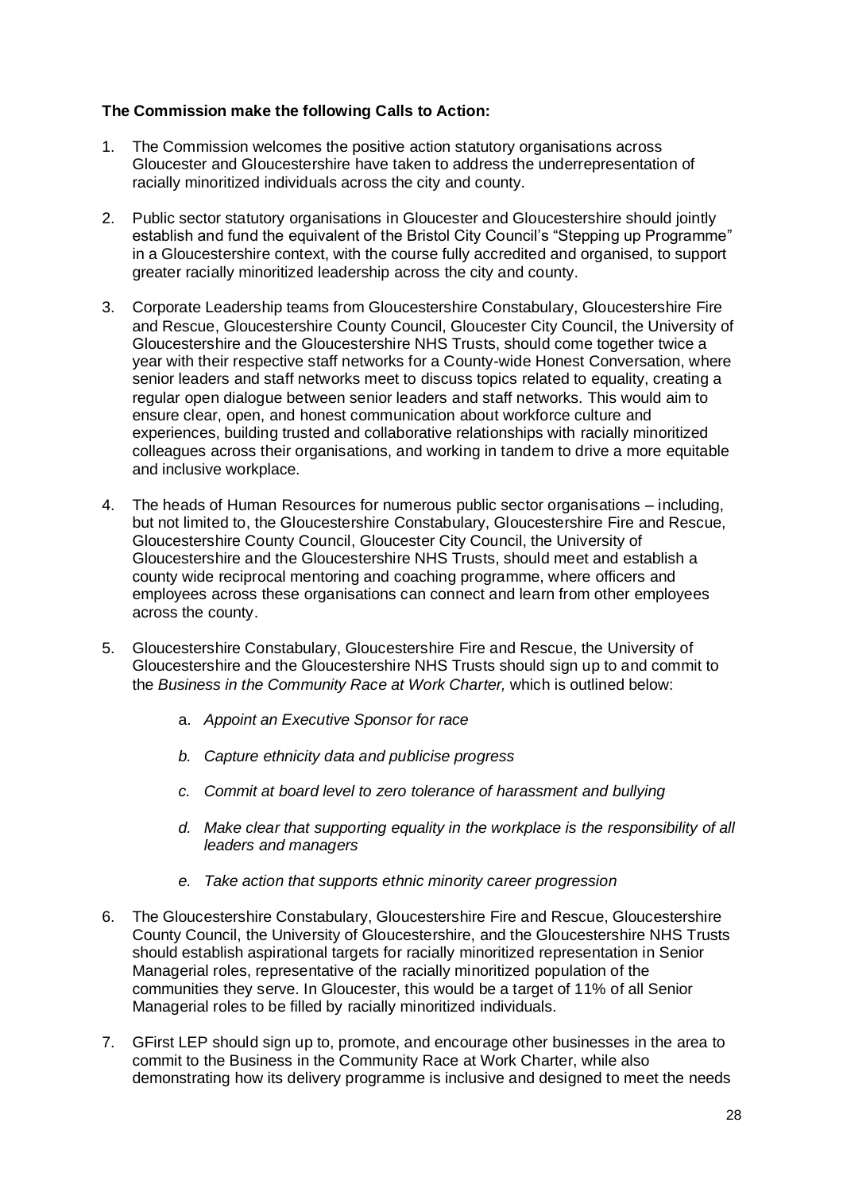**The Commission make the following Calls to Action:**

1. The Commission welcomes the positive action statutory organisations across Gloucester and Gloucestershire have taken to address the underrepresentation of racially minoritized individuals across the city and county.

2. Public sector statutory organisations in Gloucester and Gloucestershire should jointly establish and fund the equivalent of the Bristol City Council's "Stepping up Programme" in a Gloucestershire context, with the course fully accredited and organised, to support greater racially minoritized leadership across the city and county.

3. Corporate Leadership teams from Gloucestershire Constabulary, Gloucestershire Fire and Rescue, Gloucestershire County Council, Gloucester City Council, the University of Gloucestershire and the Gloucestershire NHS Trusts, should come together twice a year with their respective staff networks for a County-wide Honest Conversation, where senior leaders and staff networks meet to discuss topics related to equality, creating a regular open dialogue between senior leaders and staff networks. This would aim to ensure clear, open, and honest communication about workforce culture and experiences, building trusted and collaborative relationships with racially minoritized colleagues across their organisations, and working in tandem to drive a more equitable and inclusive workplace.

4. The heads of Human Resources for numerous public sector organisations – including, but not limited to, the Gloucestershire Constabulary, Gloucestershire Fire and Rescue, Gloucestershire County Council, Gloucester City Council, the University of Gloucestershire and the Gloucestershire NHS Trusts, should meet and establish a county wide reciprocal mentoring and coaching programme, where officers and employees across these organisations can connect and learn from other employees across the county.

5. Gloucestershire Constabulary, Gloucestershire Fire and Rescue, the University of Gloucestershire and the Gloucestershire NHS Trusts should sign up to and commit to the *Business in the Community Race at Work Charter,* which is outlined below:

    a. *Appoint an Executive Sponsor for race*

    b. *Capture ethnicity data and publicise progress*

    c. *Commit at board level to zero tolerance of harassment and bullying*

    d. *Make clear that supporting equality in the workplace is the responsibility of all leaders and managers*

    e. *Take action that supports ethnic minority career progression*

6. The Gloucestershire Constabulary, Gloucestershire Fire and Rescue, Gloucestershire County Council, the University of Gloucestershire, and the Gloucestershire NHS Trusts should establish aspirational targets for racially minoritized representation in Senior Managerial roles, representative of the racially minoritized population of the communities they serve. In Gloucester, this would be a target of 11% of all Senior Managerial roles to be filled by racially minoritized individuals.

7. GFirst LEP should sign up to, promote, and encourage other businesses in the area to commit to the Business in the Community Race at Work Charter, while also demonstrating how its delivery programme is inclusive and designed to meet the needs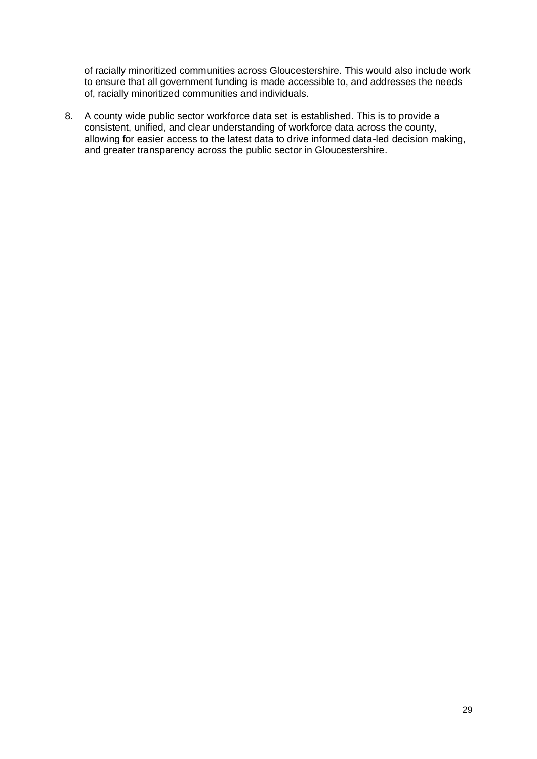of racially minoritized communities across Gloucestershire. This would also include work to ensure that all government funding is made accessible to, and addresses the needs of, racially minoritized communities and individuals.

8. A county wide public sector workforce data set is established. This is to provide a consistent, unified, and clear understanding of workforce data across the county, allowing for easier access to the latest data to drive informed data-led decision making, and greater transparency across the public sector in Gloucestershire.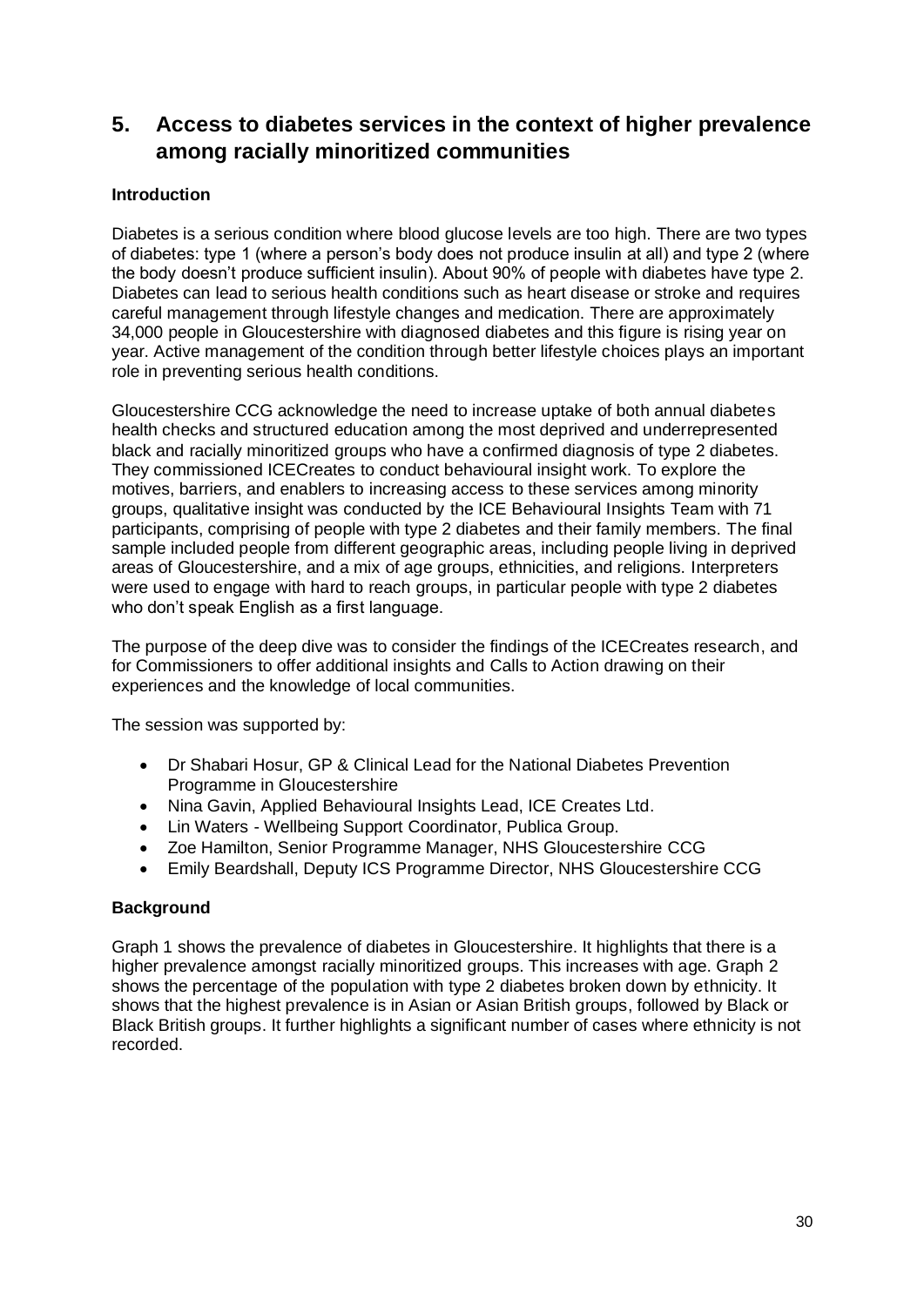## 5. Access to diabetes services in the context of higher prevalence among racially minoritized communities

**Introduction**

Diabetes is a serious condition where blood glucose levels are too high. There are two types of diabetes: type 1 (where a person's body does not produce insulin at all) and type 2 (where the body doesn't produce sufficient insulin). About 90% of people with diabetes have type 2. Diabetes can lead to serious health conditions such as heart disease or stroke and requires careful management through lifestyle changes and medication. There are approximately 34,000 people in Gloucestershire with diagnosed diabetes and this figure is rising year on year. Active management of the condition through better lifestyle choices plays an important role in preventing serious health conditions.

Gloucestershire CCG acknowledge the need to increase uptake of both annual diabetes health checks and structured education among the most deprived and underrepresented black and racially minoritized groups who have a confirmed diagnosis of type 2 diabetes. They commissioned ICECreates to conduct behavioural insight work. To explore the motives, barriers, and enablers to increasing access to these services among minority groups, qualitative insight was conducted by the ICE Behavioural Insights Team with 71 participants, comprising of people with type 2 diabetes and their family members. The final sample included people from different geographic areas, including people living in deprived areas of Gloucestershire, and a mix of age groups, ethnicities, and religions. Interpreters were used to engage with hard to reach groups, in particular people with type 2 diabetes who don't speak English as a first language.

The purpose of the deep dive was to consider the findings of the ICECreates research, and for Commissioners to offer additional insights and Calls to Action drawing on their experiences and the knowledge of local communities.

The session was supported by:

- Dr Shabari Hosur, GP & Clinical Lead for the National Diabetes Prevention Programme in Gloucestershire
- Nina Gavin, Applied Behavioural Insights Lead, ICE Creates Ltd.
- Lin Waters - Wellbeing Support Coordinator, Publica Group.
- Zoe Hamilton, Senior Programme Manager, NHS Gloucestershire CCG
- Emily Beardshall, Deputy ICS Programme Director, NHS Gloucestershire CCG

**Background**

Graph 1 shows the prevalence of diabetes in Gloucestershire. It highlights that there is a higher prevalence amongst racially minoritized groups. This increases with age. Graph 2 shows the percentage of the population with type 2 diabetes broken down by ethnicity. It shows that the highest prevalence is in Asian or Asian British groups, followed by Black or Black British groups. It further highlights a significant number of cases where ethnicity is not recorded.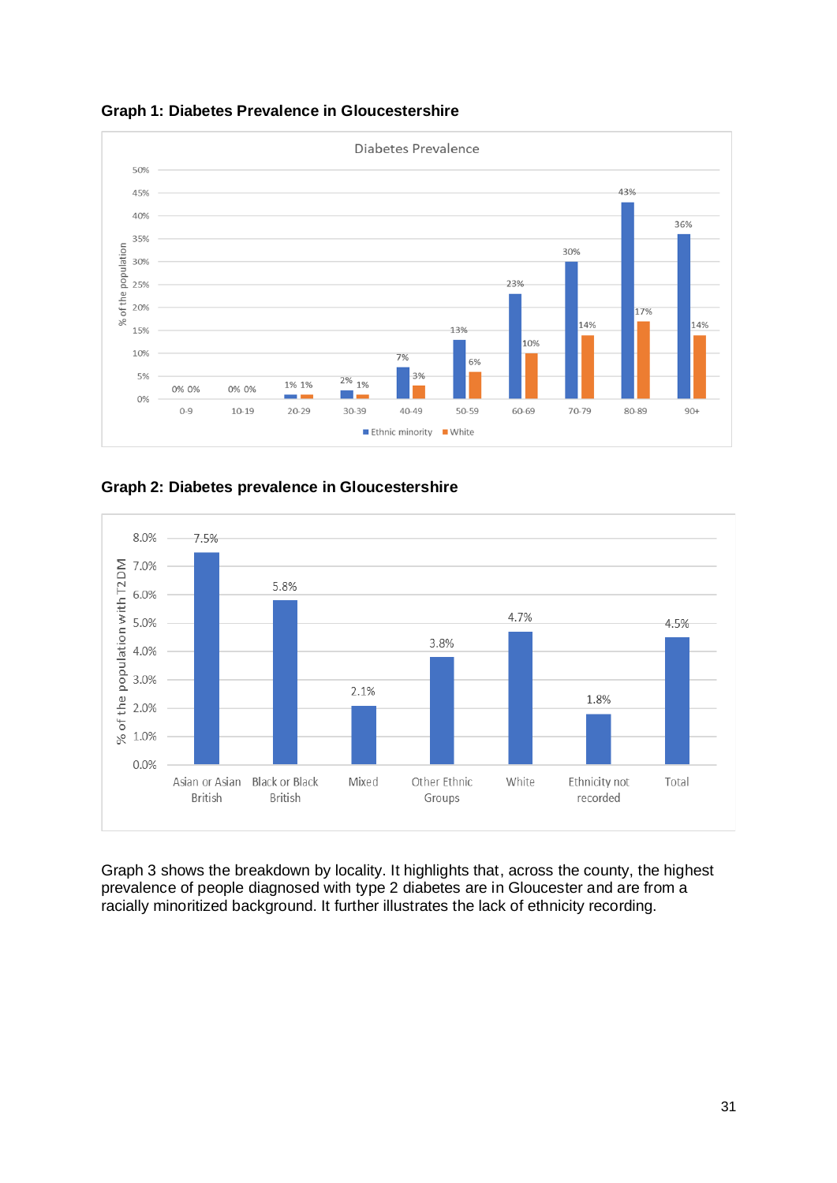**Graph 1: Diabetes Prevalence in Gloucestershire**

Diabetes Prevalence

| Age group | Ethnic minority | White |
|---|---|---|
| 0-9 | 0% | 0% |
| 10-19 | 0% | 0% |
| 20-29 | 1% | 1% |
| 30-39 | 2% | 1% |
| 40-49 | 7% | 3% |
| 50-59 | 13% | 6% |
| 60-69 | 23% | 10% |
| 70-79 | 30% | 14% |
| 80-89 | 43% | 17% |
| 90+ | 36% | 14% |

**Graph 2: Diabetes prevalence in Gloucestershire**

| Ethnicity | % of the population with T2DM |
|---|---|
| Asian or Asian British | 7.5% |
| Black or Black British | 5.8% |
| Mixed | 2.1% |
| Other Ethnic Groups | 3.8% |
| White | 4.7% |
| Ethnicity not recorded | 1.8% |
| Total | 4.5% |

Graph 3 shows the breakdown by locality. It highlights that, across the county, the highest prevalence of people diagnosed with type 2 diabetes are in Gloucester and are from a racially minoritized background. It further illustrates the lack of ethnicity recording.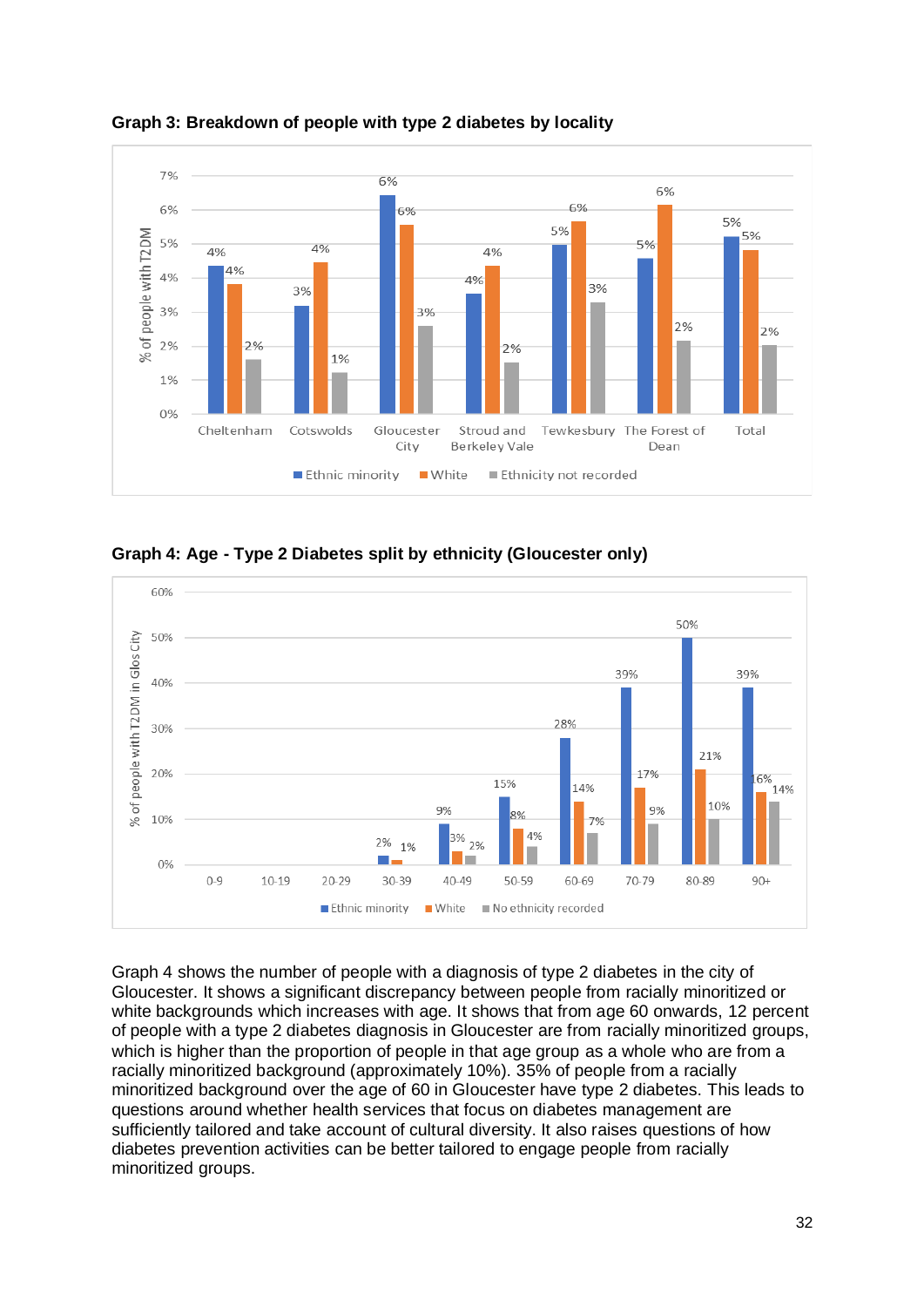**Graph 3: Breakdown of people with type 2 diabetes by locality**

| Locality | Ethnic minority | White | Ethnicity not recorded |
|---|---|---|---|
| Cheltenham | 4% | 4% | 2% |
| Cotswolds | 3% | 4% | 1% |
| Gloucester City | 6% | 6% | 3% |
| Stroud and Berkeley Vale | 4% | 4% | 2% |
| Tewkesbury | 5% | 6% | 3% |
| The Forest of Dean | 5% | 6% | 2% |
| Total | 5% | 5% | 2% |

**Graph 4: Age - Type 2 Diabetes split by ethnicity (Gloucester only)**

| Age | Ethnic minority | White | No ethnicity recorded |
|---|---|---|---|
| 0-9 | | | |
| 10-19 | | | |
| 20-29 | | | |
| 30-39 | 2% | 1% | |
| 40-49 | 9% | 3% | 2% |
| 50-59 | 15% | 8% | 4% |
| 60-69 | 28% | 14% | 7% |
| 70-79 | 39% | 17% | 9% |
| 80-89 | 50% | 21% | 10% |
| 90+ | 39% | 16% | 14% |

Graph 4 shows the number of people with a diagnosis of type 2 diabetes in the city of Gloucester. It shows a significant discrepancy between people from racially minoritized or white backgrounds which increases with age. It shows that from age 60 onwards, 12 percent of people with a type 2 diabetes diagnosis in Gloucester are from racially minoritized groups, which is higher than the proportion of people in that age group as a whole who are from a racially minoritized background (approximately 10%). 35% of people from a racially minoritized background over the age of 60 in Gloucester have type 2 diabetes. This leads to questions around whether health services that focus on diabetes management are sufficiently tailored and take account of cultural diversity. It also raises questions of how diabetes prevention activities can be better tailored to engage people from racially minoritized groups.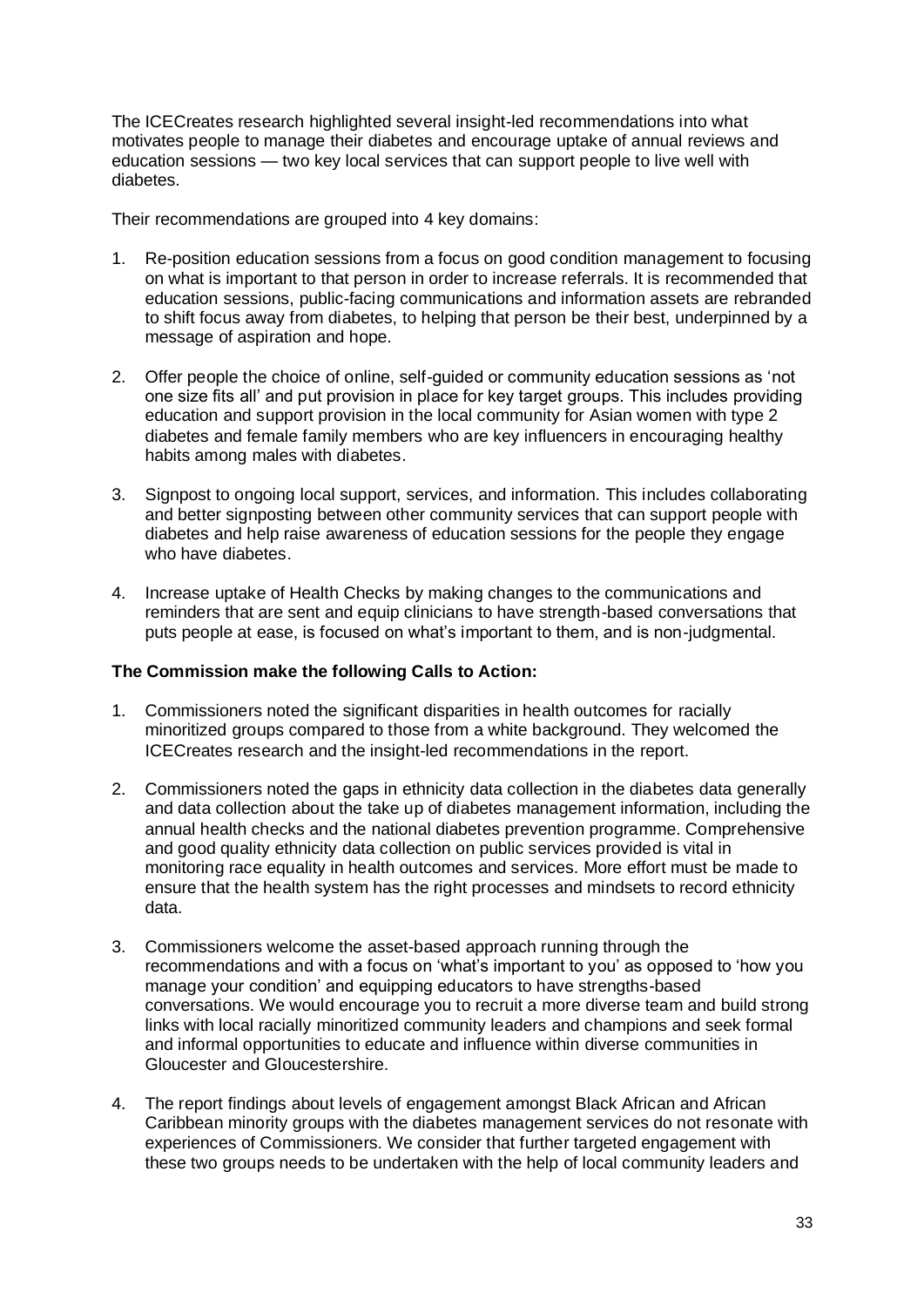The ICECreates research highlighted several insight-led recommendations into what motivates people to manage their diabetes and encourage uptake of annual reviews and education sessions — two key local services that can support people to live well with diabetes.

Their recommendations are grouped into 4 key domains:

1. Re-position education sessions from a focus on good condition management to focusing on what is important to that person in order to increase referrals. It is recommended that education sessions, public-facing communications and information assets are rebranded to shift focus away from diabetes, to helping that person be their best, underpinned by a message of aspiration and hope.

2. Offer people the choice of online, self-guided or community education sessions as 'not one size fits all' and put provision in place for key target groups. This includes providing education and support provision in the local community for Asian women with type 2 diabetes and female family members who are key influencers in encouraging healthy habits among males with diabetes.

3. Signpost to ongoing local support, services, and information. This includes collaborating and better signposting between other community services that can support people with diabetes and help raise awareness of education sessions for the people they engage who have diabetes.

4. Increase uptake of Health Checks by making changes to the communications and reminders that are sent and equip clinicians to have strength-based conversations that puts people at ease, is focused on what's important to them, and is non-judgmental.

**The Commission make the following Calls to Action:**

1. Commissioners noted the significant disparities in health outcomes for racially minoritized groups compared to those from a white background. They welcomed the ICECreates research and the insight-led recommendations in the report.

2. Commissioners noted the gaps in ethnicity data collection in the diabetes data generally and data collection about the take up of diabetes management information, including the annual health checks and the national diabetes prevention programme. Comprehensive and good quality ethnicity data collection on public services provided is vital in monitoring race equality in health outcomes and services. More effort must be made to ensure that the health system has the right processes and mindsets to record ethnicity data.

3. Commissioners welcome the asset-based approach running through the recommendations and with a focus on 'what's important to you' as opposed to 'how you manage your condition' and equipping educators to have strengths-based conversations. We would encourage you to recruit a more diverse team and build strong links with local racially minoritized community leaders and champions and seek formal and informal opportunities to educate and influence within diverse communities in Gloucester and Gloucestershire.

4. The report findings about levels of engagement amongst Black African and African Caribbean minority groups with the diabetes management services do not resonate with experiences of Commissioners. We consider that further targeted engagement with these two groups needs to be undertaken with the help of local community leaders and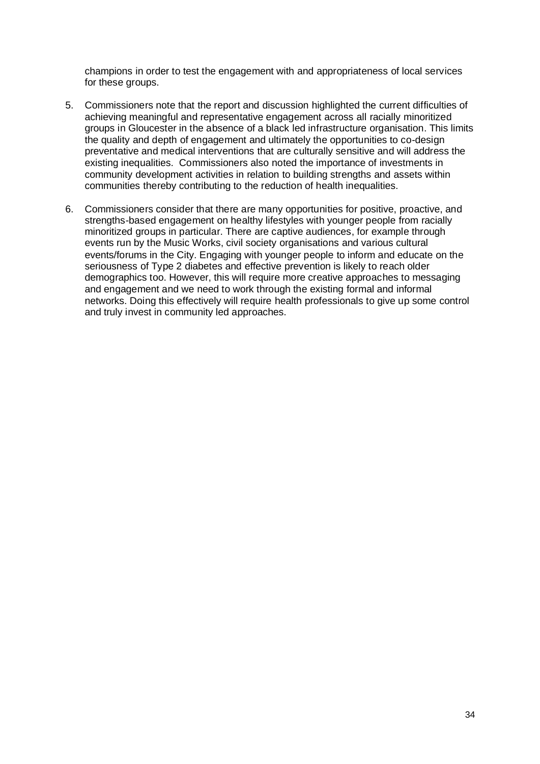champions in order to test the engagement with and appropriateness of local services for these groups.

5. Commissioners note that the report and discussion highlighted the current difficulties of achieving meaningful and representative engagement across all racially minoritized groups in Gloucester in the absence of a black led infrastructure organisation. This limits the quality and depth of engagement and ultimately the opportunities to co-design preventative and medical interventions that are culturally sensitive and will address the existing inequalities. Commissioners also noted the importance of investments in community development activities in relation to building strengths and assets within communities thereby contributing to the reduction of health inequalities.

6. Commissioners consider that there are many opportunities for positive, proactive, and strengths-based engagement on healthy lifestyles with younger people from racially minoritized groups in particular. There are captive audiences, for example through events run by the Music Works, civil society organisations and various cultural events/forums in the City. Engaging with younger people to inform and educate on the seriousness of Type 2 diabetes and effective prevention is likely to reach older demographics too. However, this will require more creative approaches to messaging and engagement and we need to work through the existing formal and informal networks. Doing this effectively will require health professionals to give up some control and truly invest in community led approaches.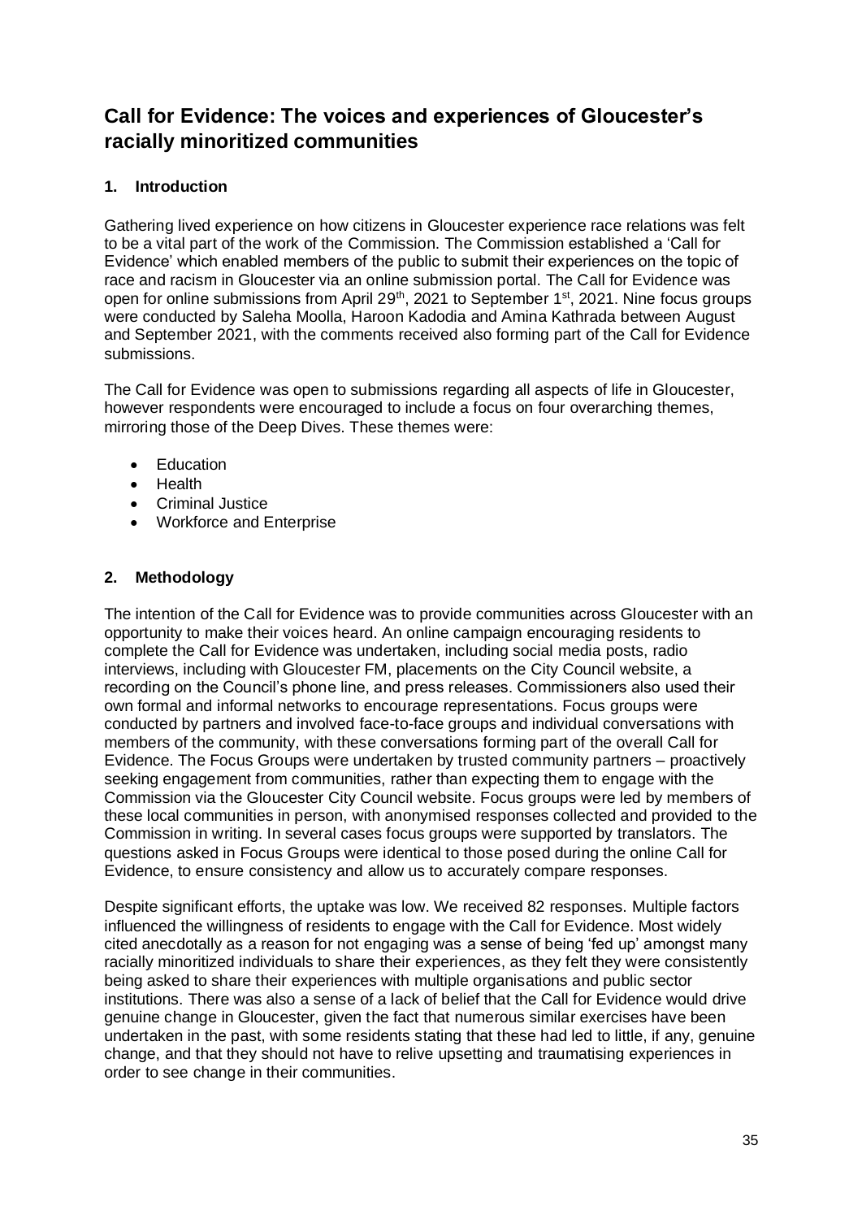# Call for Evidence: The voices and experiences of Gloucester's racially minoritized communities

## 1. Introduction

Gathering lived experience on how citizens in Gloucester experience race relations was felt to be a vital part of the work of the Commission. The Commission established a 'Call for Evidence' which enabled members of the public to submit their experiences on the topic of race and racism in Gloucester via an online submission portal. The Call for Evidence was open for online submissions from April 29th, 2021 to September 1st, 2021. Nine focus groups were conducted by Saleha Moolla, Haroon Kadodia and Amina Kathrada between August and September 2021, with the comments received also forming part of the Call for Evidence submissions.

The Call for Evidence was open to submissions regarding all aspects of life in Gloucester, however respondents were encouraged to include a focus on four overarching themes, mirroring those of the Deep Dives. These themes were:

- Education
- Health
- Criminal Justice
- Workforce and Enterprise

## 2. Methodology

The intention of the Call for Evidence was to provide communities across Gloucester with an opportunity to make their voices heard. An online campaign encouraging residents to complete the Call for Evidence was undertaken, including social media posts, radio interviews, including with Gloucester FM, placements on the City Council website, a recording on the Council's phone line, and press releases. Commissioners also used their own formal and informal networks to encourage representations. Focus groups were conducted by partners and involved face-to-face groups and individual conversations with members of the community, with these conversations forming part of the overall Call for Evidence. The Focus Groups were undertaken by trusted community partners – proactively seeking engagement from communities, rather than expecting them to engage with the Commission via the Gloucester City Council website. Focus groups were led by members of these local communities in person, with anonymised responses collected and provided to the Commission in writing. In several cases focus groups were supported by translators. The questions asked in Focus Groups were identical to those posed during the online Call for Evidence, to ensure consistency and allow us to accurately compare responses.

Despite significant efforts, the uptake was low. We received 82 responses. Multiple factors influenced the willingness of residents to engage with the Call for Evidence. Most widely cited anecdotally as a reason for not engaging was a sense of being 'fed up' amongst many racially minoritized individuals to share their experiences, as they felt they were consistently being asked to share their experiences with multiple organisations and public sector institutions. There was also a sense of a lack of belief that the Call for Evidence would drive genuine change in Gloucester, given the fact that numerous similar exercises have been undertaken in the past, with some residents stating that these had led to little, if any, genuine change, and that they should not have to relive upsetting and traumatising experiences in order to see change in their communities.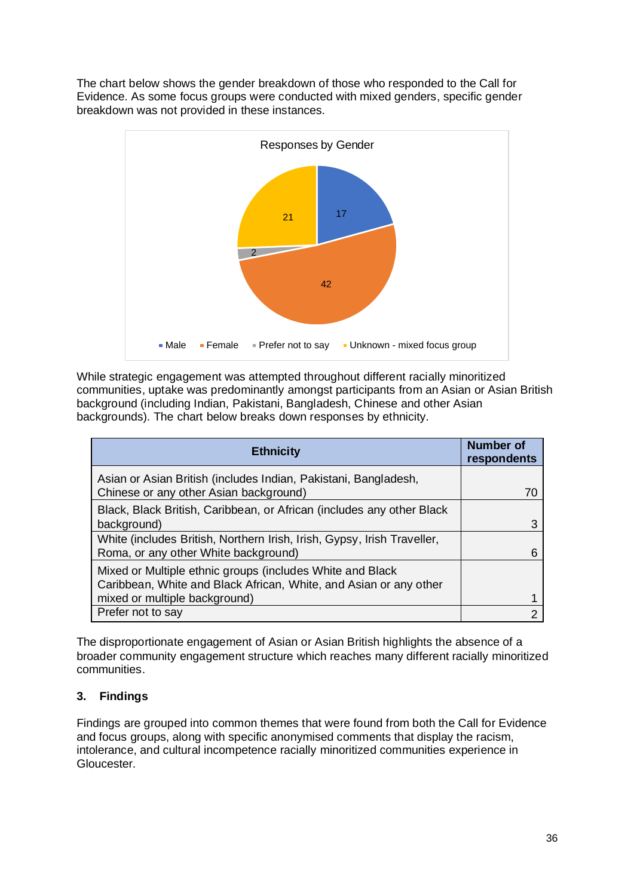The chart below shows the gender breakdown of those who responded to the Call for Evidence. As some focus groups were conducted with mixed genders, specific gender breakdown was not provided in these instances.

Responses by Gender

| Gender | Responses |
|---|---|
| Male | 17 |
| Female | 42 |
| Prefer not to say | 2 |
| Unknown - mixed focus group | 21 |

While strategic engagement was attempted throughout different racially minoritized communities, uptake was predominantly amongst participants from an Asian or Asian British background (including Indian, Pakistani, Bangladesh, Chinese and other Asian backgrounds). The chart below breaks down responses by ethnicity.

| Ethnicity | Number of respondents |
|---|---|
| Asian or Asian British (includes Indian, Pakistani, Bangladesh, Chinese or any other Asian background) | 70 |
| Black, Black British, Caribbean, or African (includes any other Black background) | 3 |
| White (includes British, Northern Irish, Irish, Gypsy, Irish Traveller, Roma, or any other White background) | 6 |
| Mixed or Multiple ethnic groups (includes White and Black Caribbean, White and Black African, White, and Asian or any other mixed or multiple background) | 1 |
| Prefer not to say | 2 |

The disproportionate engagement of Asian or Asian British highlights the absence of a broader community engagement structure which reaches many different racially minoritized communities.

## 3. Findings

Findings are grouped into common themes that were found from both the Call for Evidence and focus groups, along with specific anonymised comments that display the racism, intolerance, and cultural incompetence racially minoritized communities experience in Gloucester.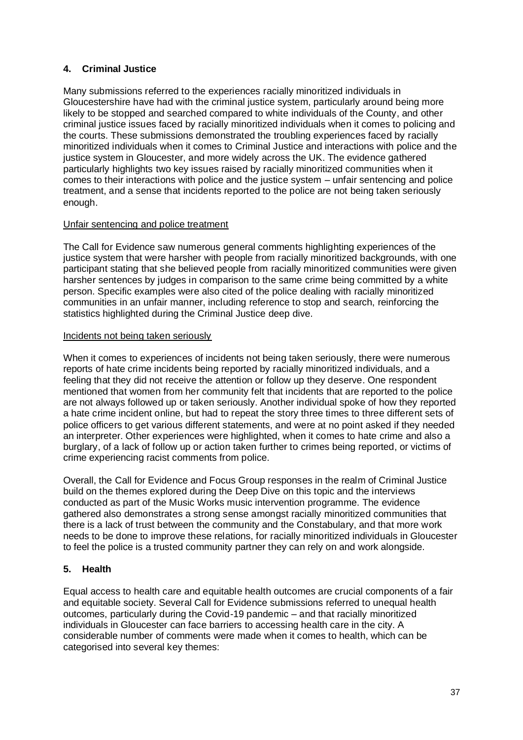## 4. Criminal Justice

Many submissions referred to the experiences racially minoritized individuals in Gloucestershire have had with the criminal justice system, particularly around being more likely to be stopped and searched compared to white individuals of the County, and other criminal justice issues faced by racially minoritized individuals when it comes to policing and the courts. These submissions demonstrated the troubling experiences faced by racially minoritized individuals when it comes to Criminal Justice and interactions with police and the justice system in Gloucester, and more widely across the UK. The evidence gathered particularly highlights two key issues raised by racially minoritized communities when it comes to their interactions with police and the justice system – unfair sentencing and police treatment, and a sense that incidents reported to the police are not being taken seriously enough.

<u>Unfair sentencing and police treatment</u>

The Call for Evidence saw numerous general comments highlighting experiences of the justice system that were harsher with people from racially minoritized backgrounds, with one participant stating that she believed people from racially minoritized communities were given harsher sentences by judges in comparison to the same crime being committed by a white person. Specific examples were also cited of the police dealing with racially minoritized communities in an unfair manner, including reference to stop and search, reinforcing the statistics highlighted during the Criminal Justice deep dive.

<u>Incidents not being taken seriously</u>

When it comes to experiences of incidents not being taken seriously, there were numerous reports of hate crime incidents being reported by racially minoritized individuals, and a feeling that they did not receive the attention or follow up they deserve. One respondent mentioned that women from her community felt that incidents that are reported to the police are not always followed up or taken seriously. Another individual spoke of how they reported a hate crime incident online, but had to repeat the story three times to three different sets of police officers to get various different statements, and were at no point asked if they needed an interpreter. Other experiences were highlighted, when it comes to hate crime and also a burglary, of a lack of follow up or action taken further to crimes being reported, or victims of crime experiencing racist comments from police.

Overall, the Call for Evidence and Focus Group responses in the realm of Criminal Justice build on the themes explored during the Deep Dive on this topic and the interviews conducted as part of the Music Works music intervention programme. The evidence gathered also demonstrates a strong sense amongst racially minoritized communities that there is a lack of trust between the community and the Constabulary, and that more work needs to be done to improve these relations, for racially minoritized individuals in Gloucester to feel the police is a trusted community partner they can rely on and work alongside.

## 5. Health

Equal access to health care and equitable health outcomes are crucial components of a fair and equitable society. Several Call for Evidence submissions referred to unequal health outcomes, particularly during the Covid-19 pandemic – and that racially minoritized individuals in Gloucester can face barriers to accessing health care in the city. A considerable number of comments were made when it comes to health, which can be categorised into several key themes: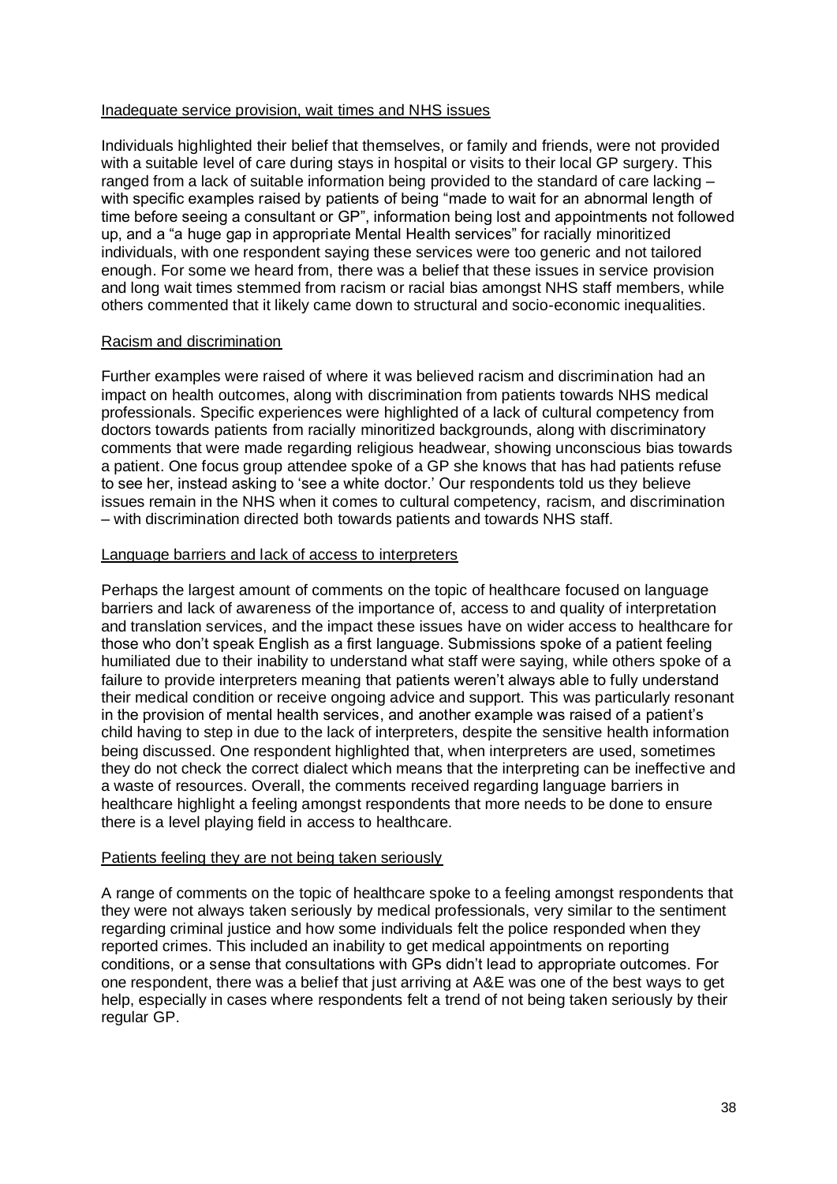Inadequate service provision, wait times and NHS issues

Individuals highlighted their belief that themselves, or family and friends, were not provided with a suitable level of care during stays in hospital or visits to their local GP surgery. This ranged from a lack of suitable information being provided to the standard of care lacking – with specific examples raised by patients of being "made to wait for an abnormal length of time before seeing a consultant or GP", information being lost and appointments not followed up, and a "a huge gap in appropriate Mental Health services" for racially minoritized individuals, with one respondent saying these services were too generic and not tailored enough. For some we heard from, there was a belief that these issues in service provision and long wait times stemmed from racism or racial bias amongst NHS staff members, while others commented that it likely came down to structural and socio-economic inequalities.

Racism and discrimination

Further examples were raised of where it was believed racism and discrimination had an impact on health outcomes, along with discrimination from patients towards NHS medical professionals. Specific experiences were highlighted of a lack of cultural competency from doctors towards patients from racially minoritized backgrounds, along with discriminatory comments that were made regarding religious headwear, showing unconscious bias towards a patient. One focus group attendee spoke of a GP she knows that has had patients refuse to see her, instead asking to 'see a white doctor.' Our respondents told us they believe issues remain in the NHS when it comes to cultural competency, racism, and discrimination – with discrimination directed both towards patients and towards NHS staff.

Language barriers and lack of access to interpreters

Perhaps the largest amount of comments on the topic of healthcare focused on language barriers and lack of awareness of the importance of, access to and quality of interpretation and translation services, and the impact these issues have on wider access to healthcare for those who don't speak English as a first language. Submissions spoke of a patient feeling humiliated due to their inability to understand what staff were saying, while others spoke of a failure to provide interpreters meaning that patients weren't always able to fully understand their medical condition or receive ongoing advice and support. This was particularly resonant in the provision of mental health services, and another example was raised of a patient's child having to step in due to the lack of interpreters, despite the sensitive health information being discussed. One respondent highlighted that, when interpreters are used, sometimes they do not check the correct dialect which means that the interpreting can be ineffective and a waste of resources. Overall, the comments received regarding language barriers in healthcare highlight a feeling amongst respondents that more needs to be done to ensure there is a level playing field in access to healthcare.

Patients feeling they are not being taken seriously

A range of comments on the topic of healthcare spoke to a feeling amongst respondents that they were not always taken seriously by medical professionals, very similar to the sentiment regarding criminal justice and how some individuals felt the police responded when they reported crimes. This included an inability to get medical appointments on reporting conditions, or a sense that consultations with GPs didn't lead to appropriate outcomes. For one respondent, there was a belief that just arriving at A&E was one of the best ways to get help, especially in cases where respondents felt a trend of not being taken seriously by their regular GP.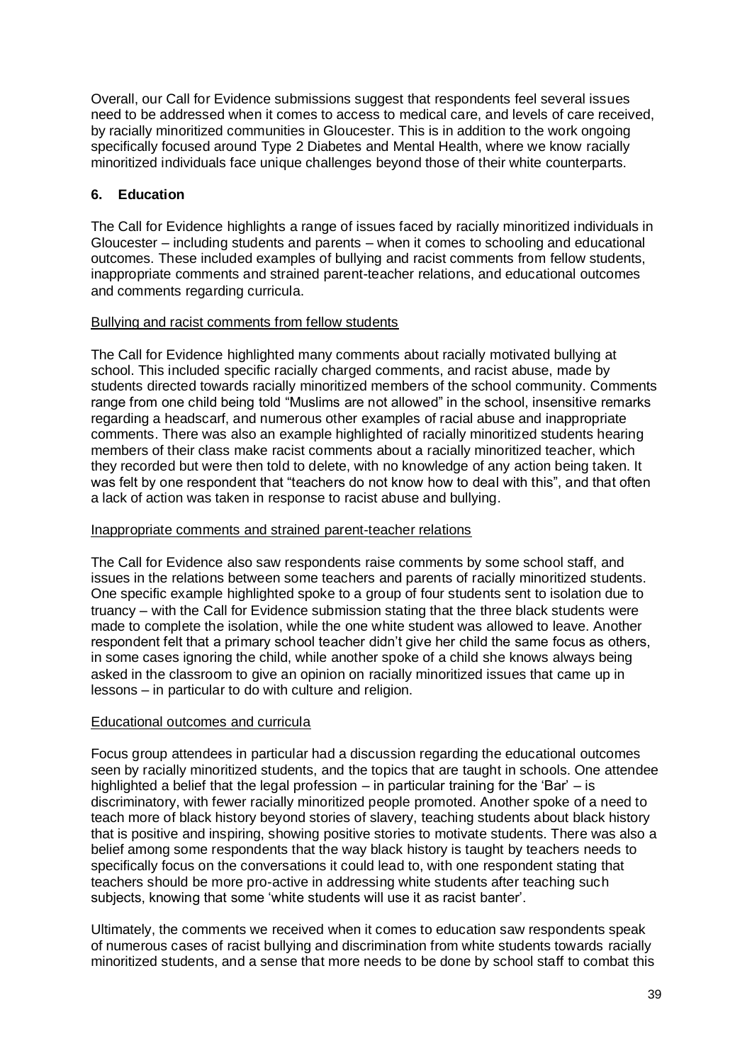Overall, our Call for Evidence submissions suggest that respondents feel several issues need to be addressed when it comes to access to medical care, and levels of care received, by racially minoritized communities in Gloucester. This is in addition to the work ongoing specifically focused around Type 2 Diabetes and Mental Health, where we know racially minoritized individuals face unique challenges beyond those of their white counterparts.

## 6. Education

The Call for Evidence highlights a range of issues faced by racially minoritized individuals in Gloucester – including students and parents – when it comes to schooling and educational outcomes. These included examples of bullying and racist comments from fellow students, inappropriate comments and strained parent-teacher relations, and educational outcomes and comments regarding curricula.

### Bullying and racist comments from fellow students

The Call for Evidence highlighted many comments about racially motivated bullying at school. This included specific racially charged comments, and racist abuse, made by students directed towards racially minoritized members of the school community. Comments range from one child being told "Muslims are not allowed" in the school, insensitive remarks regarding a headscarf, and numerous other examples of racial abuse and inappropriate comments. There was also an example highlighted of racially minoritized students hearing members of their class make racist comments about a racially minoritized teacher, which they recorded but were then told to delete, with no knowledge of any action being taken. It was felt by one respondent that "teachers do not know how to deal with this", and that often a lack of action was taken in response to racist abuse and bullying.

### Inappropriate comments and strained parent-teacher relations

The Call for Evidence also saw respondents raise comments by some school staff, and issues in the relations between some teachers and parents of racially minoritized students. One specific example highlighted spoke to a group of four students sent to isolation due to truancy – with the Call for Evidence submission stating that the three black students were made to complete the isolation, while the one white student was allowed to leave. Another respondent felt that a primary school teacher didn't give her child the same focus as others, in some cases ignoring the child, while another spoke of a child she knows always being asked in the classroom to give an opinion on racially minoritized issues that came up in lessons – in particular to do with culture and religion.

### Educational outcomes and curricula

Focus group attendees in particular had a discussion regarding the educational outcomes seen by racially minoritized students, and the topics that are taught in schools. One attendee highlighted a belief that the legal profession – in particular training for the 'Bar' – is discriminatory, with fewer racially minoritized people promoted. Another spoke of a need to teach more of black history beyond stories of slavery, teaching students about black history that is positive and inspiring, showing positive stories to motivate students. There was also a belief among some respondents that the way black history is taught by teachers needs to specifically focus on the conversations it could lead to, with one respondent stating that teachers should be more pro-active in addressing white students after teaching such subjects, knowing that some 'white students will use it as racist banter'.

Ultimately, the comments we received when it comes to education saw respondents speak of numerous cases of racist bullying and discrimination from white students towards racially minoritized students, and a sense that more needs to be done by school staff to combat this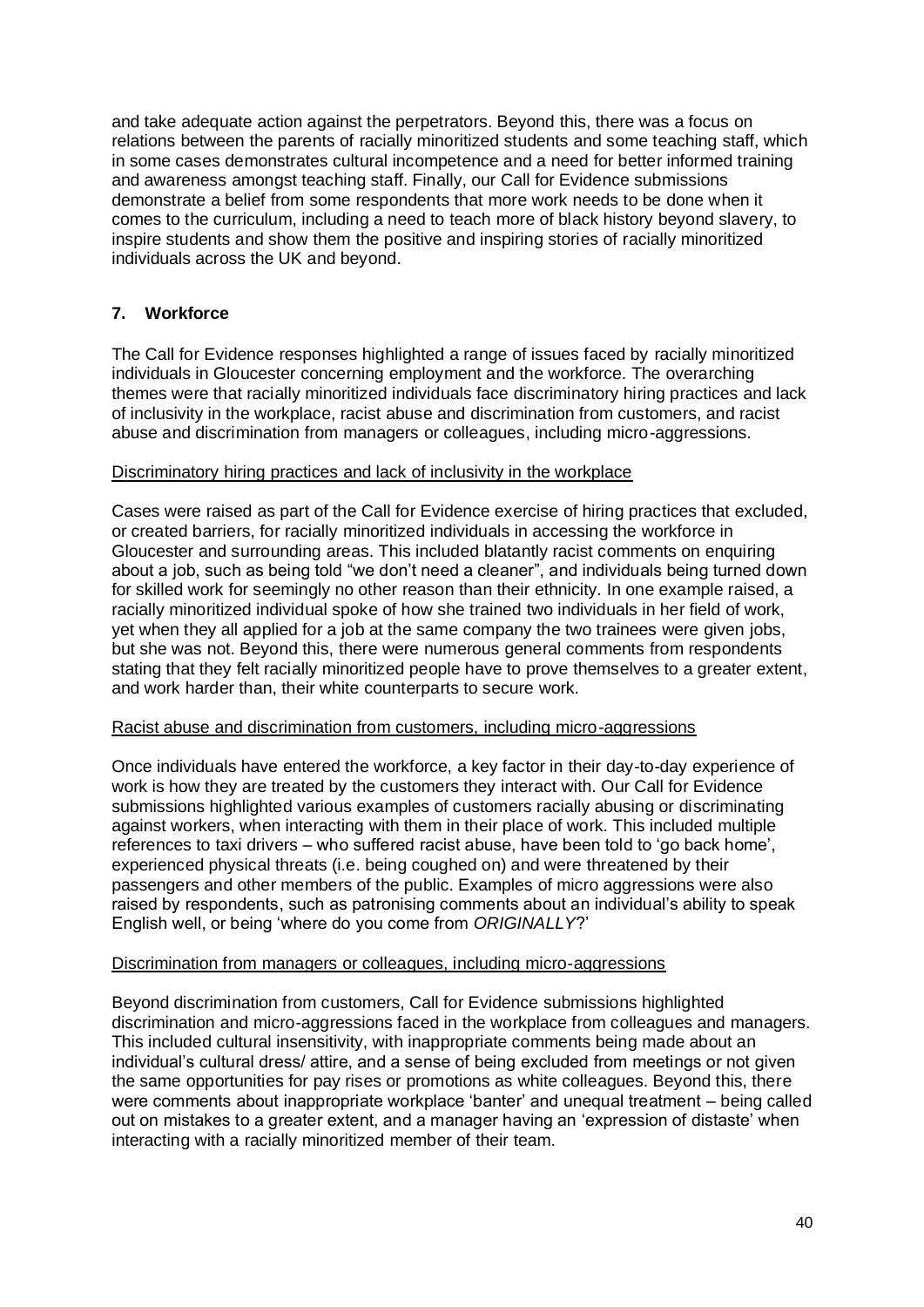and take adequate action against the perpetrators. Beyond this, there was a focus on relations between the parents of racially minoritized students and some teaching staff, which in some cases demonstrates cultural incompetence and a need for better informed training and awareness amongst teaching staff. Finally, our Call for Evidence submissions demonstrate a belief from some respondents that more work needs to be done when it comes to the curriculum, including a need to teach more of black history beyond slavery, to inspire students and show them the positive and inspiring stories of racially minoritized individuals across the UK and beyond.

## 7. Workforce

The Call for Evidence responses highlighted a range of issues faced by racially minoritized individuals in Gloucester concerning employment and the workforce. The overarching themes were that racially minoritized individuals face discriminatory hiring practices and lack of inclusivity in the workplace, racist abuse and discrimination from customers, and racist abuse and discrimination from managers or colleagues, including micro-aggressions.

<u>Discriminatory hiring practices and lack of inclusivity in the workplace</u>

Cases were raised as part of the Call for Evidence exercise of hiring practices that excluded, or created barriers, for racially minoritized individuals in accessing the workforce in Gloucester and surrounding areas. This included blatantly racist comments on enquiring about a job, such as being told "we don't need a cleaner", and individuals being turned down for skilled work for seemingly no other reason than their ethnicity. In one example raised, a racially minoritized individual spoke of how she trained two individuals in her field of work, yet when they all applied for a job at the same company the two trainees were given jobs, but she was not. Beyond this, there were numerous general comments from respondents stating that they felt racially minoritized people have to prove themselves to a greater extent, and work harder than, their white counterparts to secure work.

<u>Racist abuse and discrimination from customers, including micro-aggressions</u>

Once individuals have entered the workforce, a key factor in their day-to-day experience of work is how they are treated by the customers they interact with. Our Call for Evidence submissions highlighted various examples of customers racially abusing or discriminating against workers, when interacting with them in their place of work. This included multiple references to taxi drivers – who suffered racist abuse, have been told to 'go back home', experienced physical threats (i.e. being coughed on) and were threatened by their passengers and other members of the public. Examples of micro aggressions were also raised by respondents, such as patronising comments about an individual's ability to speak English well, or being 'where do you come from *ORIGINALLY*?'

<u>Discrimination from managers or colleagues, including micro-aggressions</u>

Beyond discrimination from customers, Call for Evidence submissions highlighted discrimination and micro-aggressions faced in the workplace from colleagues and managers. This included cultural insensitivity, with inappropriate comments being made about an individual's cultural dress/ attire, and a sense of being excluded from meetings or not given the same opportunities for pay rises or promotions as white colleagues. Beyond this, there were comments about inappropriate workplace 'banter' and unequal treatment – being called out on mistakes to a greater extent, and a manager having an 'expression of distaste' when interacting with a racially minoritized member of their team.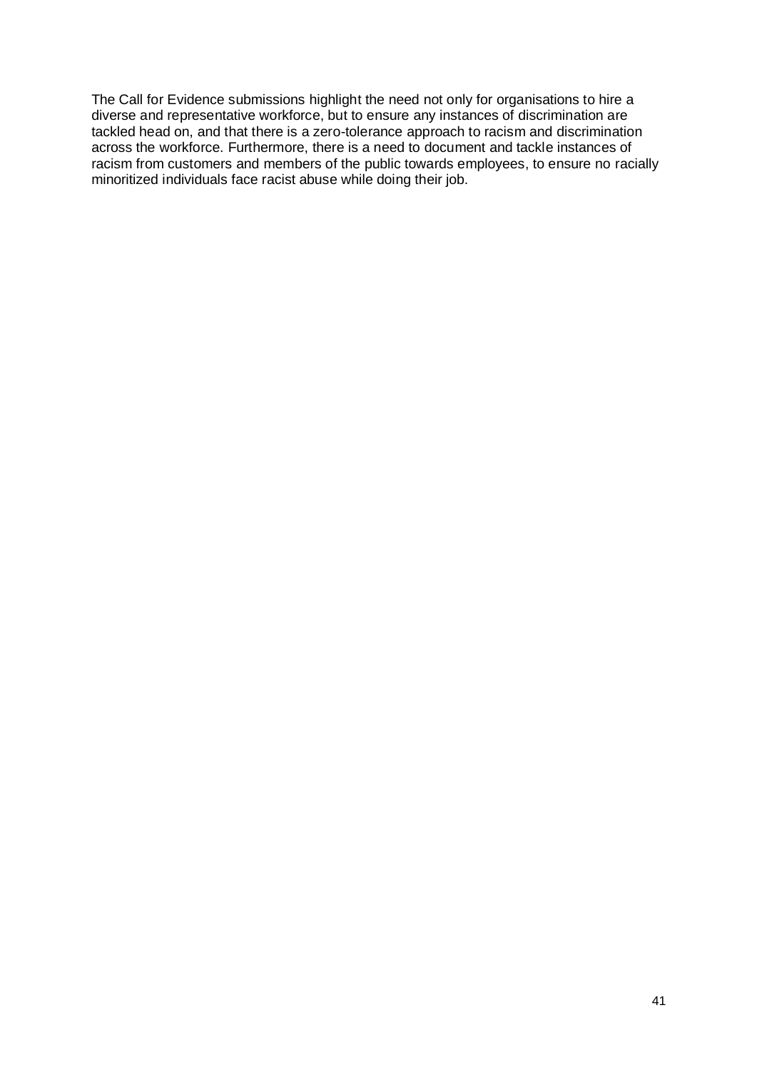The Call for Evidence submissions highlight the need not only for organisations to hire a diverse and representative workforce, but to ensure any instances of discrimination are tackled head on, and that there is a zero-tolerance approach to racism and discrimination across the workforce. Furthermore, there is a need to document and tackle instances of racism from customers and members of the public towards employees, to ensure no racially minoritized individuals face racist abuse while doing their job.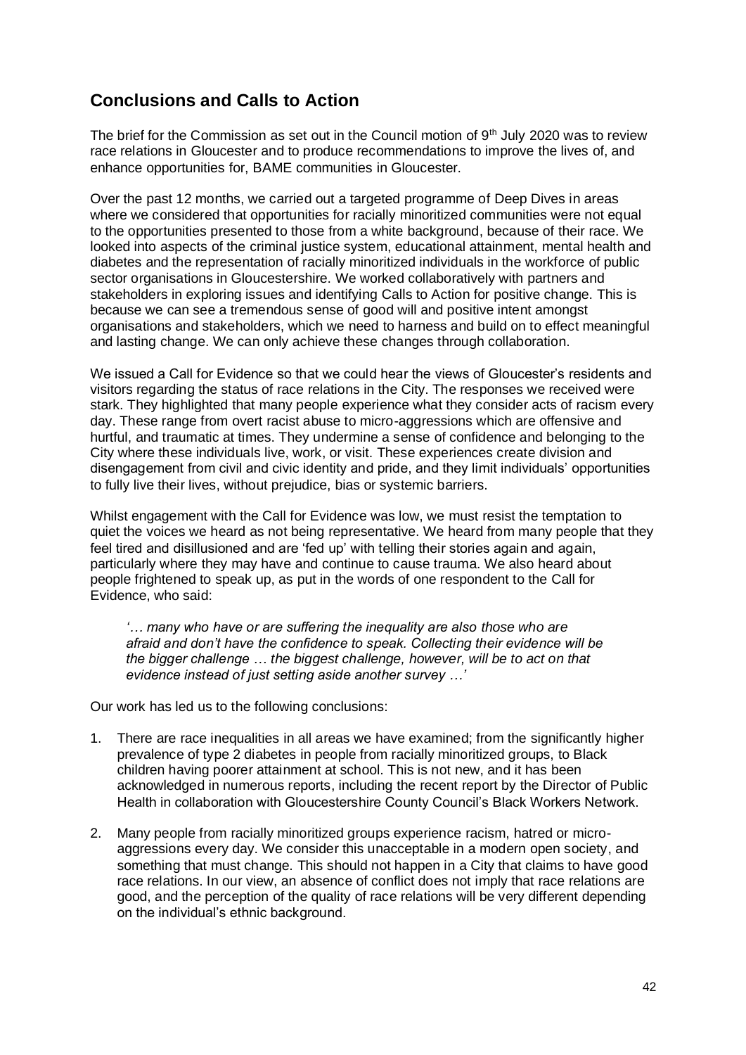## Conclusions and Calls to Action

The brief for the Commission as set out in the Council motion of 9th July 2020 was to review race relations in Gloucester and to produce recommendations to improve the lives of, and enhance opportunities for, BAME communities in Gloucester.

Over the past 12 months, we carried out a targeted programme of Deep Dives in areas where we considered that opportunities for racially minoritized communities were not equal to the opportunities presented to those from a white background, because of their race. We looked into aspects of the criminal justice system, educational attainment, mental health and diabetes and the representation of racially minoritized individuals in the workforce of public sector organisations in Gloucestershire. We worked collaboratively with partners and stakeholders in exploring issues and identifying Calls to Action for positive change. This is because we can see a tremendous sense of good will and positive intent amongst organisations and stakeholders, which we need to harness and build on to effect meaningful and lasting change. We can only achieve these changes through collaboration.

We issued a Call for Evidence so that we could hear the views of Gloucester's residents and visitors regarding the status of race relations in the City. The responses we received were stark. They highlighted that many people experience what they consider acts of racism every day. These range from overt racist abuse to micro-aggressions which are offensive and hurtful, and traumatic at times. They undermine a sense of confidence and belonging to the City where these individuals live, work, or visit. These experiences create division and disengagement from civil and civic identity and pride, and they limit individuals' opportunities to fully live their lives, without prejudice, bias or systemic barriers.

Whilst engagement with the Call for Evidence was low, we must resist the temptation to quiet the voices we heard as not being representative. We heard from many people that they feel tired and disillusioned and are 'fed up' with telling their stories again and again, particularly where they may have and continue to cause trauma. We also heard about people frightened to speak up, as put in the words of one respondent to the Call for Evidence, who said:

> *'… many who have or are suffering the inequality are also those who are afraid and don't have the confidence to speak. Collecting their evidence will be the bigger challenge … the biggest challenge, however, will be to act on that evidence instead of just setting aside another survey …'*

Our work has led us to the following conclusions:

1. There are race inequalities in all areas we have examined; from the significantly higher prevalence of type 2 diabetes in people from racially minoritized groups, to Black children having poorer attainment at school. This is not new, and it has been acknowledged in numerous reports, including the recent report by the Director of Public Health in collaboration with Gloucestershire County Council's Black Workers Network.

2. Many people from racially minoritized groups experience racism, hatred or micro-aggressions every day. We consider this unacceptable in a modern open society, and something that must change. This should not happen in a City that claims to have good race relations. In our view, an absence of conflict does not imply that race relations are good, and the perception of the quality of race relations will be very different depending on the individual's ethnic background.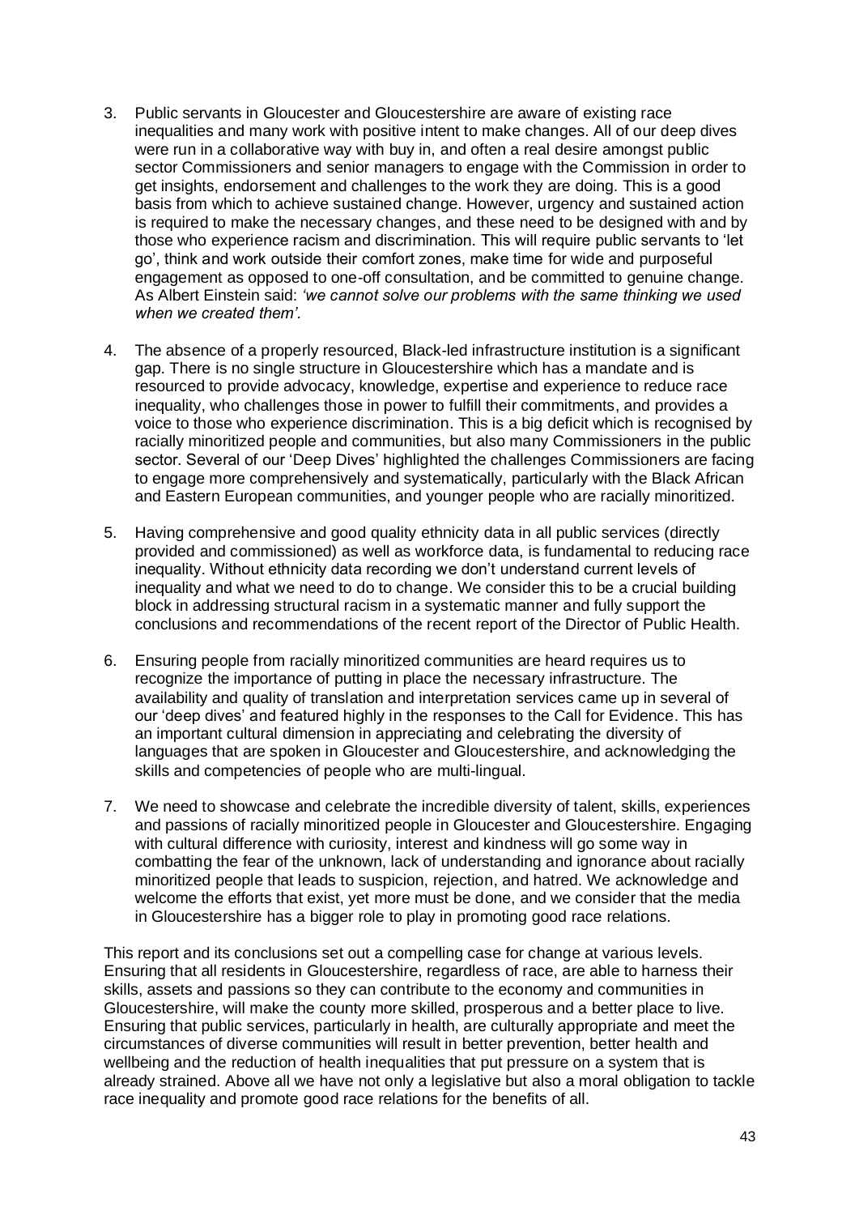3. Public servants in Gloucester and Gloucestershire are aware of existing race inequalities and many work with positive intent to make changes. All of our deep dives were run in a collaborative way with buy in, and often a real desire amongst public sector Commissioners and senior managers to engage with the Commission in order to get insights, endorsement and challenges to the work they are doing. This is a good basis from which to achieve sustained change. However, urgency and sustained action is required to make the necessary changes, and these need to be designed with and by those who experience racism and discrimination. This will require public servants to 'let go', think and work outside their comfort zones, make time for wide and purposeful engagement as opposed to one-off consultation, and be committed to genuine change. As Albert Einstein said: *'we cannot solve our problems with the same thinking we used when we created them'.*

4. The absence of a properly resourced, Black-led infrastructure institution is a significant gap. There is no single structure in Gloucestershire which has a mandate and is resourced to provide advocacy, knowledge, expertise and experience to reduce race inequality, who challenges those in power to fulfill their commitments, and provides a voice to those who experience discrimination. This is a big deficit which is recognised by racially minoritized people and communities, but also many Commissioners in the public sector. Several of our 'Deep Dives' highlighted the challenges Commissioners are facing to engage more comprehensively and systematically, particularly with the Black African and Eastern European communities, and younger people who are racially minoritized.

5. Having comprehensive and good quality ethnicity data in all public services (directly provided and commissioned) as well as workforce data, is fundamental to reducing race inequality. Without ethnicity data recording we don't understand current levels of inequality and what we need to do to change. We consider this to be a crucial building block in addressing structural racism in a systematic manner and fully support the conclusions and recommendations of the recent report of the Director of Public Health.

6. Ensuring people from racially minoritized communities are heard requires us to recognize the importance of putting in place the necessary infrastructure. The availability and quality of translation and interpretation services came up in several of our 'deep dives' and featured highly in the responses to the Call for Evidence. This has an important cultural dimension in appreciating and celebrating the diversity of languages that are spoken in Gloucester and Gloucestershire, and acknowledging the skills and competencies of people who are multi-lingual.

7. We need to showcase and celebrate the incredible diversity of talent, skills, experiences and passions of racially minoritized people in Gloucester and Gloucestershire. Engaging with cultural difference with curiosity, interest and kindness will go some way in combatting the fear of the unknown, lack of understanding and ignorance about racially minoritized people that leads to suspicion, rejection, and hatred. We acknowledge and welcome the efforts that exist, yet more must be done, and we consider that the media in Gloucestershire has a bigger role to play in promoting good race relations.

This report and its conclusions set out a compelling case for change at various levels. Ensuring that all residents in Gloucestershire, regardless of race, are able to harness their skills, assets and passions so they can contribute to the economy and communities in Gloucestershire, will make the county more skilled, prosperous and a better place to live. Ensuring that public services, particularly in health, are culturally appropriate and meet the circumstances of diverse communities will result in better prevention, better health and wellbeing and the reduction of health inequalities that put pressure on a system that is already strained. Above all we have not only a legislative but also a moral obligation to tackle race inequality and promote good race relations for the benefits of all.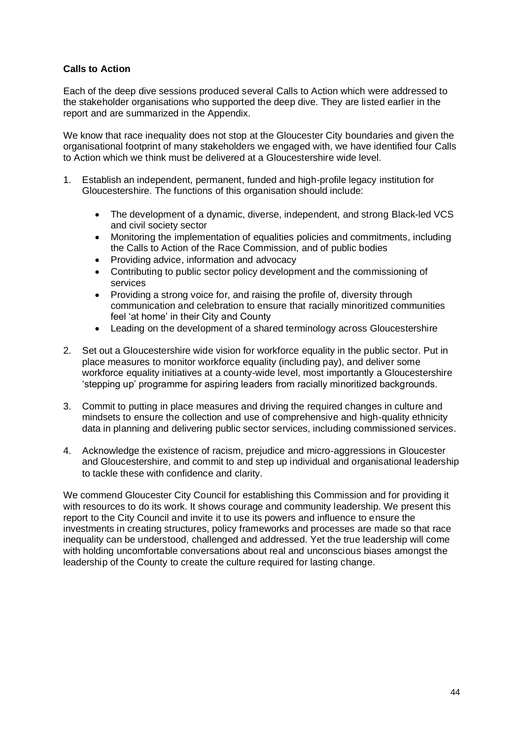**Calls to Action**

Each of the deep dive sessions produced several Calls to Action which were addressed to the stakeholder organisations who supported the deep dive. They are listed earlier in the report and are summarized in the Appendix.

We know that race inequality does not stop at the Gloucester City boundaries and given the organisational footprint of many stakeholders we engaged with, we have identified four Calls to Action which we think must be delivered at a Gloucestershire wide level.

1. Establish an independent, permanent, funded and high-profile legacy institution for Gloucestershire. The functions of this organisation should include:

    - The development of a dynamic, diverse, independent, and strong Black-led VCS and civil society sector
    - Monitoring the implementation of equalities policies and commitments, including the Calls to Action of the Race Commission, and of public bodies
    - Providing advice, information and advocacy
    - Contributing to public sector policy development and the commissioning of services
    - Providing a strong voice for, and raising the profile of, diversity through communication and celebration to ensure that racially minoritized communities feel 'at home' in their City and County
    - Leading on the development of a shared terminology across Gloucestershire

2. Set out a Gloucestershire wide vision for workforce equality in the public sector. Put in place measures to monitor workforce equality (including pay), and deliver some workforce equality initiatives at a county-wide level, most importantly a Gloucestershire 'stepping up' programme for aspiring leaders from racially minoritized backgrounds.

3. Commit to putting in place measures and driving the required changes in culture and mindsets to ensure the collection and use of comprehensive and high-quality ethnicity data in planning and delivering public sector services, including commissioned services.

4. Acknowledge the existence of racism, prejudice and micro-aggressions in Gloucester and Gloucestershire, and commit to and step up individual and organisational leadership to tackle these with confidence and clarity.

We commend Gloucester City Council for establishing this Commission and for providing it with resources to do its work. It shows courage and community leadership. We present this report to the City Council and invite it to use its powers and influence to ensure the investments in creating structures, policy frameworks and processes are made so that race inequality can be understood, challenged and addressed. Yet the true leadership will come with holding uncomfortable conversations about real and unconscious biases amongst the leadership of the County to create the culture required for lasting change.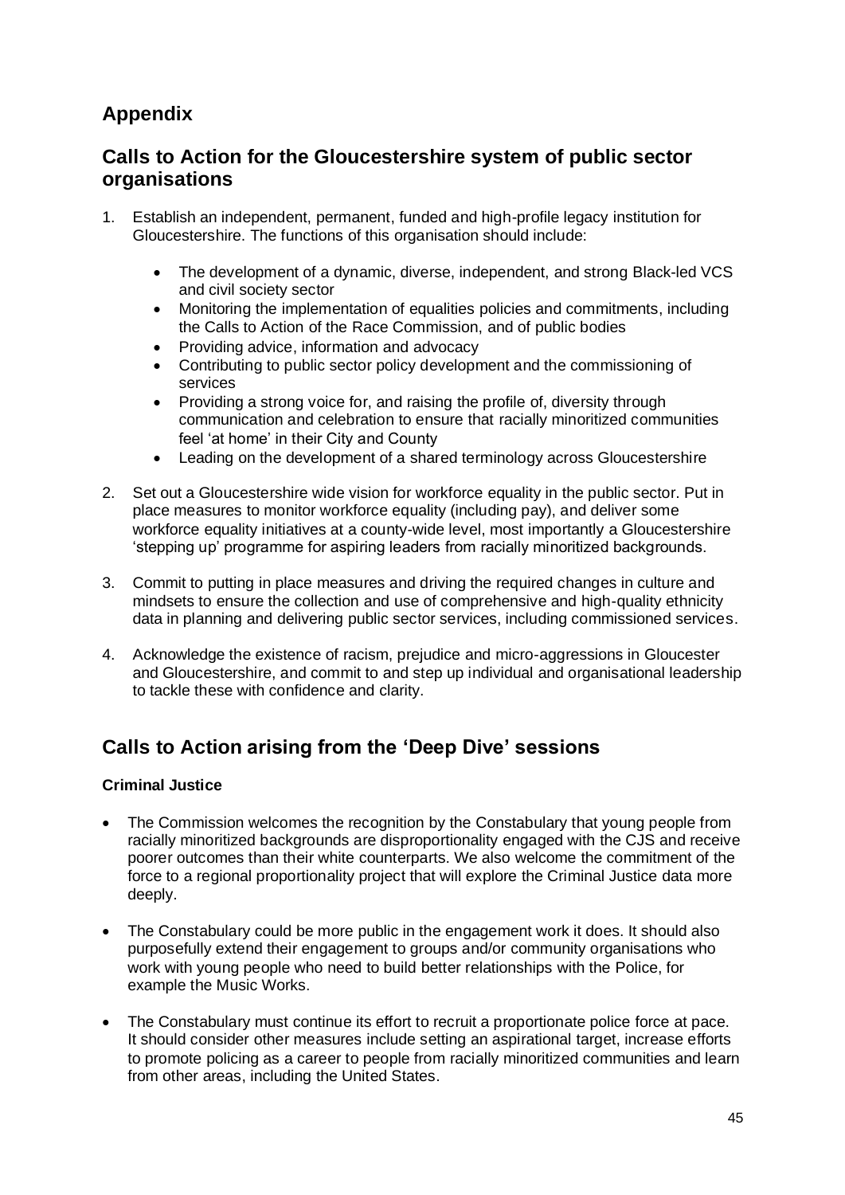# Appendix

## Calls to Action for the Gloucestershire system of public sector organisations

1. Establish an independent, permanent, funded and high-profile legacy institution for Gloucestershire. The functions of this organisation should include:
   - The development of a dynamic, diverse, independent, and strong Black-led VCS and civil society sector
   - Monitoring the implementation of equalities policies and commitments, including the Calls to Action of the Race Commission, and of public bodies
   - Providing advice, information and advocacy
   - Contributing to public sector policy development and the commissioning of services
   - Providing a strong voice for, and raising the profile of, diversity through communication and celebration to ensure that racially minoritized communities feel 'at home' in their City and County
   - Leading on the development of a shared terminology across Gloucestershire
2. Set out a Gloucestershire wide vision for workforce equality in the public sector. Put in place measures to monitor workforce equality (including pay), and deliver some workforce equality initiatives at a county-wide level, most importantly a Gloucestershire 'stepping up' programme for aspiring leaders from racially minoritized backgrounds.
3. Commit to putting in place measures and driving the required changes in culture and mindsets to ensure the collection and use of comprehensive and high-quality ethnicity data in planning and delivering public sector services, including commissioned services.
4. Acknowledge the existence of racism, prejudice and micro-aggressions in Gloucester and Gloucestershire, and commit to and step up individual and organisational leadership to tackle these with confidence and clarity.

## Calls to Action arising from the 'Deep Dive' sessions

### Criminal Justice

- The Commission welcomes the recognition by the Constabulary that young people from racially minoritized backgrounds are disproportionality engaged with the CJS and receive poorer outcomes than their white counterparts. We also welcome the commitment of the force to a regional proportionality project that will explore the Criminal Justice data more deeply.
- The Constabulary could be more public in the engagement work it does. It should also purposefully extend their engagement to groups and/or community organisations who work with young people who need to build better relationships with the Police, for example the Music Works.
- The Constabulary must continue its effort to recruit a proportionate police force at pace. It should consider other measures include setting an aspirational target, increase efforts to promote policing as a career to people from racially minoritized communities and learn from other areas, including the United States.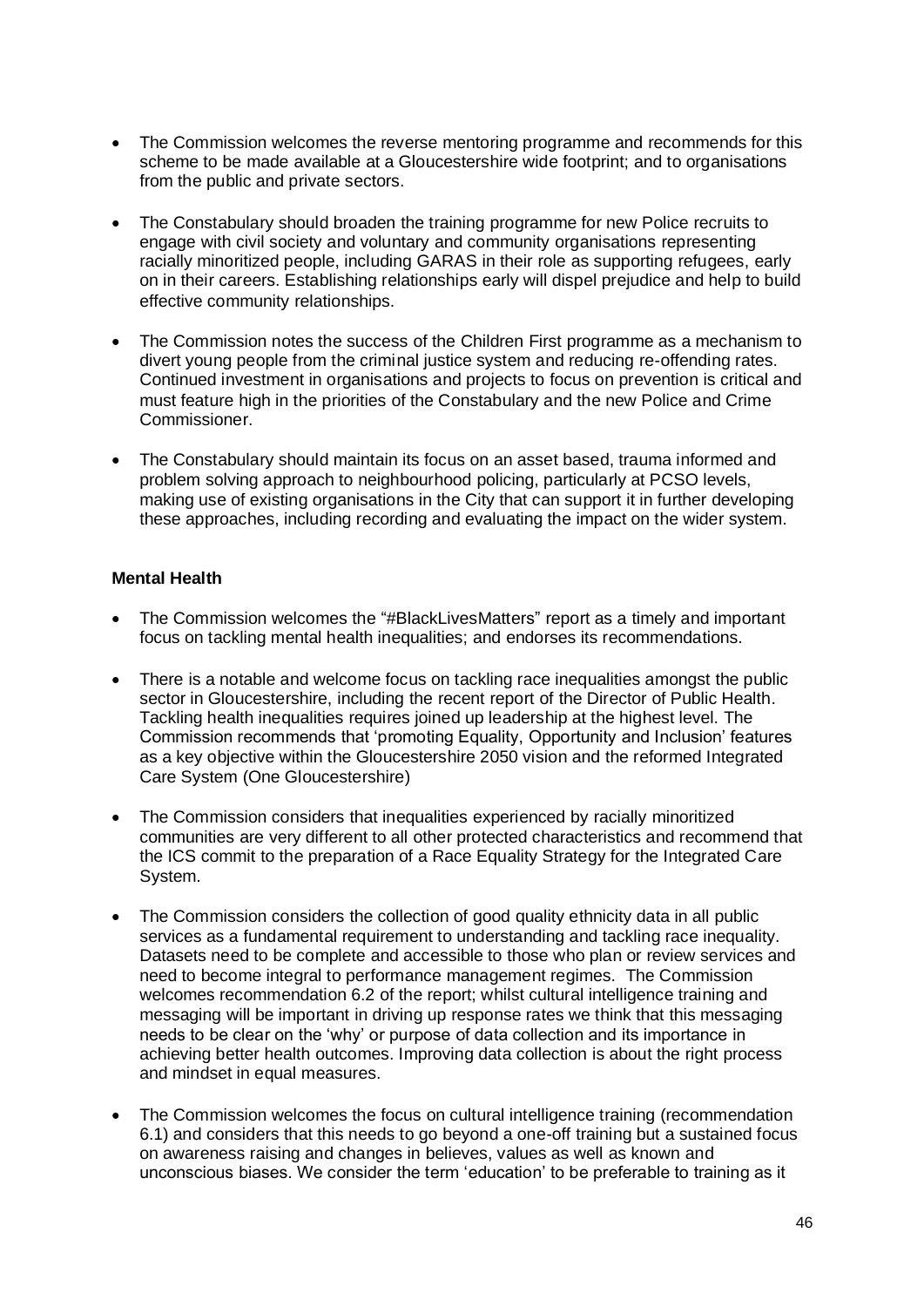- The Commission welcomes the reverse mentoring programme and recommends for this scheme to be made available at a Gloucestershire wide footprint; and to organisations from the public and private sectors.

- The Constabulary should broaden the training programme for new Police recruits to engage with civil society and voluntary and community organisations representing racially minoritized people, including GARAS in their role as supporting refugees, early on in their careers. Establishing relationships early will dispel prejudice and help to build effective community relationships.

- The Commission notes the success of the Children First programme as a mechanism to divert young people from the criminal justice system and reducing re-offending rates. Continued investment in organisations and projects to focus on prevention is critical and must feature high in the priorities of the Constabulary and the new Police and Crime Commissioner.

- The Constabulary should maintain its focus on an asset based, trauma informed and problem solving approach to neighbourhood policing, particularly at PCSO levels, making use of existing organisations in the City that can support it in further developing these approaches, including recording and evaluating the impact on the wider system.

**Mental Health**

- The Commission welcomes the "#BlackLivesMatters" report as a timely and important focus on tackling mental health inequalities; and endorses its recommendations.

- There is a notable and welcome focus on tackling race inequalities amongst the public sector in Gloucestershire, including the recent report of the Director of Public Health. Tackling health inequalities requires joined up leadership at the highest level. The Commission recommends that 'promoting Equality, Opportunity and Inclusion' features as a key objective within the Gloucestershire 2050 vision and the reformed Integrated Care System (One Gloucestershire)

- The Commission considers that inequalities experienced by racially minoritized communities are very different to all other protected characteristics and recommend that the ICS commit to the preparation of a Race Equality Strategy for the Integrated Care System.

- The Commission considers the collection of good quality ethnicity data in all public services as a fundamental requirement to understanding and tackling race inequality. Datasets need to be complete and accessible to those who plan or review services and need to become integral to performance management regimes. The Commission welcomes recommendation 6.2 of the report; whilst cultural intelligence training and messaging will be important in driving up response rates we think that this messaging needs to be clear on the 'why' or purpose of data collection and its importance in achieving better health outcomes. Improving data collection is about the right process and mindset in equal measures.

- The Commission welcomes the focus on cultural intelligence training (recommendation 6.1) and considers that this needs to go beyond a one-off training but a sustained focus on awareness raising and changes in believes, values as well as known and unconscious biases. We consider the term 'education' to be preferable to training as it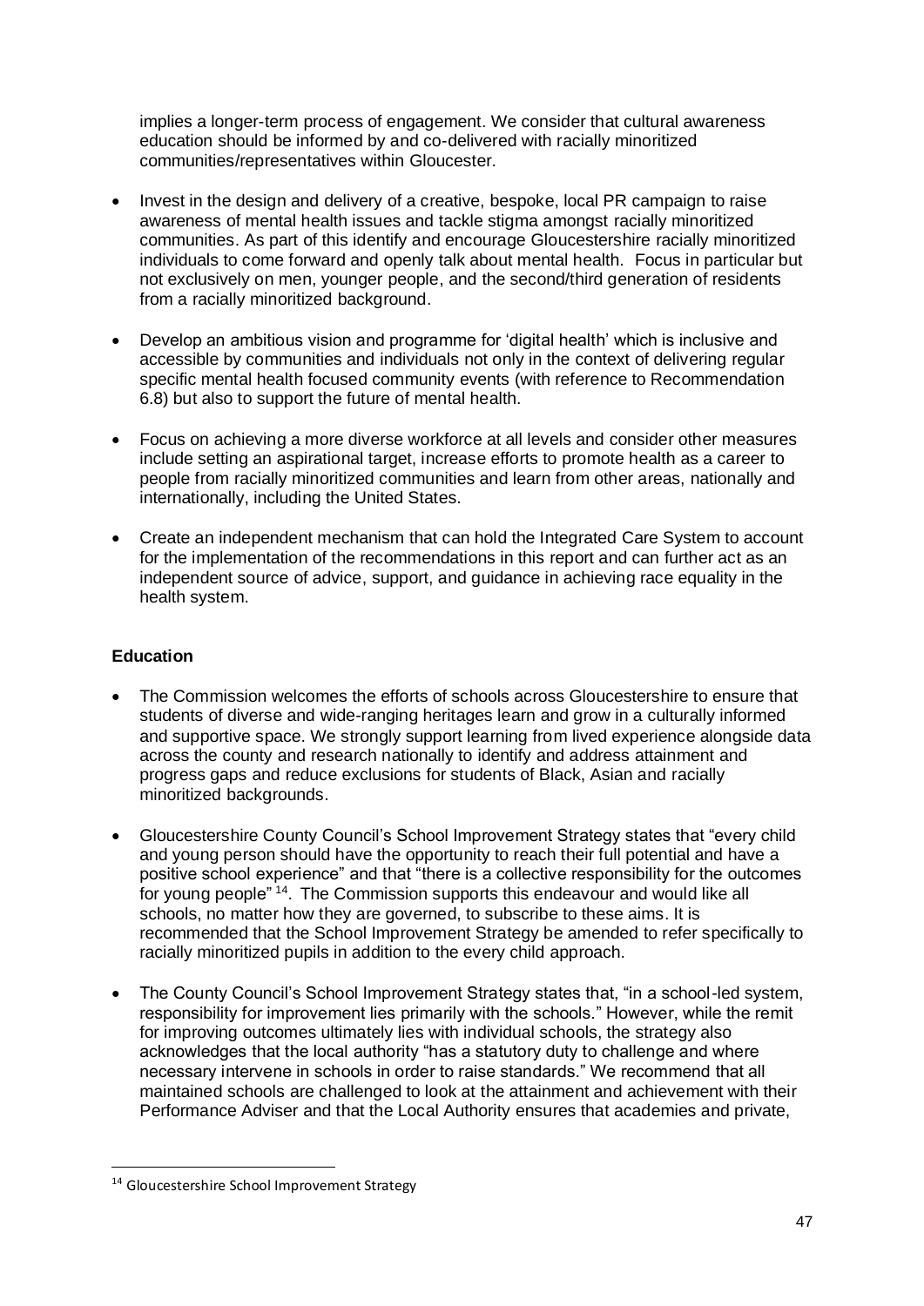implies a longer-term process of engagement. We consider that cultural awareness education should be informed by and co-delivered with racially minoritized communities/representatives within Gloucester.

- Invest in the design and delivery of a creative, bespoke, local PR campaign to raise awareness of mental health issues and tackle stigma amongst racially minoritized communities. As part of this identify and encourage Gloucestershire racially minoritized individuals to come forward and openly talk about mental health. Focus in particular but not exclusively on men, younger people, and the second/third generation of residents from a racially minoritized background.

- Develop an ambitious vision and programme for 'digital health' which is inclusive and accessible by communities and individuals not only in the context of delivering regular specific mental health focused community events (with reference to Recommendation 6.8) but also to support the future of mental health.

- Focus on achieving a more diverse workforce at all levels and consider other measures include setting an aspirational target, increase efforts to promote health as a career to people from racially minoritized communities and learn from other areas, nationally and internationally, including the United States.

- Create an independent mechanism that can hold the Integrated Care System to account for the implementation of the recommendations in this report and can further act as an independent source of advice, support, and guidance in achieving race equality in the health system.

**Education**

- The Commission welcomes the efforts of schools across Gloucestershire to ensure that students of diverse and wide-ranging heritages learn and grow in a culturally informed and supportive space. We strongly support learning from lived experience alongside data across the county and research nationally to identify and address attainment and progress gaps and reduce exclusions for students of Black, Asian and racially minoritized backgrounds.

- Gloucestershire County Council's School Improvement Strategy states that "every child and young person should have the opportunity to reach their full potential and have a positive school experience" and that "there is a collective responsibility for the outcomes for young people" [14]. The Commission supports this endeavour and would like all schools, no matter how they are governed, to subscribe to these aims. It is recommended that the School Improvement Strategy be amended to refer specifically to racially minoritized pupils in addition to the every child approach.

- The County Council's School Improvement Strategy states that, "in a school-led system, responsibility for improvement lies primarily with the schools." However, while the remit for improving outcomes ultimately lies with individual schools, the strategy also acknowledges that the local authority "has a statutory duty to challenge and where necessary intervene in schools in order to raise standards." We recommend that all maintained schools are challenged to look at the attainment and achievement with their Performance Adviser and that the Local Authority ensures that academies and private,

[14] Gloucestershire School Improvement Strategy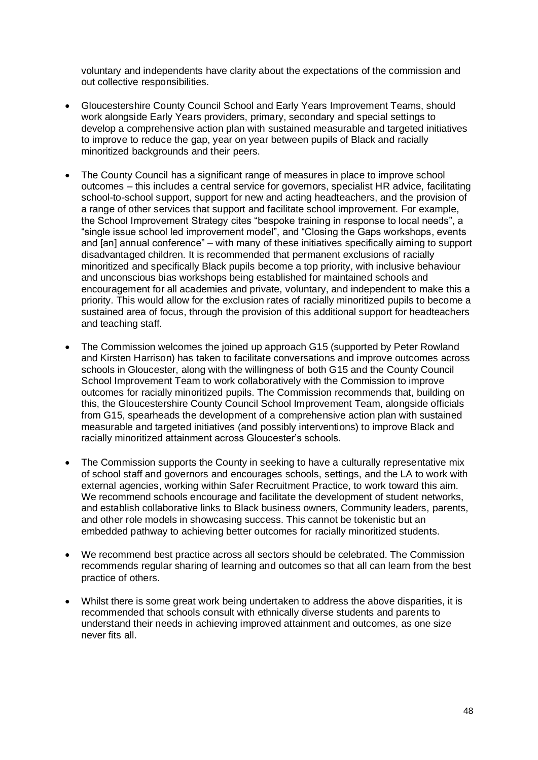voluntary and independents have clarity about the expectations of the commission and out collective responsibilities.

- Gloucestershire County Council School and Early Years Improvement Teams, should work alongside Early Years providers, primary, secondary and special settings to develop a comprehensive action plan with sustained measurable and targeted initiatives to improve to reduce the gap, year on year between pupils of Black and racially minoritized backgrounds and their peers.

- The County Council has a significant range of measures in place to improve school outcomes – this includes a central service for governors, specialist HR advice, facilitating school-to-school support, support for new and acting headteachers, and the provision of a range of other services that support and facilitate school improvement. For example, the School Improvement Strategy cites "bespoke training in response to local needs", a "single issue school led improvement model", and "Closing the Gaps workshops, events and [an] annual conference" – with many of these initiatives specifically aiming to support disadvantaged children. It is recommended that permanent exclusions of racially minoritized and specifically Black pupils become a top priority, with inclusive behaviour and unconscious bias workshops being established for maintained schools and encouragement for all academies and private, voluntary, and independent to make this a priority. This would allow for the exclusion rates of racially minoritized pupils to become a sustained area of focus, through the provision of this additional support for headteachers and teaching staff.

- The Commission welcomes the joined up approach G15 (supported by Peter Rowland and Kirsten Harrison) has taken to facilitate conversations and improve outcomes across schools in Gloucester, along with the willingness of both G15 and the County Council School Improvement Team to work collaboratively with the Commission to improve outcomes for racially minoritized pupils. The Commission recommends that, building on this, the Gloucestershire County Council School Improvement Team, alongside officials from G15, spearheads the development of a comprehensive action plan with sustained measurable and targeted initiatives (and possibly interventions) to improve Black and racially minoritized attainment across Gloucester's schools.

- The Commission supports the County in seeking to have a culturally representative mix of school staff and governors and encourages schools, settings, and the LA to work with external agencies, working within Safer Recruitment Practice, to work toward this aim. We recommend schools encourage and facilitate the development of student networks, and establish collaborative links to Black business owners, Community leaders, parents, and other role models in showcasing success. This cannot be tokenistic but an embedded pathway to achieving better outcomes for racially minoritized students.

- We recommend best practice across all sectors should be celebrated. The Commission recommends regular sharing of learning and outcomes so that all can learn from the best practice of others.

- Whilst there is some great work being undertaken to address the above disparities, it is recommended that schools consult with ethnically diverse students and parents to understand their needs in achieving improved attainment and outcomes, as one size never fits all.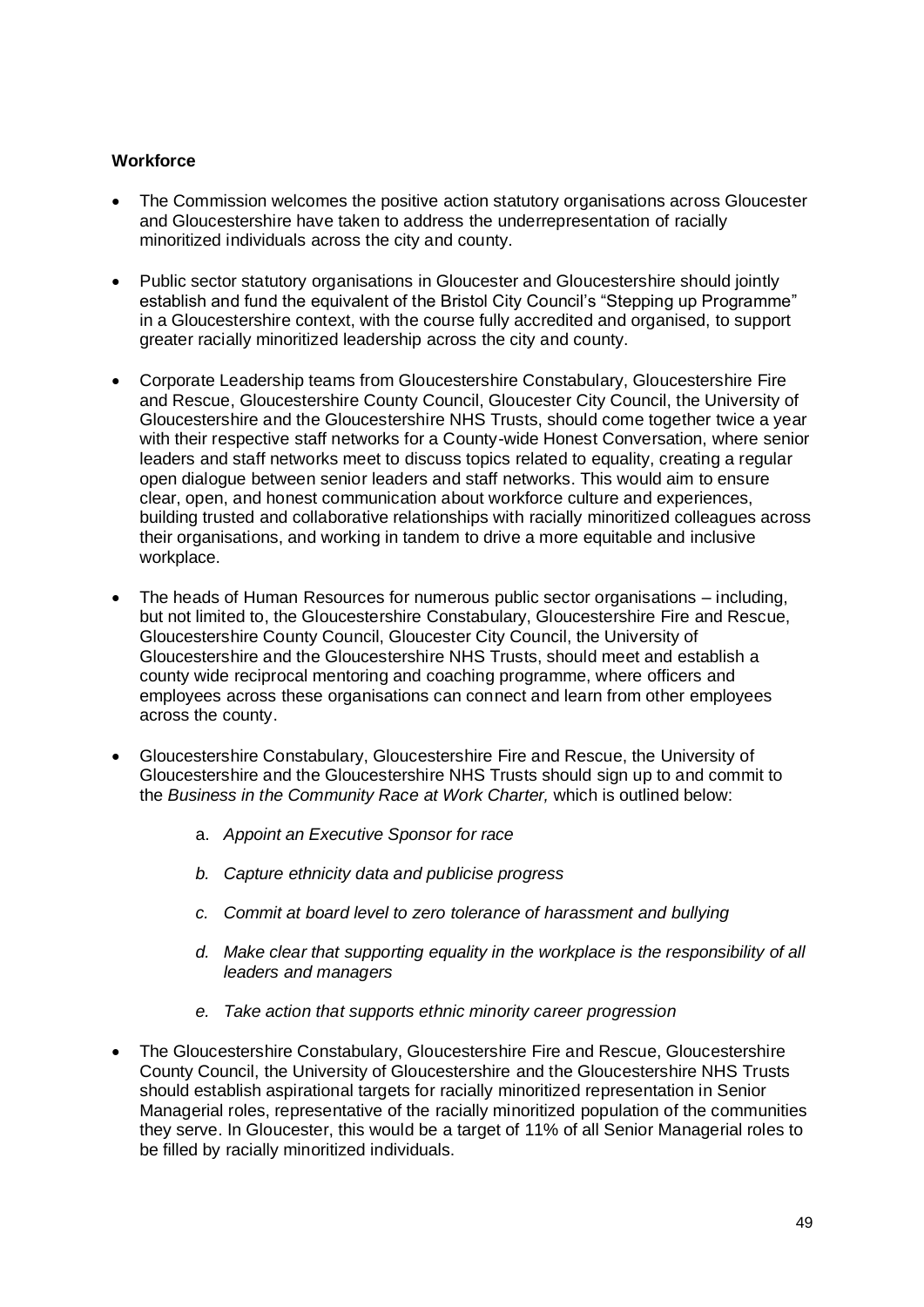**Workforce**

- The Commission welcomes the positive action statutory organisations across Gloucester and Gloucestershire have taken to address the underrepresentation of racially minoritized individuals across the city and county.
- Public sector statutory organisations in Gloucester and Gloucestershire should jointly establish and fund the equivalent of the Bristol City Council's "Stepping up Programme" in a Gloucestershire context, with the course fully accredited and organised, to support greater racially minoritized leadership across the city and county.
- Corporate Leadership teams from Gloucestershire Constabulary, Gloucestershire Fire and Rescue, Gloucestershire County Council, Gloucester City Council, the University of Gloucestershire and the Gloucestershire NHS Trusts, should come together twice a year with their respective staff networks for a County-wide Honest Conversation, where senior leaders and staff networks meet to discuss topics related to equality, creating a regular open dialogue between senior leaders and staff networks. This would aim to ensure clear, open, and honest communication about workforce culture and experiences, building trusted and collaborative relationships with racially minoritized colleagues across their organisations, and working in tandem to drive a more equitable and inclusive workplace.
- The heads of Human Resources for numerous public sector organisations – including, but not limited to, the Gloucestershire Constabulary, Gloucestershire Fire and Rescue, Gloucestershire County Council, Gloucester City Council, the University of Gloucestershire and the Gloucestershire NHS Trusts, should meet and establish a county wide reciprocal mentoring and coaching programme, where officers and employees across these organisations can connect and learn from other employees across the county.
- Gloucestershire Constabulary, Gloucestershire Fire and Rescue, the University of Gloucestershire and the Gloucestershire NHS Trusts should sign up to and commit to the *Business in the Community Race at Work Charter,* which is outlined below:

  a. *Appoint an Executive Sponsor for race*

  *b. Capture ethnicity data and publicise progress*

  *c. Commit at board level to zero tolerance of harassment and bullying*

  *d. Make clear that supporting equality in the workplace is the responsibility of all leaders and managers*

  *e. Take action that supports ethnic minority career progression*

- The Gloucestershire Constabulary, Gloucestershire Fire and Rescue, Gloucestershire County Council, the University of Gloucestershire and the Gloucestershire NHS Trusts should establish aspirational targets for racially minoritized representation in Senior Managerial roles, representative of the racially minoritized population of the communities they serve. In Gloucester, this would be a target of 11% of all Senior Managerial roles to be filled by racially minoritized individuals.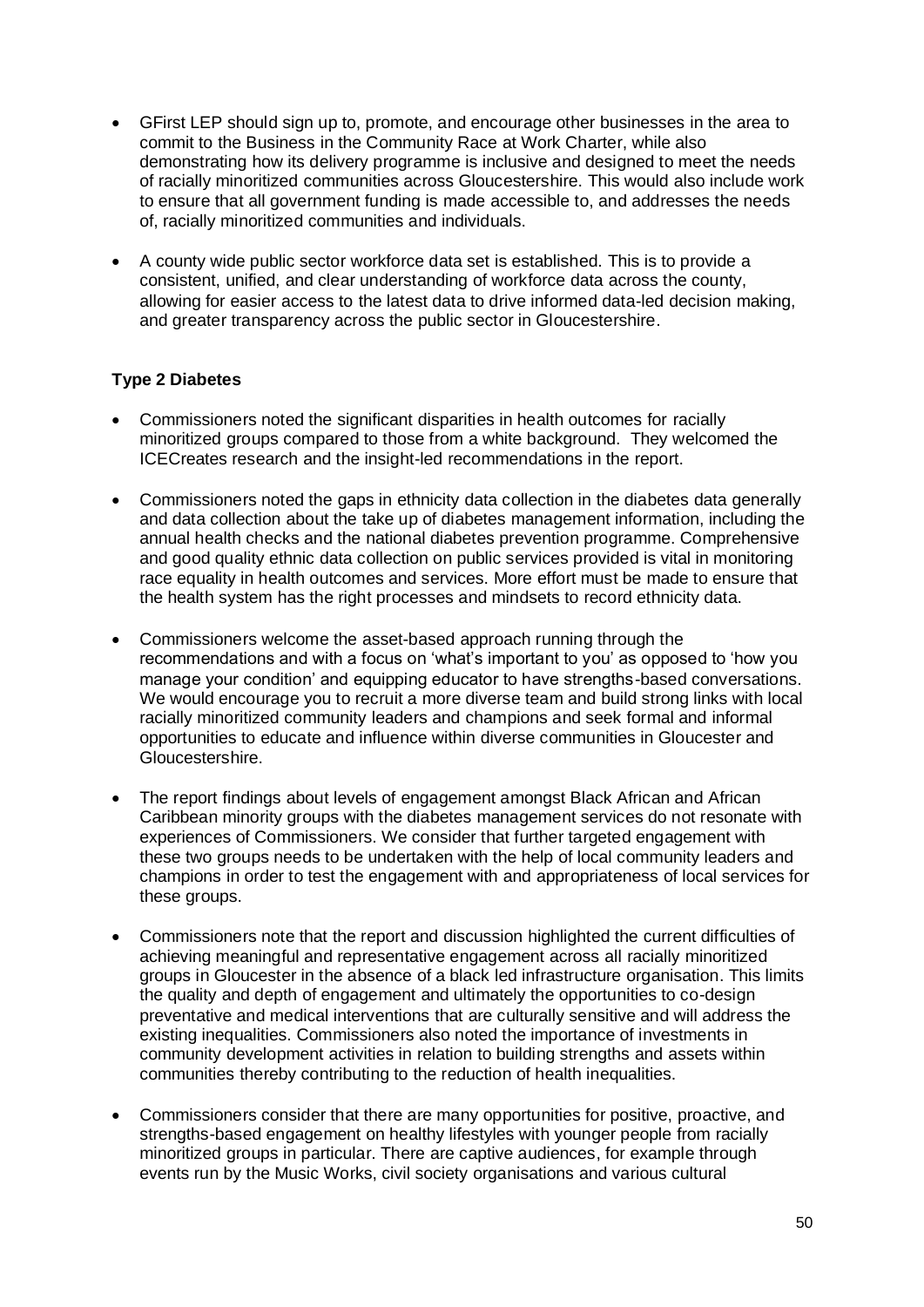- GFirst LEP should sign up to, promote, and encourage other businesses in the area to commit to the Business in the Community Race at Work Charter, while also demonstrating how its delivery programme is inclusive and designed to meet the needs of racially minoritized communities across Gloucestershire. This would also include work to ensure that all government funding is made accessible to, and addresses the needs of, racially minoritized communities and individuals.

- A county wide public sector workforce data set is established. This is to provide a consistent, unified, and clear understanding of workforce data across the county, allowing for easier access to the latest data to drive informed data-led decision making, and greater transparency across the public sector in Gloucestershire.

**Type 2 Diabetes**

- Commissioners noted the significant disparities in health outcomes for racially minoritized groups compared to those from a white background. They welcomed the ICECreates research and the insight-led recommendations in the report.

- Commissioners noted the gaps in ethnicity data collection in the diabetes data generally and data collection about the take up of diabetes management information, including the annual health checks and the national diabetes prevention programme. Comprehensive and good quality ethnic data collection on public services provided is vital in monitoring race equality in health outcomes and services. More effort must be made to ensure that the health system has the right processes and mindsets to record ethnicity data.

- Commissioners welcome the asset-based approach running through the recommendations and with a focus on 'what's important to you' as opposed to 'how you manage your condition' and equipping educator to have strengths-based conversations. We would encourage you to recruit a more diverse team and build strong links with local racially minoritized community leaders and champions and seek formal and informal opportunities to educate and influence within diverse communities in Gloucester and Gloucestershire.

- The report findings about levels of engagement amongst Black African and African Caribbean minority groups with the diabetes management services do not resonate with experiences of Commissioners. We consider that further targeted engagement with these two groups needs to be undertaken with the help of local community leaders and champions in order to test the engagement with and appropriateness of local services for these groups.

- Commissioners note that the report and discussion highlighted the current difficulties of achieving meaningful and representative engagement across all racially minoritized groups in Gloucester in the absence of a black led infrastructure organisation. This limits the quality and depth of engagement and ultimately the opportunities to co-design preventative and medical interventions that are culturally sensitive and will address the existing inequalities. Commissioners also noted the importance of investments in community development activities in relation to building strengths and assets within communities thereby contributing to the reduction of health inequalities.

- Commissioners consider that there are many opportunities for positive, proactive, and strengths-based engagement on healthy lifestyles with younger people from racially minoritized groups in particular. There are captive audiences, for example through events run by the Music Works, civil society organisations and various cultural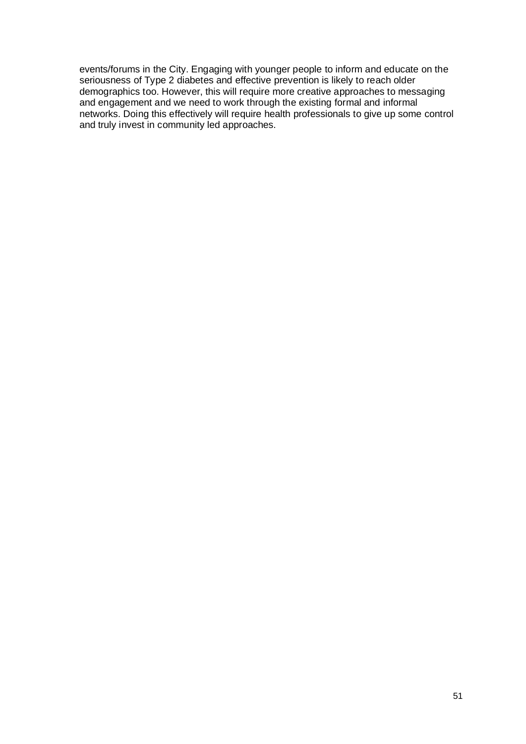events/forums in the City. Engaging with younger people to inform and educate on the seriousness of Type 2 diabetes and effective prevention is likely to reach older demographics too. However, this will require more creative approaches to messaging and engagement and we need to work through the existing formal and informal networks. Doing this effectively will require health professionals to give up some control and truly invest in community led approaches.